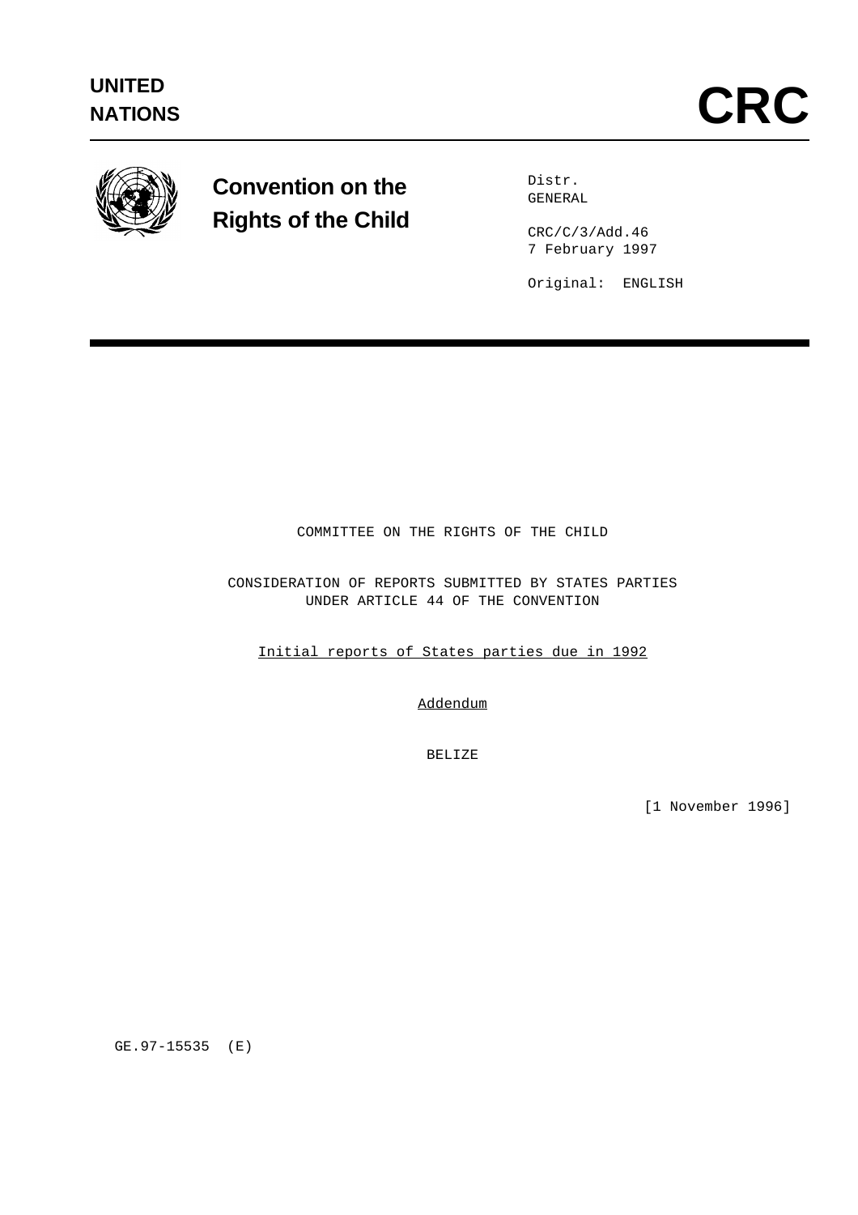UNITED NATIONS

# CRC

**Convention on the Rights of the Child**

Distr.
GENERAL

CRC/C/3/Add.46
7 February 1997

Original: ENGLISH

COMMITTEE ON THE RIGHTS OF THE CHILD

CONSIDERATION OF REPORTS SUBMITTED BY STATES PARTIES
UNDER ARTICLE 44 OF THE CONVENTION

Initial reports of States parties due in 1992

Addendum

BELIZE

[1 November 1996]

GE.97-15535 (E)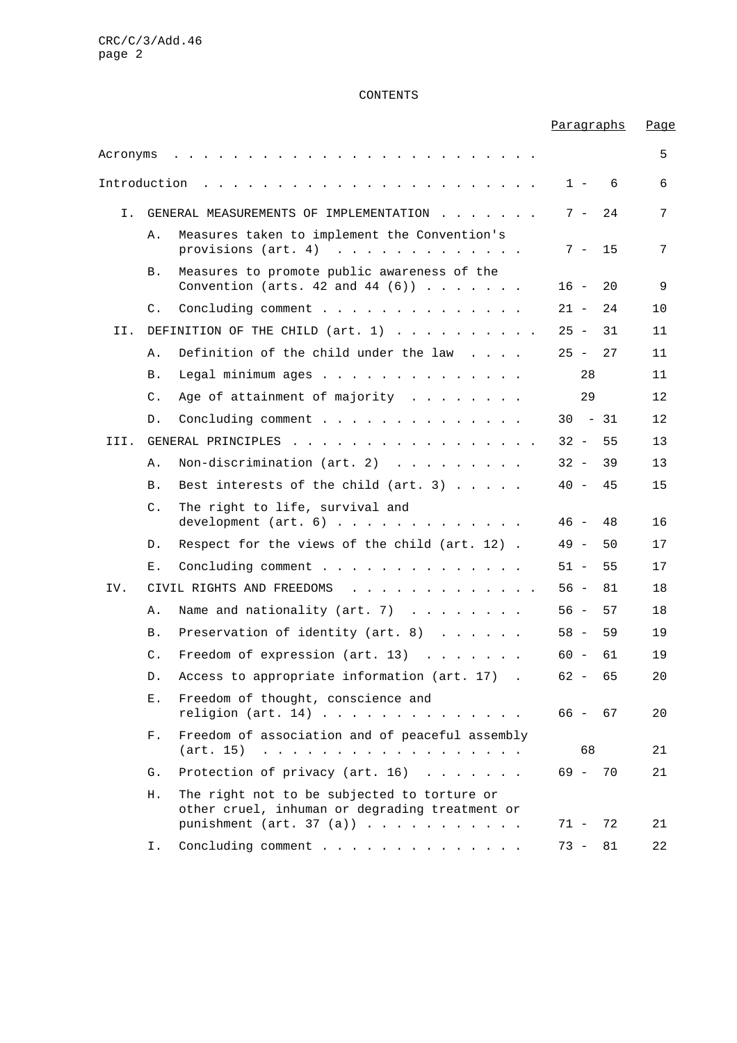# CONTENTS

| | | Paragraphs | Page |
|---|---|---|---|
| Acronyms | | | 5 |
| Introduction | | 1 - 6 | 6 |
| I. | GENERAL MEASUREMENTS OF IMPLEMENTATION | 7 - 24 | 7 |
| | A. Measures taken to implement the Convention's provisions (art. 4) | 7 - 15 | 7 |
| | B. Measures to promote public awareness of the Convention (arts. 42 and 44 (6)) | 16 - 20 | 9 |
| | C. Concluding comment | 21 - 24 | 10 |
| II. | DEFINITION OF THE CHILD (art. 1) | 25 - 31 | 11 |
| | A. Definition of the child under the law | 25 - 27 | 11 |
| | B. Legal minimum ages | 28 | 11 |
| | C. Age of attainment of majority | 29 | 12 |
| | D. Concluding comment | 30 - 31 | 12 |
| III. | GENERAL PRINCIPLES | 32 - 55 | 13 |
| | A. Non-discrimination (art. 2) | 32 - 39 | 13 |
| | B. Best interests of the child (art. 3) | 40 - 45 | 15 |
| | C. The right to life, survival and development (art. 6) | 46 - 48 | 16 |
| | D. Respect for the views of the child (art. 12) | 49 - 50 | 17 |
| | E. Concluding comment | 51 - 55 | 17 |
| IV. | CIVIL RIGHTS AND FREEDOMS | 56 - 81 | 18 |
| | A. Name and nationality (art. 7) | 56 - 57 | 18 |
| | B. Preservation of identity (art. 8) | 58 - 59 | 19 |
| | C. Freedom of expression (art. 13) | 60 - 61 | 19 |
| | D. Access to appropriate information (art. 17) | 62 - 65 | 20 |
| | E. Freedom of thought, conscience and religion (art. 14) | 66 - 67 | 20 |
| | F. Freedom of association and of peaceful assembly (art. 15) | 68 | 21 |
| | G. Protection of privacy (art. 16) | 69 - 70 | 21 |
| | H. The right not to be subjected to torture or other cruel, inhuman or degrading treatment or punishment (art. 37 (a)) | 71 - 72 | 21 |
| | I. Concluding comment | 73 - 81 | 22 |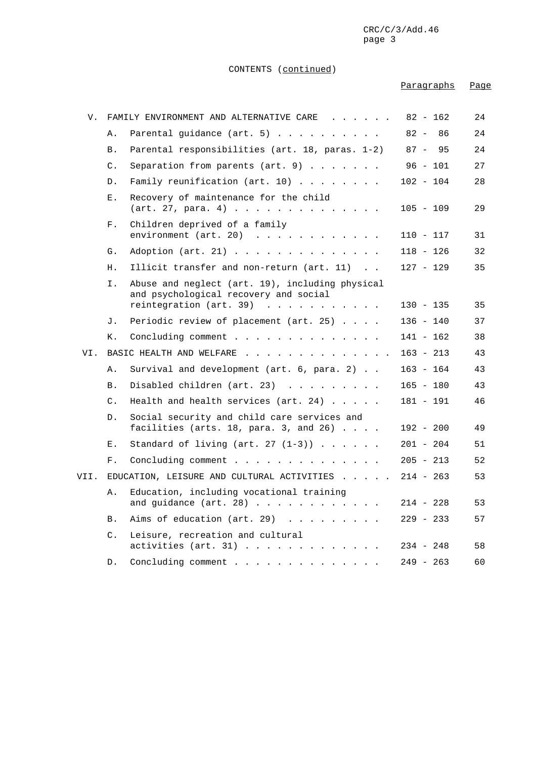CONTENTS (continued)

| | | | Paragraphs | Page |
|---|---|---|---|---|
| V. | FAMILY ENVIRONMENT AND ALTERNATIVE CARE | | 82 - 162 | 24 |
| | A. | Parental guidance (art. 5) | 82 - 86 | 24 |
| | B. | Parental responsibilities (art. 18, paras. 1-2) | 87 - 95 | 24 |
| | C. | Separation from parents (art. 9) | 96 - 101 | 27 |
| | D. | Family reunification (art. 10) | 102 - 104 | 28 |
| | E. | Recovery of maintenance for the child (art. 27, para. 4) | 105 - 109 | 29 |
| | F. | Children deprived of a family environment (art. 20) | 110 - 117 | 31 |
| | G. | Adoption (art. 21) | 118 - 126 | 32 |
| | H. | Illicit transfer and non-return (art. 11) | 127 - 129 | 35 |
| | I. | Abuse and neglect (art. 19), including physical and psychological recovery and social reintegration (art. 39) | 130 - 135 | 35 |
| | J. | Periodic review of placement (art. 25) | 136 - 140 | 37 |
| | K. | Concluding comment | 141 - 162 | 38 |
| VI. | BASIC HEALTH AND WELFARE | | 163 - 213 | 43 |
| | A. | Survival and development (art. 6, para. 2) | 163 - 164 | 43 |
| | B. | Disabled children (art. 23) | 165 - 180 | 43 |
| | C. | Health and health services (art. 24) | 181 - 191 | 46 |
| | D. | Social security and child care services and facilities (arts. 18, para. 3, and 26) | 192 - 200 | 49 |
| | E. | Standard of living (art. 27 (1-3)) | 201 - 204 | 51 |
| | F. | Concluding comment | 205 - 213 | 52 |
| VII. | EDUCATION, LEISURE AND CULTURAL ACTIVITIES | | 214 - 263 | 53 |
| | A. | Education, including vocational training and guidance (art. 28) | 214 - 228 | 53 |
| | B. | Aims of education (art. 29) | 229 - 233 | 57 |
| | C. | Leisure, recreation and cultural activities (art. 31) | 234 - 248 | 58 |
| | D. | Concluding comment | 249 - 263 | 60 |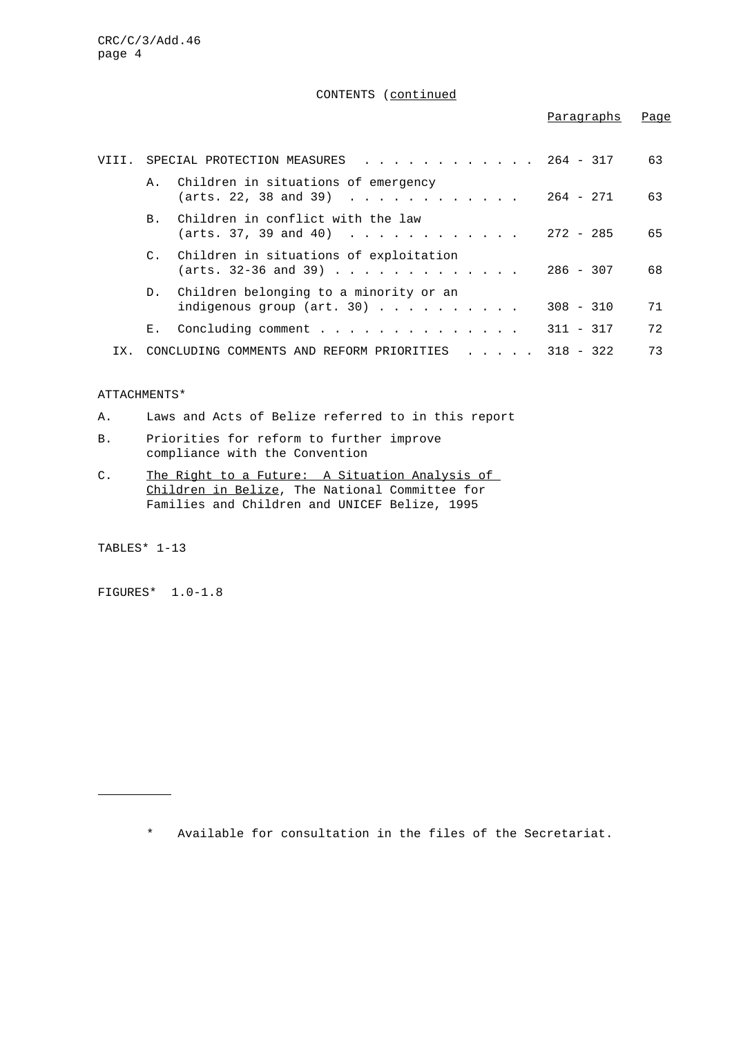CONTENTS (continued

| | | Paragraphs | Page |
|---|---|---|---|
| VIII. | SPECIAL PROTECTION MEASURES | 264 - 317 | 63 |
| | A. Children in situations of emergency (arts. 22, 38 and 39) | 264 - 271 | 63 |
| | B. Children in conflict with the law (arts. 37, 39 and 40) | 272 - 285 | 65 |
| | C. Children in situations of exploitation (arts. 32-36 and 39) | 286 - 307 | 68 |
| | D. Children belonging to a minority or an indigenous group (art. 30) | 308 - 310 | 71 |
| | E. Concluding comment | 311 - 317 | 72 |
| IX. | CONCLUDING COMMENTS AND REFORM PRIORITIES | 318 - 322 | 73 |

ATTACHMENTS*

A. Laws and Acts of Belize referred to in this report

B. Priorities for reform to further improve compliance with the Convention

C. The Right to a Future: A Situation Analysis of Children in Belize, The National Committee for Families and Children and UNICEF Belize, 1995

TABLES* 1-13

FIGURES* 1.0-1.8

---

\* Available for consultation in the files of the Secretariat.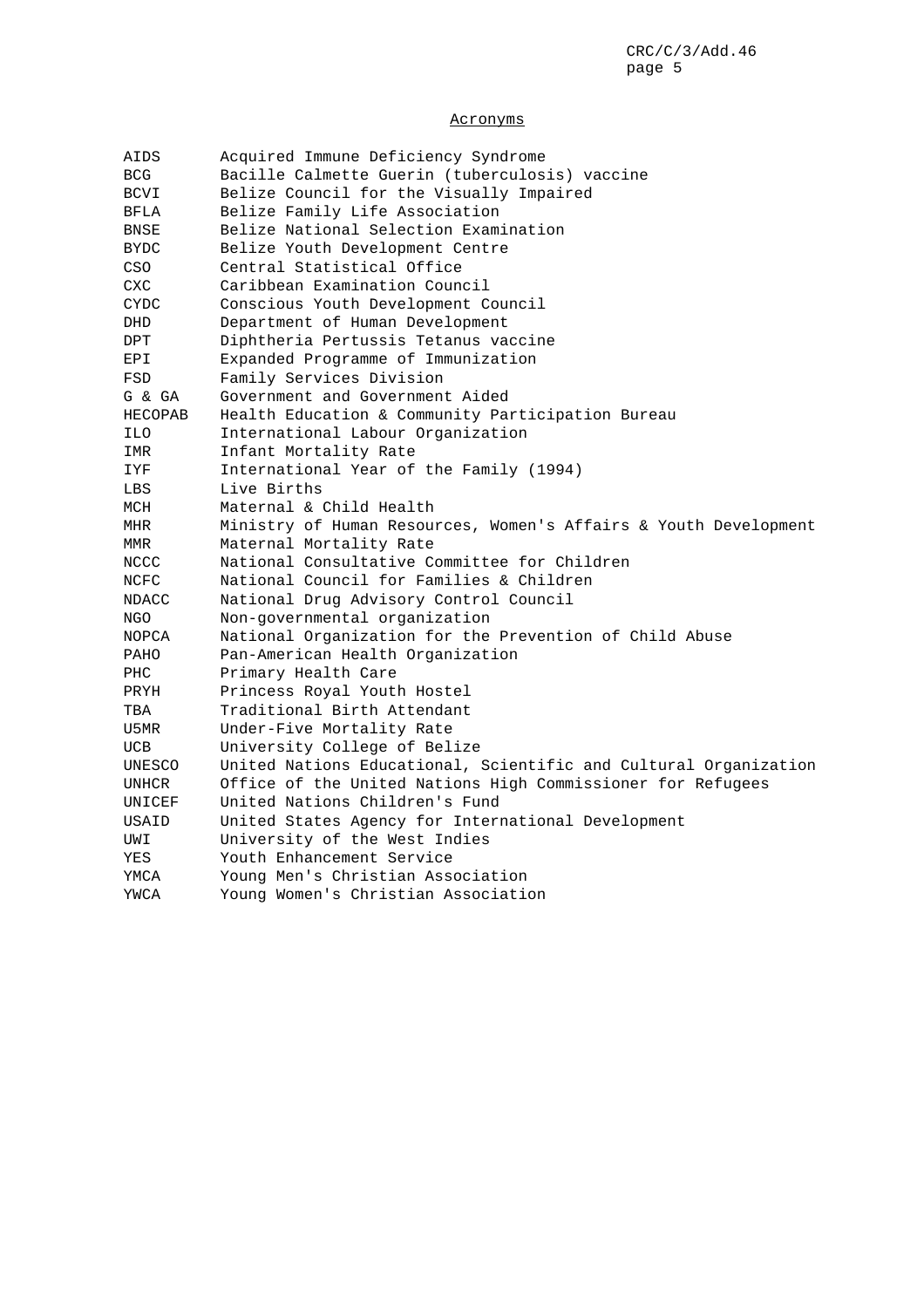## Acronyms

| | |
|---|---|
| AIDS | Acquired Immune Deficiency Syndrome |
| BCG | Bacille Calmette Guerin (tuberculosis) vaccine |
| BCVI | Belize Council for the Visually Impaired |
| BFLA | Belize Family Life Association |
| BNSE | Belize National Selection Examination |
| BYDC | Belize Youth Development Centre |
| CSO | Central Statistical Office |
| CXC | Caribbean Examination Council |
| CYDC | Conscious Youth Development Council |
| DHD | Department of Human Development |
| DPT | Diphtheria Pertussis Tetanus vaccine |
| EPI | Expanded Programme of Immunization |
| FSD | Family Services Division |
| G & GA | Government and Government Aided |
| HECOPAB | Health Education & Community Participation Bureau |
| ILO | International Labour Organization |
| IMR | Infant Mortality Rate |
| IYF | International Year of the Family (1994) |
| LBS | Live Births |
| MCH | Maternal & Child Health |
| MHR | Ministry of Human Resources, Women's Affairs & Youth Development |
| MMR | Maternal Mortality Rate |
| NCCC | National Consultative Committee for Children |
| NCFC | National Council for Families & Children |
| NDACC | National Drug Advisory Control Council |
| NGO | Non-governmental organization |
| NOPCA | National Organization for the Prevention of Child Abuse |
| PAHO | Pan-American Health Organization |
| PHC | Primary Health Care |
| PRYH | Princess Royal Youth Hostel |
| TBA | Traditional Birth Attendant |
| U5MR | Under-Five Mortality Rate |
| UCB | University College of Belize |
| UNESCO | United Nations Educational, Scientific and Cultural Organization |
| UNHCR | Office of the United Nations High Commissioner for Refugees |
| UNICEF | United Nations Children's Fund |
| USAID | United States Agency for International Development |
| UWI | University of the West Indies |
| YES | Youth Enhancement Service |
| YMCA | Young Men's Christian Association |
| YWCA | Young Women's Christian Association |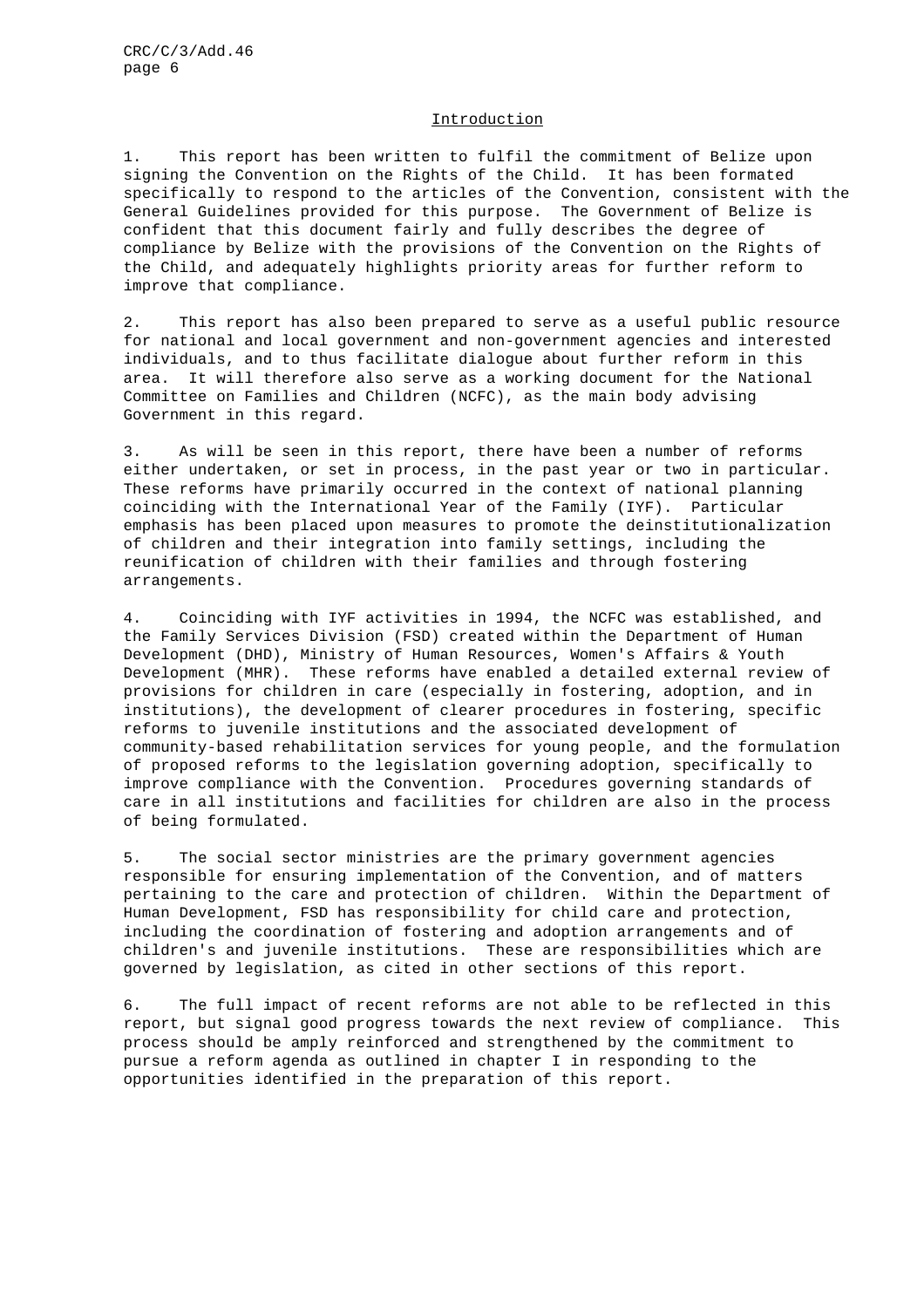## Introduction

1. This report has been written to fulfil the commitment of Belize upon signing the Convention on the Rights of the Child. It has been formated specifically to respond to the articles of the Convention, consistent with the General Guidelines provided for this purpose. The Government of Belize is confident that this document fairly and fully describes the degree of compliance by Belize with the provisions of the Convention on the Rights of the Child, and adequately highlights priority areas for further reform to improve that compliance.

2. This report has also been prepared to serve as a useful public resource for national and local government and non-government agencies and interested individuals, and to thus facilitate dialogue about further reform in this area. It will therefore also serve as a working document for the National Committee on Families and Children (NCFC), as the main body advising Government in this regard.

3. As will be seen in this report, there have been a number of reforms either undertaken, or set in process, in the past year or two in particular. These reforms have primarily occurred in the context of national planning coinciding with the International Year of the Family (IYF). Particular emphasis has been placed upon measures to promote the deinstitutionalization of children and their integration into family settings, including the reunification of children with their families and through fostering arrangements.

4. Coinciding with IYF activities in 1994, the NCFC was established, and the Family Services Division (FSD) created within the Department of Human Development (DHD), Ministry of Human Resources, Women's Affairs & Youth Development (MHR). These reforms have enabled a detailed external review of provisions for children in care (especially in fostering, adoption, and in institutions), the development of clearer procedures in fostering, specific reforms to juvenile institutions and the associated development of community-based rehabilitation services for young people, and the formulation of proposed reforms to the legislation governing adoption, specifically to improve compliance with the Convention. Procedures governing standards of care in all institutions and facilities for children are also in the process of being formulated.

5. The social sector ministries are the primary government agencies responsible for ensuring implementation of the Convention, and of matters pertaining to the care and protection of children. Within the Department of Human Development, FSD has responsibility for child care and protection, including the coordination of fostering and adoption arrangements and of children's and juvenile institutions. These are responsibilities which are governed by legislation, as cited in other sections of this report.

6. The full impact of recent reforms are not able to be reflected in this report, but signal good progress towards the next review of compliance. This process should be amply reinforced and strengthened by the commitment to pursue a reform agenda as outlined in chapter I in responding to the opportunities identified in the preparation of this report.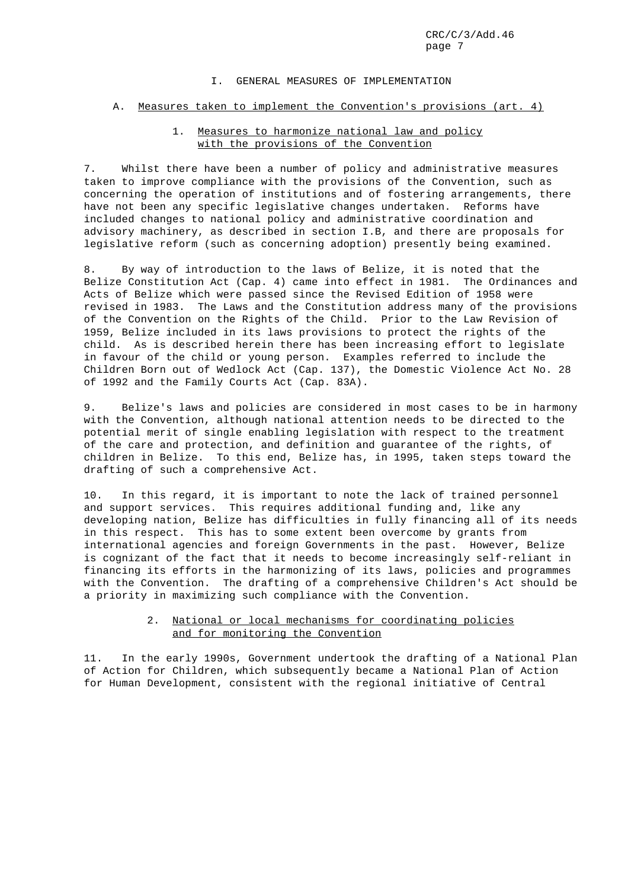# I. GENERAL MEASURES OF IMPLEMENTATION

## A. Measures taken to implement the Convention's provisions (art. 4)

### 1. Measures to harmonize national law and policy with the provisions of the Convention

7. Whilst there have been a number of policy and administrative measures taken to improve compliance with the provisions of the Convention, such as concerning the operation of institutions and of fostering arrangements, there have not been any specific legislative changes undertaken. Reforms have included changes to national policy and administrative coordination and advisory machinery, as described in section I.B, and there are proposals for legislative reform (such as concerning adoption) presently being examined.

8. By way of introduction to the laws of Belize, it is noted that the Belize Constitution Act (Cap. 4) came into effect in 1981. The Ordinances and Acts of Belize which were passed since the Revised Edition of 1958 were revised in 1983. The Laws and the Constitution address many of the provisions of the Convention on the Rights of the Child. Prior to the Law Revision of 1959, Belize included in its laws provisions to protect the rights of the child. As is described herein there has been increasing effort to legislate in favour of the child or young person. Examples referred to include the Children Born out of Wedlock Act (Cap. 137), the Domestic Violence Act No. 28 of 1992 and the Family Courts Act (Cap. 83A).

9. Belize's laws and policies are considered in most cases to be in harmony with the Convention, although national attention needs to be directed to the potential merit of single enabling legislation with respect to the treatment of the care and protection, and definition and guarantee of the rights, of children in Belize. To this end, Belize has, in 1995, taken steps toward the drafting of such a comprehensive Act.

10. In this regard, it is important to note the lack of trained personnel and support services. This requires additional funding and, like any developing nation, Belize has difficulties in fully financing all of its needs in this respect. This has to some extent been overcome by grants from international agencies and foreign Governments in the past. However, Belize is cognizant of the fact that it needs to become increasingly self-reliant in financing its efforts in the harmonizing of its laws, policies and programmes with the Convention. The drafting of a comprehensive Children's Act should be a priority in maximizing such compliance with the Convention.

### 2. National or local mechanisms for coordinating policies and for monitoring the Convention

11. In the early 1990s, Government undertook the drafting of a National Plan of Action for Children, which subsequently became a National Plan of Action for Human Development, consistent with the regional initiative of Central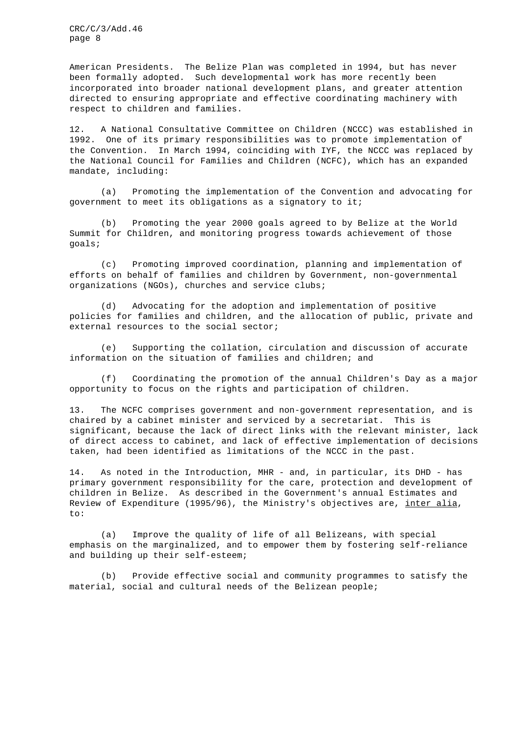American Presidents. The Belize Plan was completed in 1994, but has never been formally adopted. Such developmental work has more recently been incorporated into broader national development plans, and greater attention directed to ensuring appropriate and effective coordinating machinery with respect to children and families.

12. A National Consultative Committee on Children (NCCC) was established in 1992. One of its primary responsibilities was to promote implementation of the Convention. In March 1994, coinciding with IYF, the NCCC was replaced by the National Council for Families and Children (NCFC), which has an expanded mandate, including:

(a) Promoting the implementation of the Convention and advocating for government to meet its obligations as a signatory to it;

(b) Promoting the year 2000 goals agreed to by Belize at the World Summit for Children, and monitoring progress towards achievement of those goals;

(c) Promoting improved coordination, planning and implementation of efforts on behalf of families and children by Government, non-governmental organizations (NGOs), churches and service clubs;

(d) Advocating for the adoption and implementation of positive policies for families and children, and the allocation of public, private and external resources to the social sector;

(e) Supporting the collation, circulation and discussion of accurate information on the situation of families and children; and

(f) Coordinating the promotion of the annual Children's Day as a major opportunity to focus on the rights and participation of children.

13. The NCFC comprises government and non-government representation, and is chaired by a cabinet minister and serviced by a secretariat. This is significant, because the lack of direct links with the relevant minister, lack of direct access to cabinet, and lack of effective implementation of decisions taken, had been identified as limitations of the NCCC in the past.

14. As noted in the Introduction, MHR - and, in particular, its DHD - has primary government responsibility for the care, protection and development of children in Belize. As described in the Government's annual Estimates and Review of Expenditure (1995/96), the Ministry's objectives are, inter alia, to:

(a) Improve the quality of life of all Belizeans, with special emphasis on the marginalized, and to empower them by fostering self-reliance and building up their self-esteem;

(b) Provide effective social and community programmes to satisfy the material, social and cultural needs of the Belizean people;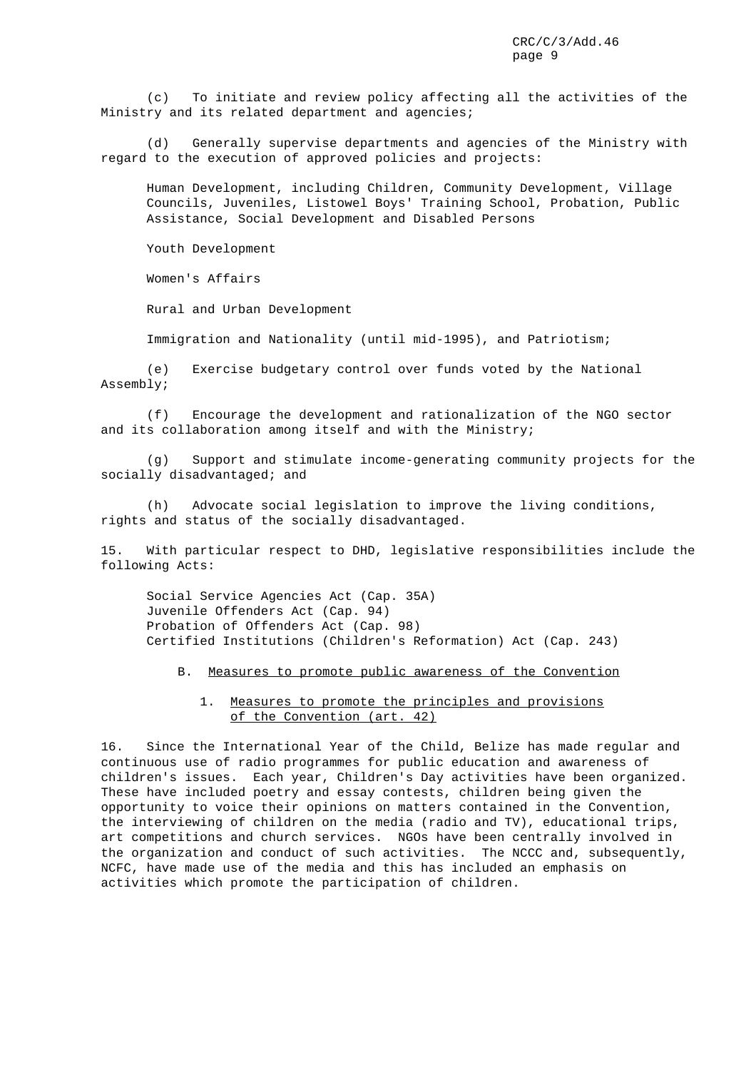(c) To initiate and review policy affecting all the activities of the Ministry and its related department and agencies;

(d) Generally supervise departments and agencies of the Ministry with regard to the execution of approved policies and projects:

Human Development, including Children, Community Development, Village Councils, Juveniles, Listowel Boys' Training School, Probation, Public Assistance, Social Development and Disabled Persons

Youth Development

Women's Affairs

Rural and Urban Development

Immigration and Nationality (until mid-1995), and Patriotism;

(e) Exercise budgetary control over funds voted by the National Assembly;

(f) Encourage the development and rationalization of the NGO sector and its collaboration among itself and with the Ministry;

(g) Support and stimulate income-generating community projects for the socially disadvantaged; and

(h) Advocate social legislation to improve the living conditions, rights and status of the socially disadvantaged.

15. With particular respect to DHD, legislative responsibilities include the following Acts:

Social Service Agencies Act (Cap. 35A)
Juvenile Offenders Act (Cap. 94)
Probation of Offenders Act (Cap. 98)
Certified Institutions (Children's Reformation) Act (Cap. 243)

## B. Measures to promote public awareness of the Convention

### 1. Measures to promote the principles and provisions of the Convention (art. 42)

16. Since the International Year of the Child, Belize has made regular and continuous use of radio programmes for public education and awareness of children's issues. Each year, Children's Day activities have been organized. These have included poetry and essay contests, children being given the opportunity to voice their opinions on matters contained in the Convention, the interviewing of children on the media (radio and TV), educational trips, art competitions and church services. NGOs have been centrally involved in the organization and conduct of such activities. The NCCC and, subsequently, NCFC, have made use of the media and this has included an emphasis on activities which promote the participation of children.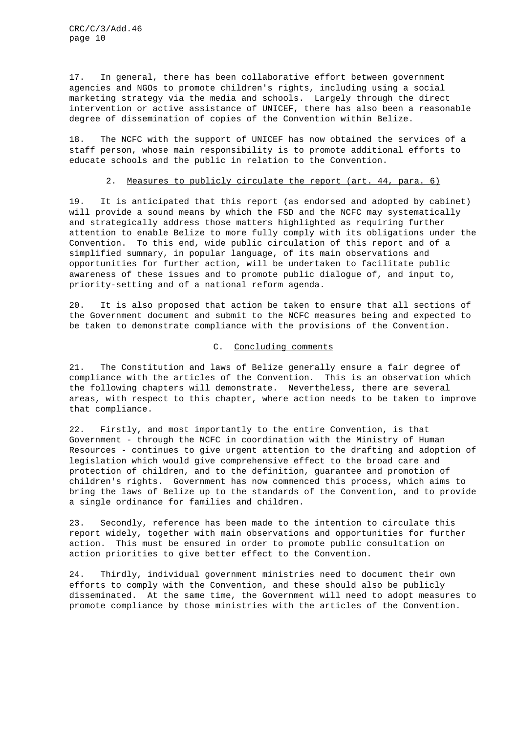17. In general, there has been collaborative effort between government agencies and NGOs to promote children's rights, including using a social marketing strategy via the media and schools. Largely through the direct intervention or active assistance of UNICEF, there has also been a reasonable degree of dissemination of copies of the Convention within Belize.

18. The NCFC with the support of UNICEF has now obtained the services of a staff person, whose main responsibility is to promote additional efforts to educate schools and the public in relation to the Convention.

### 2. Measures to publicly circulate the report (art. 44, para. 6)

19. It is anticipated that this report (as endorsed and adopted by cabinet) will provide a sound means by which the FSD and the NCFC may systematically and strategically address those matters highlighted as requiring further attention to enable Belize to more fully comply with its obligations under the Convention. To this end, wide public circulation of this report and of a simplified summary, in popular language, of its main observations and opportunities for further action, will be undertaken to facilitate public awareness of these issues and to promote public dialogue of, and input to, priority-setting and of a national reform agenda.

20. It is also proposed that action be taken to ensure that all sections of the Government document and submit to the NCFC measures being and expected to be taken to demonstrate compliance with the provisions of the Convention.

## C. Concluding comments

21. The Constitution and laws of Belize generally ensure a fair degree of compliance with the articles of the Convention. This is an observation which the following chapters will demonstrate. Nevertheless, there are several areas, with respect to this chapter, where action needs to be taken to improve that compliance.

22. Firstly, and most importantly to the entire Convention, is that Government - through the NCFC in coordination with the Ministry of Human Resources - continues to give urgent attention to the drafting and adoption of legislation which would give comprehensive effect to the broad care and protection of children, and to the definition, guarantee and promotion of children's rights. Government has now commenced this process, which aims to bring the laws of Belize up to the standards of the Convention, and to provide a single ordinance for families and children.

23. Secondly, reference has been made to the intention to circulate this report widely, together with main observations and opportunities for further action. This must be ensured in order to promote public consultation on action priorities to give better effect to the Convention.

24. Thirdly, individual government ministries need to document their own efforts to comply with the Convention, and these should also be publicly disseminated. At the same time, the Government will need to adopt measures to promote compliance by those ministries with the articles of the Convention.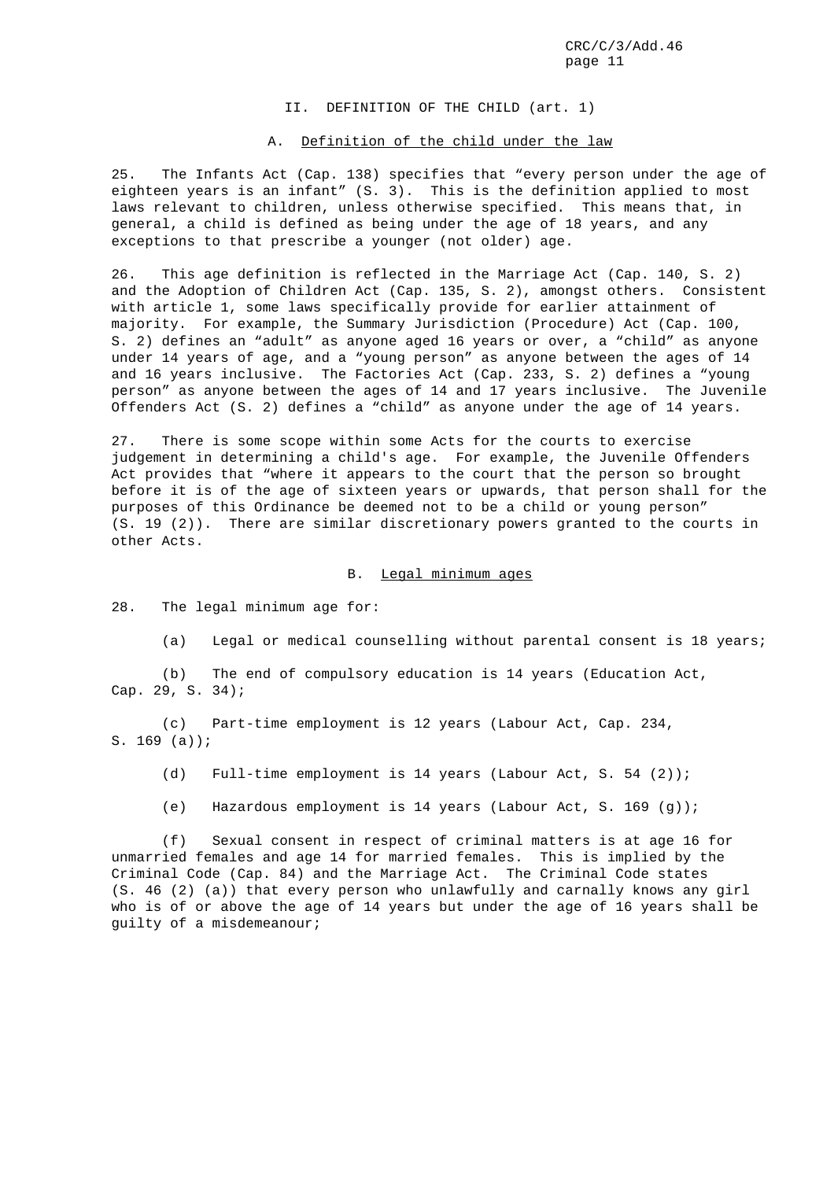## II. DEFINITION OF THE CHILD (art. 1)

### A. Definition of the child under the law

25. The Infants Act (Cap. 138) specifies that “every person under the age of eighteen years is an infant” (S. 3). This is the definition applied to most laws relevant to children, unless otherwise specified. This means that, in general, a child is defined as being under the age of 18 years, and any exceptions to that prescribe a younger (not older) age.

26. This age definition is reflected in the Marriage Act (Cap. 140, S. 2) and the Adoption of Children Act (Cap. 135, S. 2), amongst others. Consistent with article 1, some laws specifically provide for earlier attainment of majority. For example, the Summary Jurisdiction (Procedure) Act (Cap. 100, S. 2) defines an “adult” as anyone aged 16 years or over, a “child” as anyone under 14 years of age, and a “young person” as anyone between the ages of 14 and 16 years inclusive. The Factories Act (Cap. 233, S. 2) defines a “young person” as anyone between the ages of 14 and 17 years inclusive. The Juvenile Offenders Act (S. 2) defines a “child” as anyone under the age of 14 years.

27. There is some scope within some Acts for the courts to exercise judgement in determining a child's age. For example, the Juvenile Offenders Act provides that “where it appears to the court that the person so brought before it is of the age of sixteen years or upwards, that person shall for the purposes of this Ordinance be deemed not to be a child or young person” (S. 19 (2)). There are similar discretionary powers granted to the courts in other Acts.

### B. Legal minimum ages

28. The legal minimum age for:

(a) Legal or medical counselling without parental consent is 18 years;

(b) The end of compulsory education is 14 years (Education Act, Cap. 29, S. 34);

(c) Part-time employment is 12 years (Labour Act, Cap. 234, S. 169 (a));

(d) Full-time employment is 14 years (Labour Act, S. 54 (2));

(e) Hazardous employment is 14 years (Labour Act, S. 169 (g));

(f) Sexual consent in respect of criminal matters is at age 16 for unmarried females and age 14 for married females. This is implied by the Criminal Code (Cap. 84) and the Marriage Act. The Criminal Code states (S. 46 (2) (a)) that every person who unlawfully and carnally knows any girl who is of or above the age of 14 years but under the age of 16 years shall be guilty of a misdemeanour;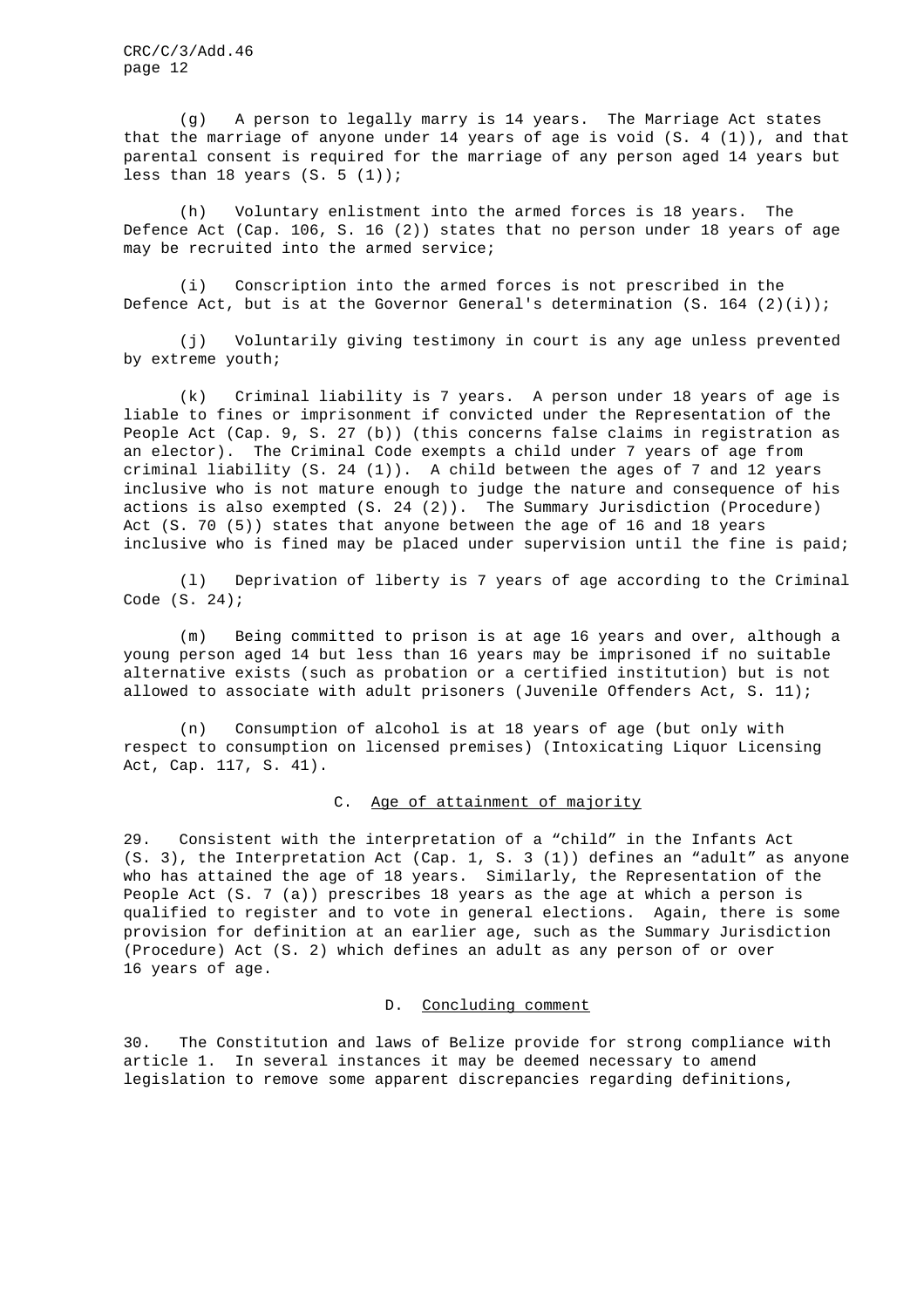(g) A person to legally marry is 14 years. The Marriage Act states that the marriage of anyone under 14 years of age is void (S. 4 (1)), and that parental consent is required for the marriage of any person aged 14 years but less than 18 years (S. 5 (1));

(h) Voluntary enlistment into the armed forces is 18 years. The Defence Act (Cap. 106, S. 16 (2)) states that no person under 18 years of age may be recruited into the armed service;

(i) Conscription into the armed forces is not prescribed in the Defence Act, but is at the Governor General's determination (S. 164 (2)(i));

(j) Voluntarily giving testimony in court is any age unless prevented by extreme youth;

(k) Criminal liability is 7 years. A person under 18 years of age is liable to fines or imprisonment if convicted under the Representation of the People Act (Cap. 9, S. 27 (b)) (this concerns false claims in registration as an elector). The Criminal Code exempts a child under 7 years of age from criminal liability (S. 24 (1)). A child between the ages of 7 and 12 years inclusive who is not mature enough to judge the nature and consequence of his actions is also exempted (S. 24 (2)). The Summary Jurisdiction (Procedure) Act (S. 70 (5)) states that anyone between the age of 16 and 18 years inclusive who is fined may be placed under supervision until the fine is paid;

(l) Deprivation of liberty is 7 years of age according to the Criminal Code (S. 24);

(m) Being committed to prison is at age 16 years and over, although a young person aged 14 but less than 16 years may be imprisoned if no suitable alternative exists (such as probation or a certified institution) but is not allowed to associate with adult prisoners (Juvenile Offenders Act, S. 11);

(n) Consumption of alcohol is at 18 years of age (but only with respect to consumption on licensed premises) (Intoxicating Liquor Licensing Act, Cap. 117, S. 41).

## C. Age of attainment of majority

29. Consistent with the interpretation of a "child" in the Infants Act (S. 3), the Interpretation Act (Cap. 1, S. 3 (1)) defines an "adult" as anyone who has attained the age of 18 years. Similarly, the Representation of the People Act (S. 7 (a)) prescribes 18 years as the age at which a person is qualified to register and to vote in general elections. Again, there is some provision for definition at an earlier age, such as the Summary Jurisdiction (Procedure) Act (S. 2) which defines an adult as any person of or over 16 years of age.

## D. Concluding comment

30. The Constitution and laws of Belize provide for strong compliance with article 1. In several instances it may be deemed necessary to amend legislation to remove some apparent discrepancies regarding definitions,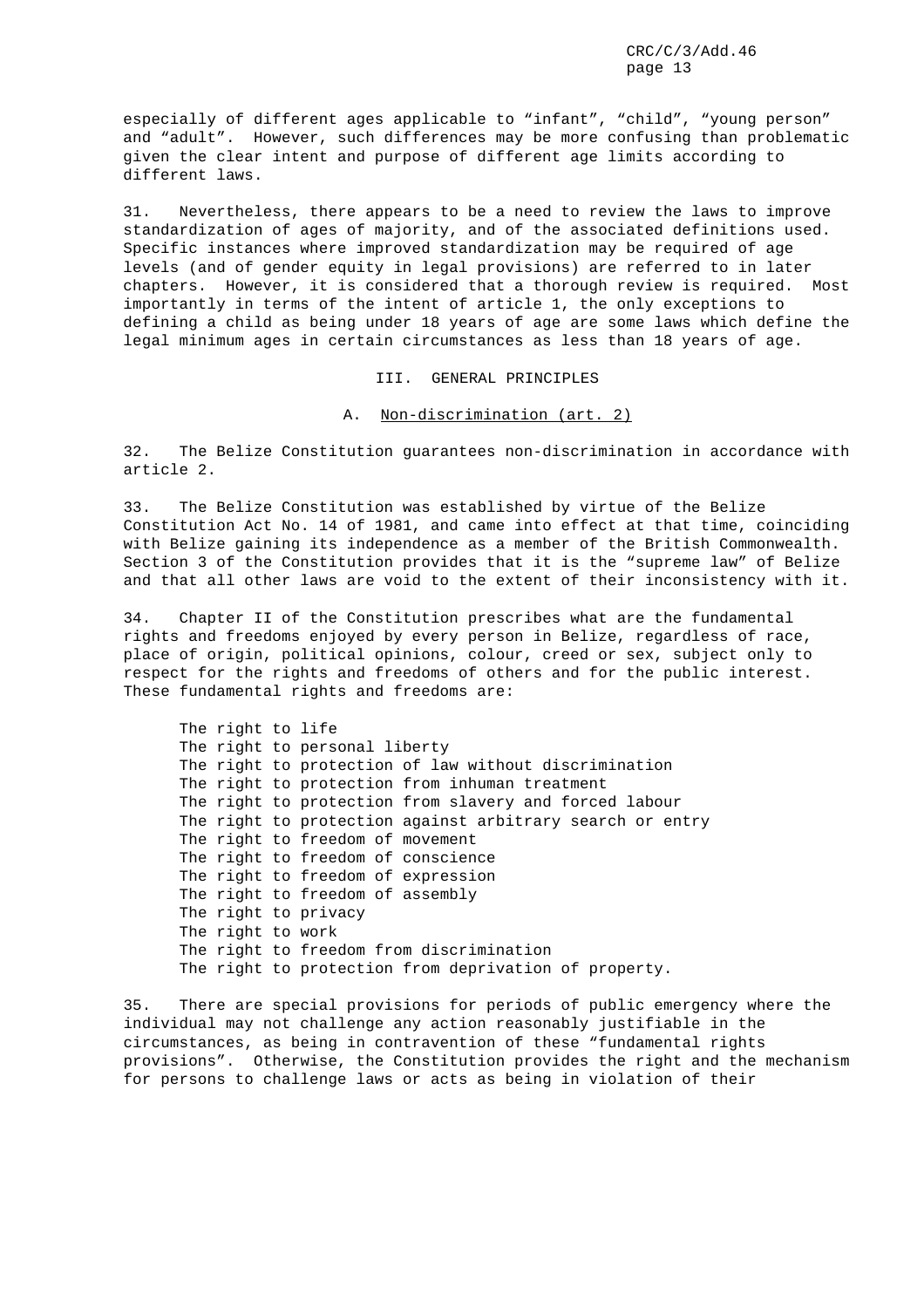especially of different ages applicable to "infant", "child", "young person" and "adult". However, such differences may be more confusing than problematic given the clear intent and purpose of different age limits according to different laws.

31. Nevertheless, there appears to be a need to review the laws to improve standardization of ages of majority, and of the associated definitions used. Specific instances where improved standardization may be required of age levels (and of gender equity in legal provisions) are referred to in later chapters. However, it is considered that a thorough review is required. Most importantly in terms of the intent of article 1, the only exceptions to defining a child as being under 18 years of age are some laws which define the legal minimum ages in certain circumstances as less than 18 years of age.

## III. GENERAL PRINCIPLES

### A. Non-discrimination (art. 2)

32. The Belize Constitution guarantees non-discrimination in accordance with article 2.

33. The Belize Constitution was established by virtue of the Belize Constitution Act No. 14 of 1981, and came into effect at that time, coinciding with Belize gaining its independence as a member of the British Commonwealth. Section 3 of the Constitution provides that it is the "supreme law" of Belize and that all other laws are void to the extent of their inconsistency with it.

34. Chapter II of the Constitution prescribes what are the fundamental rights and freedoms enjoyed by every person in Belize, regardless of race, place of origin, political opinions, colour, creed or sex, subject only to respect for the rights and freedoms of others and for the public interest. These fundamental rights and freedoms are:

The right to life
The right to personal liberty
The right to protection of law without discrimination
The right to protection from inhuman treatment
The right to protection from slavery and forced labour
The right to protection against arbitrary search or entry
The right to freedom of movement
The right to freedom of conscience
The right to freedom of expression
The right to freedom of assembly
The right to privacy
The right to work
The right to freedom from discrimination
The right to protection from deprivation of property.

35. There are special provisions for periods of public emergency where the individual may not challenge any action reasonably justifiable in the circumstances, as being in contravention of these "fundamental rights provisions". Otherwise, the Constitution provides the right and the mechanism for persons to challenge laws or acts as being in violation of their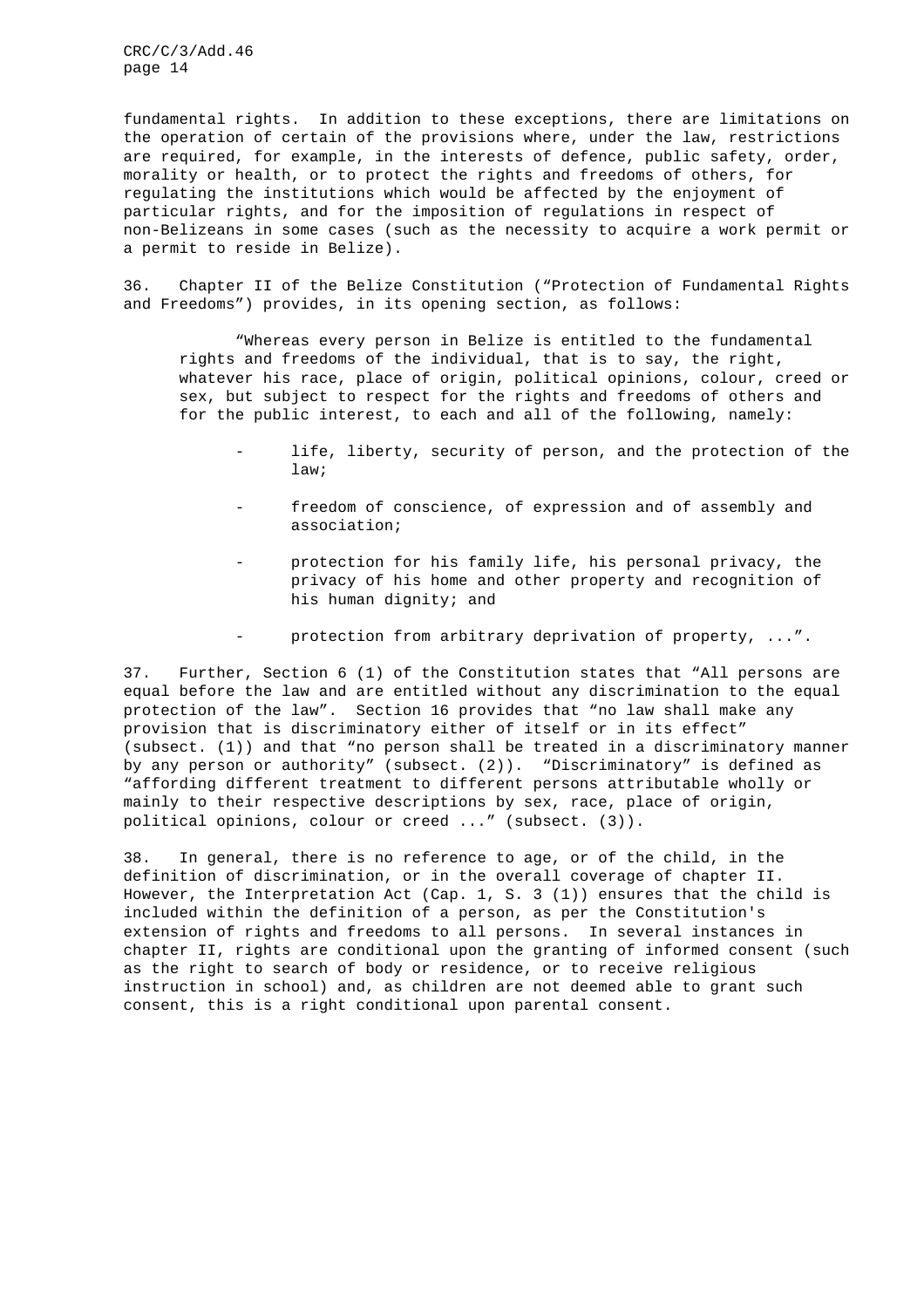fundamental rights. In addition to these exceptions, there are limitations on the operation of certain of the provisions where, under the law, restrictions are required, for example, in the interests of defence, public safety, order, morality or health, or to protect the rights and freedoms of others, for regulating the institutions which would be affected by the enjoyment of particular rights, and for the imposition of regulations in respect of non-Belizeans in some cases (such as the necessity to acquire a work permit or a permit to reside in Belize).

36. Chapter II of the Belize Constitution ("Protection of Fundamental Rights and Freedoms") provides, in its opening section, as follows:

> "Whereas every person in Belize is entitled to the fundamental rights and freedoms of the individual, that is to say, the right, whatever his race, place of origin, political opinions, colour, creed or sex, but subject to respect for the rights and freedoms of others and for the public interest, to each and all of the following, namely:
>
> - life, liberty, security of person, and the protection of the law;
> - freedom of conscience, of expression and of assembly and association;
> - protection for his family life, his personal privacy, the privacy of his home and other property and recognition of his human dignity; and
> - protection from arbitrary deprivation of property, ...".

37. Further, Section 6 (1) of the Constitution states that "All persons are equal before the law and are entitled without any discrimination to the equal protection of the law". Section 16 provides that "no law shall make any provision that is discriminatory either of itself or in its effect" (subsect. (1)) and that "no person shall be treated in a discriminatory manner by any person or authority" (subsect. (2)). "Discriminatory" is defined as "affording different treatment to different persons attributable wholly or mainly to their respective descriptions by sex, race, place of origin, political opinions, colour or creed ..." (subsect. (3)).

38. In general, there is no reference to age, or of the child, in the definition of discrimination, or in the overall coverage of chapter II. However, the Interpretation Act (Cap. 1, S. 3 (1)) ensures that the child is included within the definition of a person, as per the Constitution's extension of rights and freedoms to all persons. In several instances in chapter II, rights are conditional upon the granting of informed consent (such as the right to search of body or residence, or to receive religious instruction in school) and, as children are not deemed able to grant such consent, this is a right conditional upon parental consent.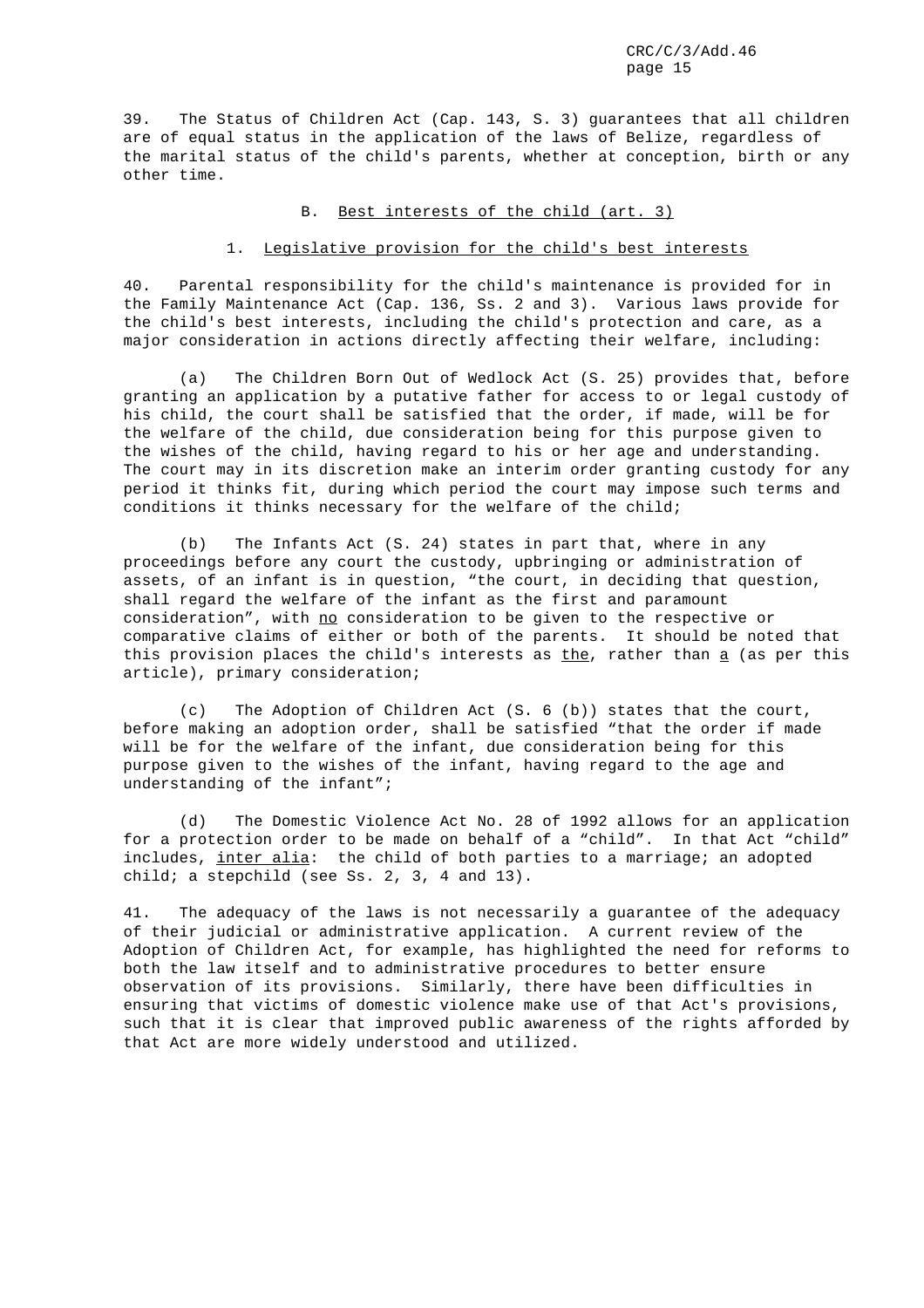39. The Status of Children Act (Cap. 143, S. 3) guarantees that all children are of equal status in the application of the laws of Belize, regardless of the marital status of the child's parents, whether at conception, birth or any other time.

## B. Best interests of the child (art. 3)

### 1. Legislative provision for the child's best interests

40. Parental responsibility for the child's maintenance is provided for in the Family Maintenance Act (Cap. 136, Ss. 2 and 3). Various laws provide for the child's best interests, including the child's protection and care, as a major consideration in actions directly affecting their welfare, including:

(a) The Children Born Out of Wedlock Act (S. 25) provides that, before granting an application by a putative father for access to or legal custody of his child, the court shall be satisfied that the order, if made, will be for the welfare of the child, due consideration being for this purpose given to the wishes of the child, having regard to his or her age and understanding. The court may in its discretion make an interim order granting custody for any period it thinks fit, during which period the court may impose such terms and conditions it thinks necessary for the welfare of the child;

(b) The Infants Act (S. 24) states in part that, where in any proceedings before any court the custody, upbringing or administration of assets, of an infant is in question, "the court, in deciding that question, shall regard the welfare of the infant as the first and paramount consideration", with <u>no</u> consideration to be given to the respective or comparative claims of either or both of the parents. It should be noted that this provision places the child's interests as <u>the</u>, rather than <u>a</u> (as per this article), primary consideration;

(c) The Adoption of Children Act (S. 6 (b)) states that the court, before making an adoption order, shall be satisfied "that the order if made will be for the welfare of the infant, due consideration being for this purpose given to the wishes of the infant, having regard to the age and understanding of the infant";

(d) The Domestic Violence Act No. 28 of 1992 allows for an application for a protection order to be made on behalf of a "child". In that Act "child" includes, <u>inter alia</u>: the child of both parties to a marriage; an adopted child; a stepchild (see Ss. 2, 3, 4 and 13).

41. The adequacy of the laws is not necessarily a guarantee of the adequacy of their judicial or administrative application. A current review of the Adoption of Children Act, for example, has highlighted the need for reforms to both the law itself and to administrative procedures to better ensure observation of its provisions. Similarly, there have been difficulties in ensuring that victims of domestic violence make use of that Act's provisions, such that it is clear that improved public awareness of the rights afforded by that Act are more widely understood and utilized.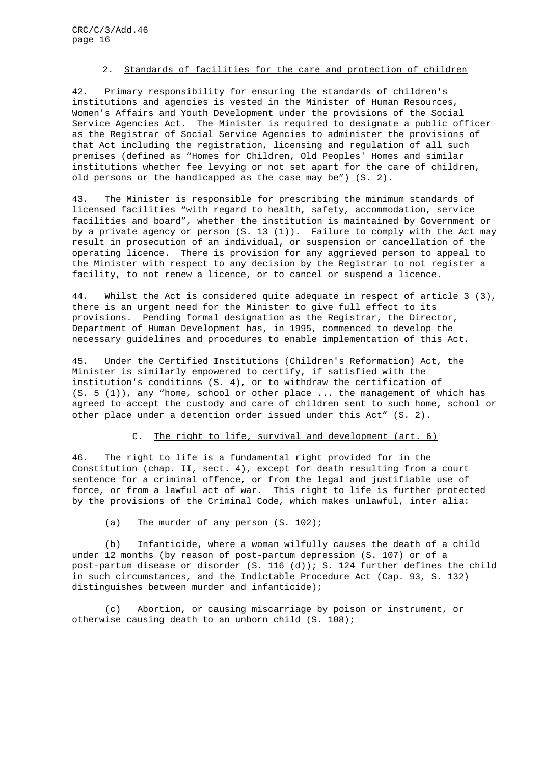### 2. Standards of facilities for the care and protection of children

42. Primary responsibility for ensuring the standards of children's institutions and agencies is vested in the Minister of Human Resources, Women's Affairs and Youth Development under the provisions of the Social Service Agencies Act. The Minister is required to designate a public officer as the Registrar of Social Service Agencies to administer the provisions of that Act including the registration, licensing and regulation of all such premises (defined as "Homes for Children, Old Peoples' Homes and similar institutions whether fee levying or not set apart for the care of children, old persons or the handicapped as the case may be") (S. 2).

43. The Minister is responsible for prescribing the minimum standards of licensed facilities "with regard to health, safety, accommodation, service facilities and board", whether the institution is maintained by Government or by a private agency or person (S. 13 (1)). Failure to comply with the Act may result in prosecution of an individual, or suspension or cancellation of the operating licence. There is provision for any aggrieved person to appeal to the Minister with respect to any decision by the Registrar to not register a facility, to not renew a licence, or to cancel or suspend a licence.

44. Whilst the Act is considered quite adequate in respect of article 3 (3), there is an urgent need for the Minister to give full effect to its provisions. Pending formal designation as the Registrar, the Director, Department of Human Development has, in 1995, commenced to develop the necessary guidelines and procedures to enable implementation of this Act.

45. Under the Certified Institutions (Children's Reformation) Act, the Minister is similarly empowered to certify, if satisfied with the institution's conditions (S. 4), or to withdraw the certification of (S. 5 (1)), any "home, school or other place ... the management of which has agreed to accept the custody and care of children sent to such home, school or other place under a detention order issued under this Act" (S. 2).

## C. The right to life, survival and development (art. 6)

46. The right to life is a fundamental right provided for in the Constitution (chap. II, sect. 4), except for death resulting from a court sentence for a criminal offence, or from the legal and justifiable use of force, or from a lawful act of war. This right to life is further protected by the provisions of the Criminal Code, which makes unlawful, *inter alia*:

(a) The murder of any person (S. 102);

(b) Infanticide, where a woman wilfully causes the death of a child under 12 months (by reason of post-partum depression (S. 107) or of a post-partum disease or disorder (S. 116 (d)); S. 124 further defines the child in such circumstances, and the Indictable Procedure Act (Cap. 93, S. 132) distinguishes between murder and infanticide);

(c) Abortion, or causing miscarriage by poison or instrument, or otherwise causing death to an unborn child (S. 108);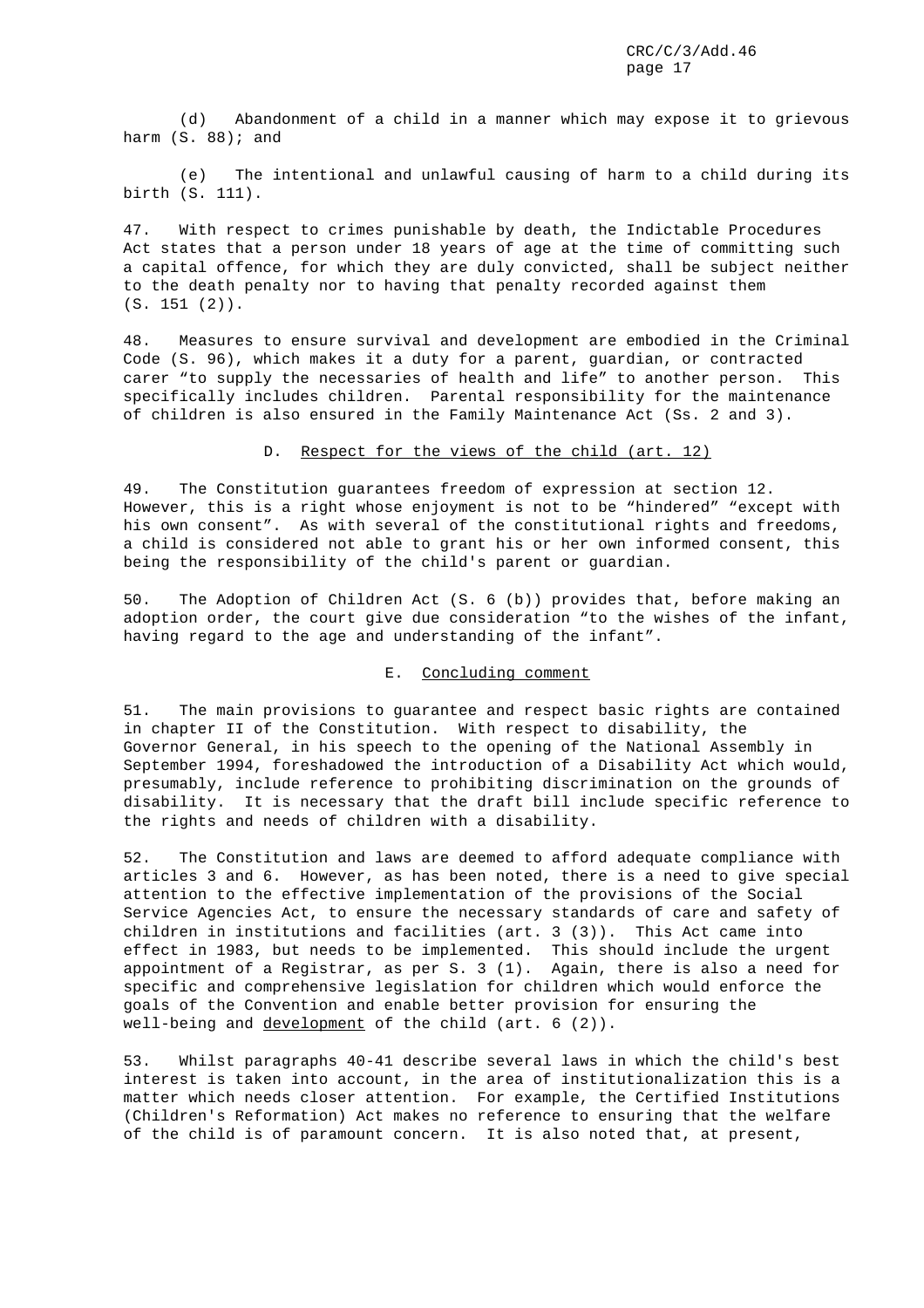(d) Abandonment of a child in a manner which may expose it to grievous harm (S. 88); and

(e) The intentional and unlawful causing of harm to a child during its birth (S. 111).

47. With respect to crimes punishable by death, the Indictable Procedures Act states that a person under 18 years of age at the time of committing such a capital offence, for which they are duly convicted, shall be subject neither to the death penalty nor to having that penalty recorded against them (S. 151 (2)).

48. Measures to ensure survival and development are embodied in the Criminal Code (S. 96), which makes it a duty for a parent, guardian, or contracted carer "to supply the necessaries of health and life" to another person. This specifically includes children. Parental responsibility for the maintenance of children is also ensured in the Family Maintenance Act (Ss. 2 and 3).

### D. Respect for the views of the child (art. 12)

49. The Constitution guarantees freedom of expression at section 12. However, this is a right whose enjoyment is not to be "hindered" "except with his own consent". As with several of the constitutional rights and freedoms, a child is considered not able to grant his or her own informed consent, this being the responsibility of the child's parent or guardian.

50. The Adoption of Children Act (S. 6 (b)) provides that, before making an adoption order, the court give due consideration "to the wishes of the infant, having regard to the age and understanding of the infant".

### E. Concluding comment

51. The main provisions to guarantee and respect basic rights are contained in chapter II of the Constitution. With respect to disability, the Governor General, in his speech to the opening of the National Assembly in September 1994, foreshadowed the introduction of a Disability Act which would, presumably, include reference to prohibiting discrimination on the grounds of disability. It is necessary that the draft bill include specific reference to the rights and needs of children with a disability.

52. The Constitution and laws are deemed to afford adequate compliance with articles 3 and 6. However, as has been noted, there is a need to give special attention to the effective implementation of the provisions of the Social Service Agencies Act, to ensure the necessary standards of care and safety of children in institutions and facilities (art. 3 (3)). This Act came into effect in 1983, but needs to be implemented. This should include the urgent appointment of a Registrar, as per S. 3 (1). Again, there is also a need for specific and comprehensive legislation for children which would enforce the goals of the Convention and enable better provision for ensuring the well-being and <u>development</u> of the child (art. 6 (2)).

53. Whilst paragraphs 40-41 describe several laws in which the child's best interest is taken into account, in the area of institutionalization this is a matter which needs closer attention. For example, the Certified Institutions (Children's Reformation) Act makes no reference to ensuring that the welfare of the child is of paramount concern. It is also noted that, at present,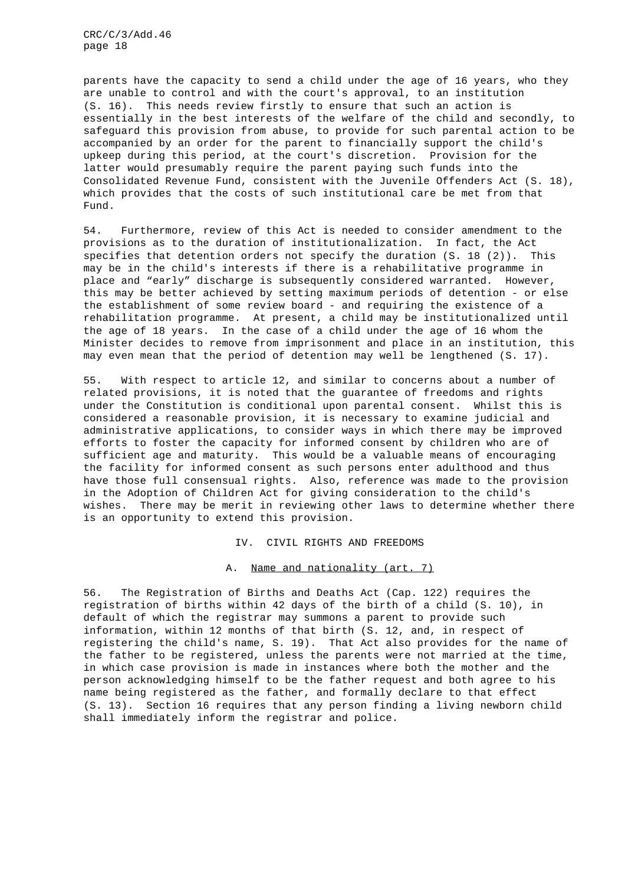parents have the capacity to send a child under the age of 16 years, who they are unable to control and with the court's approval, to an institution (S. 16). This needs review firstly to ensure that such an action is essentially in the best interests of the welfare of the child and secondly, to safeguard this provision from abuse, to provide for such parental action to be accompanied by an order for the parent to financially support the child's upkeep during this period, at the court's discretion. Provision for the latter would presumably require the parent paying such funds into the Consolidated Revenue Fund, consistent with the Juvenile Offenders Act (S. 18), which provides that the costs of such institutional care be met from that Fund.

54. Furthermore, review of this Act is needed to consider amendment to the provisions as to the duration of institutionalization. In fact, the Act specifies that detention orders not specify the duration (S. 18 (2)). This may be in the child's interests if there is a rehabilitative programme in place and "early" discharge is subsequently considered warranted. However, this may be better achieved by setting maximum periods of detention - or else the establishment of some review board - and requiring the existence of a rehabilitation programme. At present, a child may be institutionalized until the age of 18 years. In the case of a child under the age of 16 whom the Minister decides to remove from imprisonment and place in an institution, this may even mean that the period of detention may well be lengthened (S. 17).

55. With respect to article 12, and similar to concerns about a number of related provisions, it is noted that the guarantee of freedoms and rights under the Constitution is conditional upon parental consent. Whilst this is considered a reasonable provision, it is necessary to examine judicial and administrative applications, to consider ways in which there may be improved efforts to foster the capacity for informed consent by children who are of sufficient age and maturity. This would be a valuable means of encouraging the facility for informed consent as such persons enter adulthood and thus have those full consensual rights. Also, reference was made to the provision in the Adoption of Children Act for giving consideration to the child's wishes. There may be merit in reviewing other laws to determine whether there is an opportunity to extend this provision.

## IV. CIVIL RIGHTS AND FREEDOMS

### A. Name and nationality (art. 7)

56. The Registration of Births and Deaths Act (Cap. 122) requires the registration of births within 42 days of the birth of a child (S. 10), in default of which the registrar may summons a parent to provide such information, within 12 months of that birth (S. 12, and, in respect of registering the child's name, S. 19). That Act also provides for the name of the father to be registered, unless the parents were not married at the time, in which case provision is made in instances where both the mother and the person acknowledging himself to be the father request and both agree to his name being registered as the father, and formally declare to that effect (S. 13). Section 16 requires that any person finding a living newborn child shall immediately inform the registrar and police.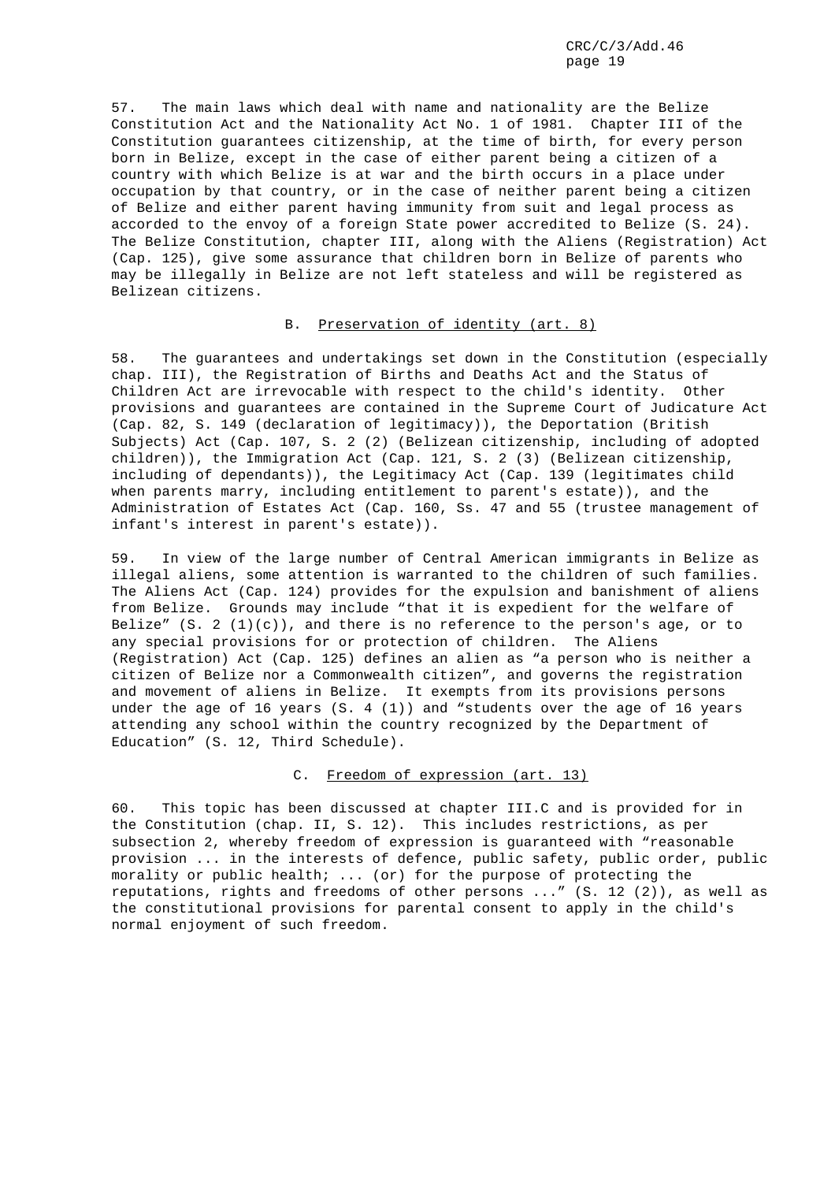57. The main laws which deal with name and nationality are the Belize Constitution Act and the Nationality Act No. 1 of 1981. Chapter III of the Constitution guarantees citizenship, at the time of birth, for every person born in Belize, except in the case of either parent being a citizen of a country with which Belize is at war and the birth occurs in a place under occupation by that country, or in the case of neither parent being a citizen of Belize and either parent having immunity from suit and legal process as accorded to the envoy of a foreign State power accredited to Belize (S. 24). The Belize Constitution, chapter III, along with the Aliens (Registration) Act (Cap. 125), give some assurance that children born in Belize of parents who may be illegally in Belize are not left stateless and will be registered as Belizean citizens.

### B. Preservation of identity (art. 8)

58. The guarantees and undertakings set down in the Constitution (especially chap. III), the Registration of Births and Deaths Act and the Status of Children Act are irrevocable with respect to the child's identity. Other provisions and guarantees are contained in the Supreme Court of Judicature Act (Cap. 82, S. 149 (declaration of legitimacy)), the Deportation (British Subjects) Act (Cap. 107, S. 2 (2) (Belizean citizenship, including of adopted children)), the Immigration Act (Cap. 121, S. 2 (3) (Belizean citizenship, including of dependants)), the Legitimacy Act (Cap. 139 (legitimates child when parents marry, including entitlement to parent's estate)), and the Administration of Estates Act (Cap. 160, Ss. 47 and 55 (trustee management of infant's interest in parent's estate)).

59. In view of the large number of Central American immigrants in Belize as illegal aliens, some attention is warranted to the children of such families. The Aliens Act (Cap. 124) provides for the expulsion and banishment of aliens from Belize. Grounds may include "that it is expedient for the welfare of Belize" (S. 2 (1)(c)), and there is no reference to the person's age, or to any special provisions for or protection of children. The Aliens (Registration) Act (Cap. 125) defines an alien as "a person who is neither a citizen of Belize nor a Commonwealth citizen", and governs the registration and movement of aliens in Belize. It exempts from its provisions persons under the age of 16 years (S. 4 (1)) and "students over the age of 16 years attending any school within the country recognized by the Department of Education" (S. 12, Third Schedule).

### C. Freedom of expression (art. 13)

60. This topic has been discussed at chapter III.C and is provided for in the Constitution (chap. II, S. 12). This includes restrictions, as per subsection 2, whereby freedom of expression is guaranteed with "reasonable provision ... in the interests of defence, public safety, public order, public morality or public health; ... (or) for the purpose of protecting the reputations, rights and freedoms of other persons ..." (S. 12 (2)), as well as the constitutional provisions for parental consent to apply in the child's normal enjoyment of such freedom.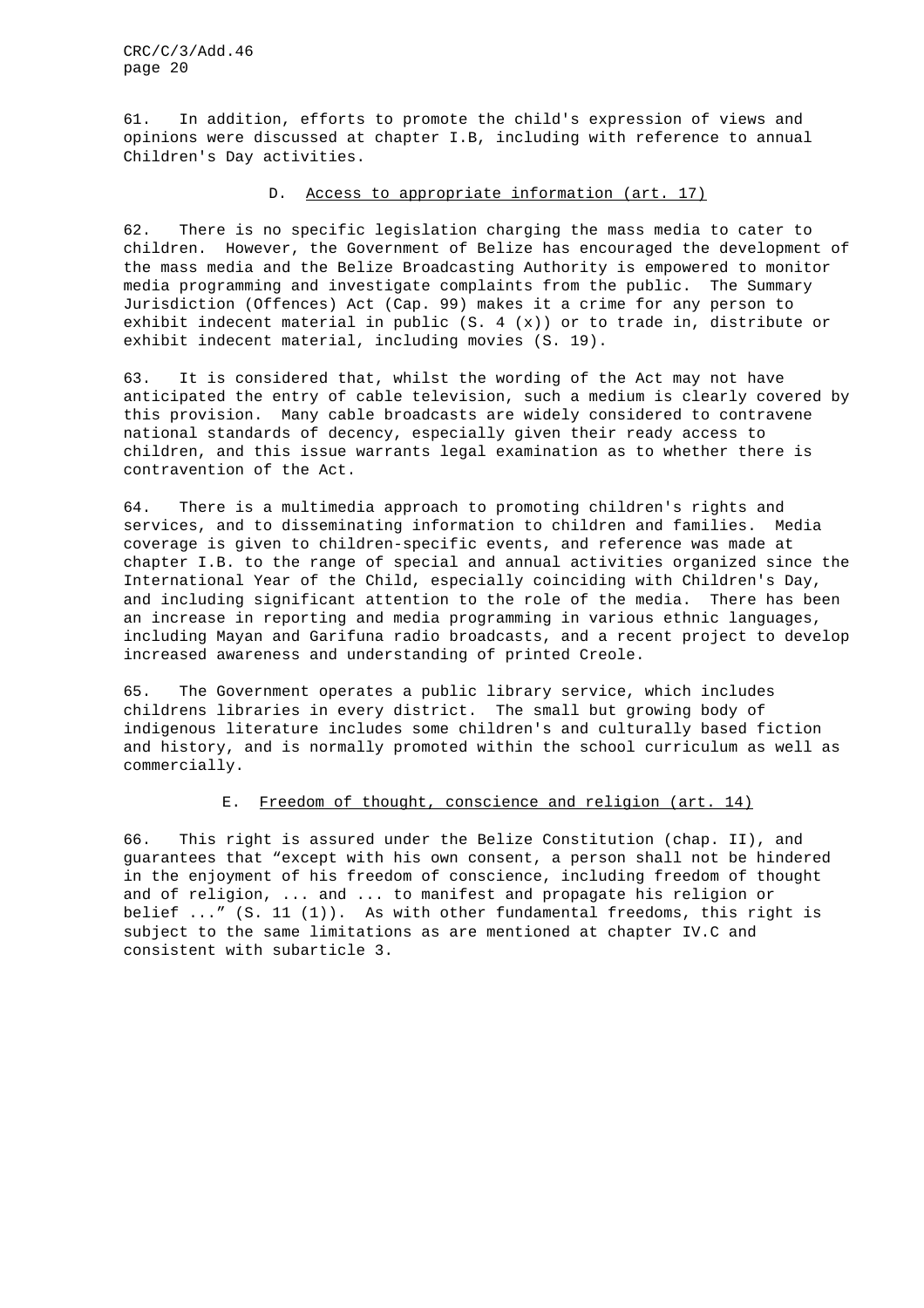61. In addition, efforts to promote the child's expression of views and opinions were discussed at chapter I.B, including with reference to annual Children's Day activities.

### D. Access to appropriate information (art. 17)

62. There is no specific legislation charging the mass media to cater to children. However, the Government of Belize has encouraged the development of the mass media and the Belize Broadcasting Authority is empowered to monitor media programming and investigate complaints from the public. The Summary Jurisdiction (Offences) Act (Cap. 99) makes it a crime for any person to exhibit indecent material in public (S. 4 (x)) or to trade in, distribute or exhibit indecent material, including movies (S. 19).

63. It is considered that, whilst the wording of the Act may not have anticipated the entry of cable television, such a medium is clearly covered by this provision. Many cable broadcasts are widely considered to contravene national standards of decency, especially given their ready access to children, and this issue warrants legal examination as to whether there is contravention of the Act.

64. There is a multimedia approach to promoting children's rights and services, and to disseminating information to children and families. Media coverage is given to children-specific events, and reference was made at chapter I.B. to the range of special and annual activities organized since the International Year of the Child, especially coinciding with Children's Day, and including significant attention to the role of the media. There has been an increase in reporting and media programming in various ethnic languages, including Mayan and Garifuna radio broadcasts, and a recent project to develop increased awareness and understanding of printed Creole.

65. The Government operates a public library service, which includes childrens libraries in every district. The small but growing body of indigenous literature includes some children's and culturally based fiction and history, and is normally promoted within the school curriculum as well as commercially.

### E. Freedom of thought, conscience and religion (art. 14)

66. This right is assured under the Belize Constitution (chap. II), and guarantees that "except with his own consent, a person shall not be hindered in the enjoyment of his freedom of conscience, including freedom of thought and of religion, ... and ... to manifest and propagate his religion or belief ..." (S. 11 (1)). As with other fundamental freedoms, this right is subject to the same limitations as are mentioned at chapter IV.C and consistent with subarticle 3.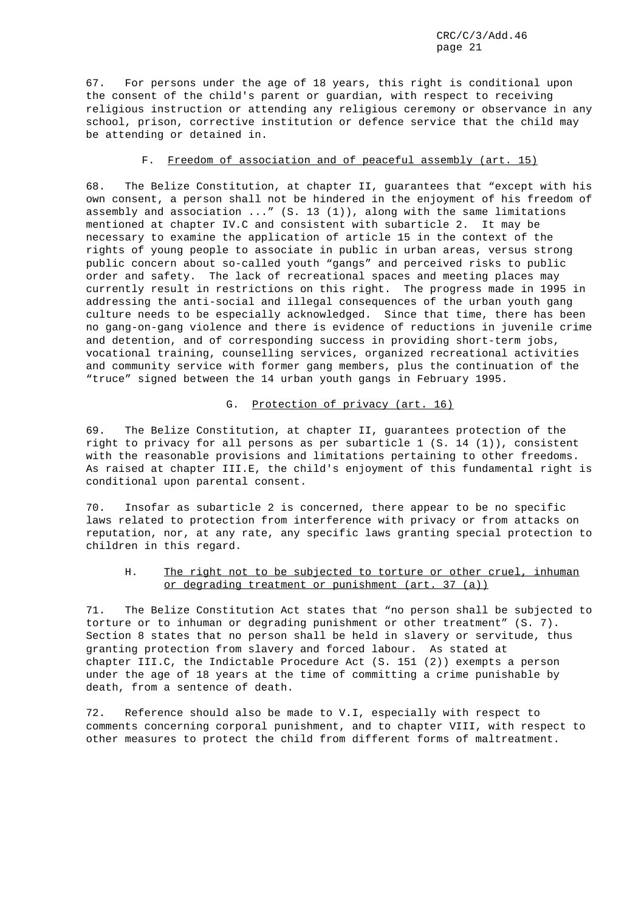67. For persons under the age of 18 years, this right is conditional upon the consent of the child's parent or guardian, with respect to receiving religious instruction or attending any religious ceremony or observance in any school, prison, corrective institution or defence service that the child may be attending or detained in.

### F. Freedom of association and of peaceful assembly (art. 15)

68. The Belize Constitution, at chapter II, guarantees that "except with his own consent, a person shall not be hindered in the enjoyment of his freedom of assembly and association ..." (S. 13 (1)), along with the same limitations mentioned at chapter IV.C and consistent with subarticle 2. It may be necessary to examine the application of article 15 in the context of the rights of young people to associate in public in urban areas, versus strong public concern about so-called youth "gangs" and perceived risks to public order and safety. The lack of recreational spaces and meeting places may currently result in restrictions on this right. The progress made in 1995 in addressing the anti-social and illegal consequences of the urban youth gang culture needs to be especially acknowledged. Since that time, there has been no gang-on-gang violence and there is evidence of reductions in juvenile crime and detention, and of corresponding success in providing short-term jobs, vocational training, counselling services, organized recreational activities and community service with former gang members, plus the continuation of the "truce" signed between the 14 urban youth gangs in February 1995.

### G. Protection of privacy (art. 16)

69. The Belize Constitution, at chapter II, guarantees protection of the right to privacy for all persons as per subarticle 1 (S. 14 (1)), consistent with the reasonable provisions and limitations pertaining to other freedoms. As raised at chapter III.E, the child's enjoyment of this fundamental right is conditional upon parental consent.

70. Insofar as subarticle 2 is concerned, there appear to be no specific laws related to protection from interference with privacy or from attacks on reputation, nor, at any rate, any specific laws granting special protection to children in this regard.

### H. The right not to be subjected to torture or other cruel, inhuman or degrading treatment or punishment (art. 37 (a))

71. The Belize Constitution Act states that "no person shall be subjected to torture or to inhuman or degrading punishment or other treatment" (S. 7). Section 8 states that no person shall be held in slavery or servitude, thus granting protection from slavery and forced labour. As stated at chapter III.C, the Indictable Procedure Act (S. 151 (2)) exempts a person under the age of 18 years at the time of committing a crime punishable by death, from a sentence of death.

72. Reference should also be made to V.I, especially with respect to comments concerning corporal punishment, and to chapter VIII, with respect to other measures to protect the child from different forms of maltreatment.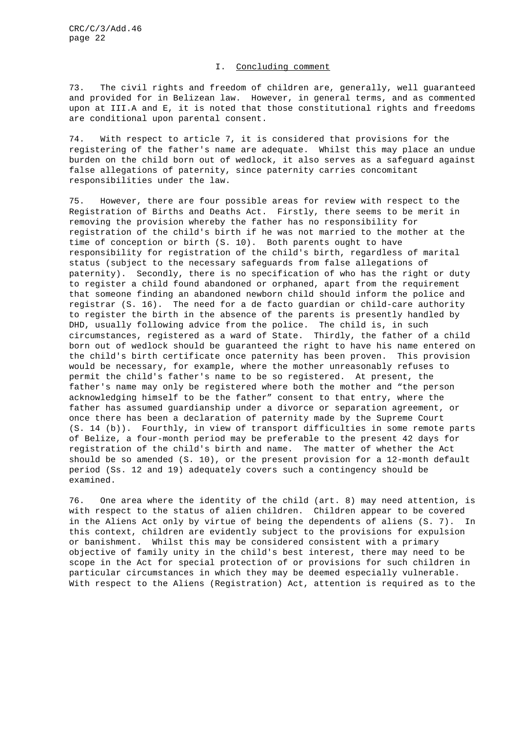### I. Concluding comment

73. The civil rights and freedom of children are, generally, well guaranteed and provided for in Belizean law. However, in general terms, and as commented upon at III.A and E, it is noted that those constitutional rights and freedoms are conditional upon parental consent.

74. With respect to article 7, it is considered that provisions for the registering of the father's name are adequate. Whilst this may place an undue burden on the child born out of wedlock, it also serves as a safeguard against false allegations of paternity, since paternity carries concomitant responsibilities under the law.

75. However, there are four possible areas for review with respect to the Registration of Births and Deaths Act. Firstly, there seems to be merit in removing the provision whereby the father has no responsibility for registration of the child's birth if he was not married to the mother at the time of conception or birth (S. 10). Both parents ought to have responsibility for registration of the child's birth, regardless of marital status (subject to the necessary safeguards from false allegations of paternity). Secondly, there is no specification of who has the right or duty to register a child found abandoned or orphaned, apart from the requirement that someone finding an abandoned newborn child should inform the police and registrar (S. 16). The need for a de facto guardian or child-care authority to register the birth in the absence of the parents is presently handled by DHD, usually following advice from the police. The child is, in such circumstances, registered as a ward of State. Thirdly, the father of a child born out of wedlock should be guaranteed the right to have his name entered on the child's birth certificate once paternity has been proven. This provision would be necessary, for example, where the mother unreasonably refuses to permit the child's father's name to be so registered. At present, the father's name may only be registered where both the mother and "the person acknowledging himself to be the father" consent to that entry, where the father has assumed guardianship under a divorce or separation agreement, or once there has been a declaration of paternity made by the Supreme Court (S. 14 (b)). Fourthly, in view of transport difficulties in some remote parts of Belize, a four-month period may be preferable to the present 42 days for registration of the child's birth and name. The matter of whether the Act should be so amended (S. 10), or the present provision for a 12-month default period (Ss. 12 and 19) adequately covers such a contingency should be examined.

76. One area where the identity of the child (art. 8) may need attention, is with respect to the status of alien children. Children appear to be covered in the Aliens Act only by virtue of being the dependents of aliens (S. 7). In this context, children are evidently subject to the provisions for expulsion or banishment. Whilst this may be considered consistent with a primary objective of family unity in the child's best interest, there may need to be scope in the Act for special protection of or provisions for such children in particular circumstances in which they may be deemed especially vulnerable. With respect to the Aliens (Registration) Act, attention is required as to the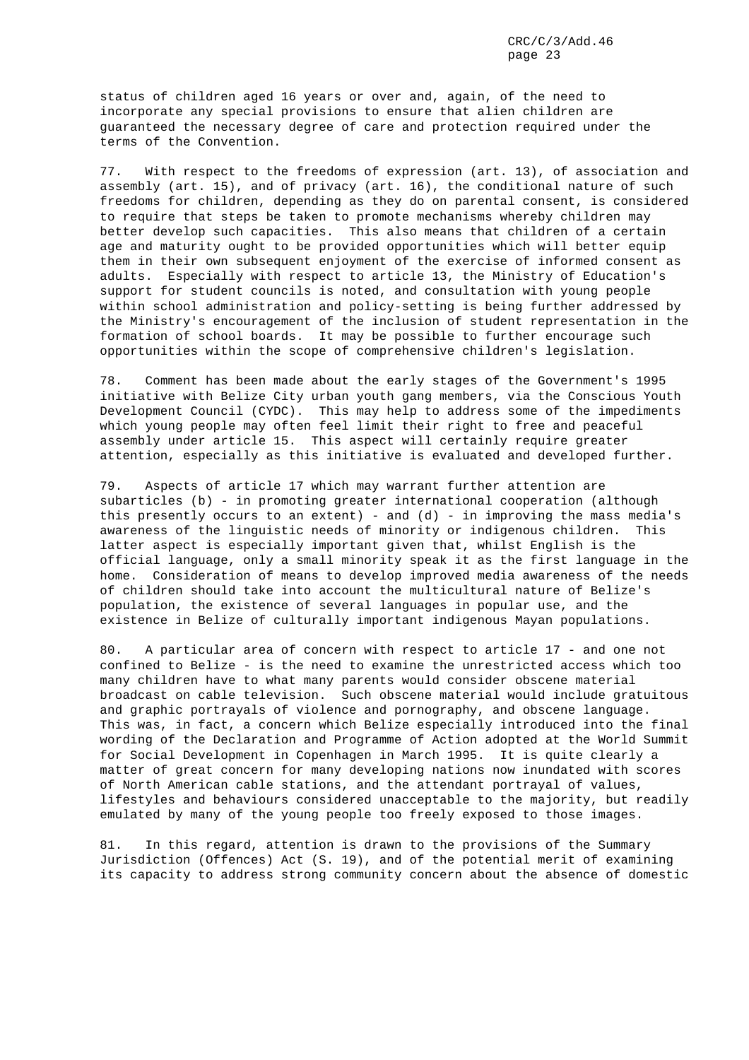status of children aged 16 years or over and, again, of the need to incorporate any special provisions to ensure that alien children are guaranteed the necessary degree of care and protection required under the terms of the Convention.

77. With respect to the freedoms of expression (art. 13), of association and assembly (art. 15), and of privacy (art. 16), the conditional nature of such freedoms for children, depending as they do on parental consent, is considered to require that steps be taken to promote mechanisms whereby children may better develop such capacities. This also means that children of a certain age and maturity ought to be provided opportunities which will better equip them in their own subsequent enjoyment of the exercise of informed consent as adults. Especially with respect to article 13, the Ministry of Education's support for student councils is noted, and consultation with young people within school administration and policy-setting is being further addressed by the Ministry's encouragement of the inclusion of student representation in the formation of school boards. It may be possible to further encourage such opportunities within the scope of comprehensive children's legislation.

78. Comment has been made about the early stages of the Government's 1995 initiative with Belize City urban youth gang members, via the Conscious Youth Development Council (CYDC). This may help to address some of the impediments which young people may often feel limit their right to free and peaceful assembly under article 15. This aspect will certainly require greater attention, especially as this initiative is evaluated and developed further.

79. Aspects of article 17 which may warrant further attention are subarticles (b) - in promoting greater international cooperation (although this presently occurs to an extent) - and (d) - in improving the mass media's awareness of the linguistic needs of minority or indigenous children. This latter aspect is especially important given that, whilst English is the official language, only a small minority speak it as the first language in the home. Consideration of means to develop improved media awareness of the needs of children should take into account the multicultural nature of Belize's population, the existence of several languages in popular use, and the existence in Belize of culturally important indigenous Mayan populations.

80. A particular area of concern with respect to article 17 - and one not confined to Belize - is the need to examine the unrestricted access which too many children have to what many parents would consider obscene material broadcast on cable television. Such obscene material would include gratuitous and graphic portrayals of violence and pornography, and obscene language. This was, in fact, a concern which Belize especially introduced into the final wording of the Declaration and Programme of Action adopted at the World Summit for Social Development in Copenhagen in March 1995. It is quite clearly a matter of great concern for many developing nations now inundated with scores of North American cable stations, and the attendant portrayal of values, lifestyles and behaviours considered unacceptable to the majority, but readily emulated by many of the young people too freely exposed to those images.

81. In this regard, attention is drawn to the provisions of the Summary Jurisdiction (Offences) Act (S. 19), and of the potential merit of examining its capacity to address strong community concern about the absence of domestic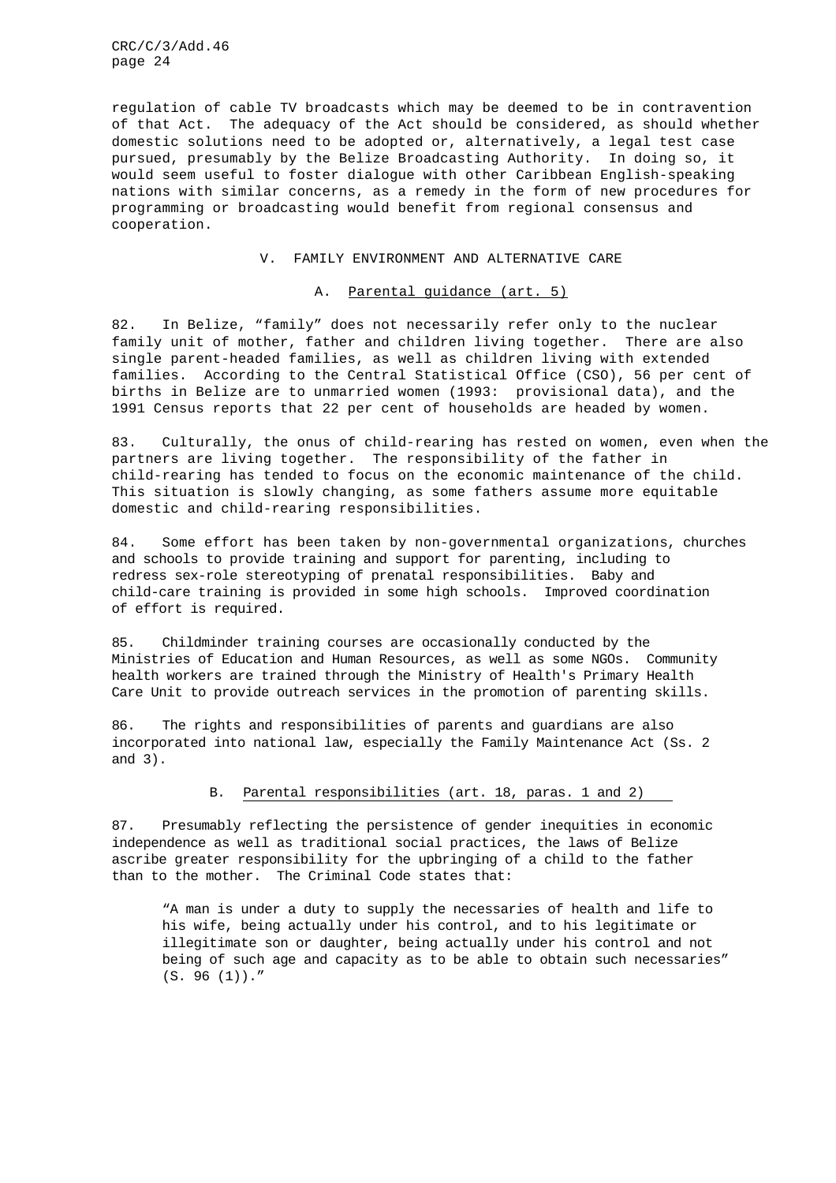regulation of cable TV broadcasts which may be deemed to be in contravention of that Act. The adequacy of the Act should be considered, as should whether domestic solutions need to be adopted or, alternatively, a legal test case pursued, presumably by the Belize Broadcasting Authority. In doing so, it would seem useful to foster dialogue with other Caribbean English-speaking nations with similar concerns, as a remedy in the form of new procedures for programming or broadcasting would benefit from regional consensus and cooperation.

## V. FAMILY ENVIRONMENT AND ALTERNATIVE CARE

### A. Parental guidance (art. 5)

82. In Belize, "family" does not necessarily refer only to the nuclear family unit of mother, father and children living together. There are also single parent-headed families, as well as children living with extended families. According to the Central Statistical Office (CSO), 56 per cent of births in Belize are to unmarried women (1993: provisional data), and the 1991 Census reports that 22 per cent of households are headed by women.

83. Culturally, the onus of child-rearing has rested on women, even when the partners are living together. The responsibility of the father in child-rearing has tended to focus on the economic maintenance of the child. This situation is slowly changing, as some fathers assume more equitable domestic and child-rearing responsibilities.

84. Some effort has been taken by non-governmental organizations, churches and schools to provide training and support for parenting, including to redress sex-role stereotyping of prenatal responsibilities. Baby and child-care training is provided in some high schools. Improved coordination of effort is required.

85. Childminder training courses are occasionally conducted by the Ministries of Education and Human Resources, as well as some NGOs. Community health workers are trained through the Ministry of Health's Primary Health Care Unit to provide outreach services in the promotion of parenting skills.

86. The rights and responsibilities of parents and guardians are also incorporated into national law, especially the Family Maintenance Act (Ss. 2 and 3).

### B. Parental responsibilities (art. 18, paras. 1 and 2)

87. Presumably reflecting the persistence of gender inequities in economic independence as well as traditional social practices, the laws of Belize ascribe greater responsibility for the upbringing of a child to the father than to the mother. The Criminal Code states that:

> "A man is under a duty to supply the necessaries of health and life to his wife, being actually under his control, and to his legitimate or illegitimate son or daughter, being actually under his control and not being of such age and capacity as to be able to obtain such necessaries" (S. 96 (1))."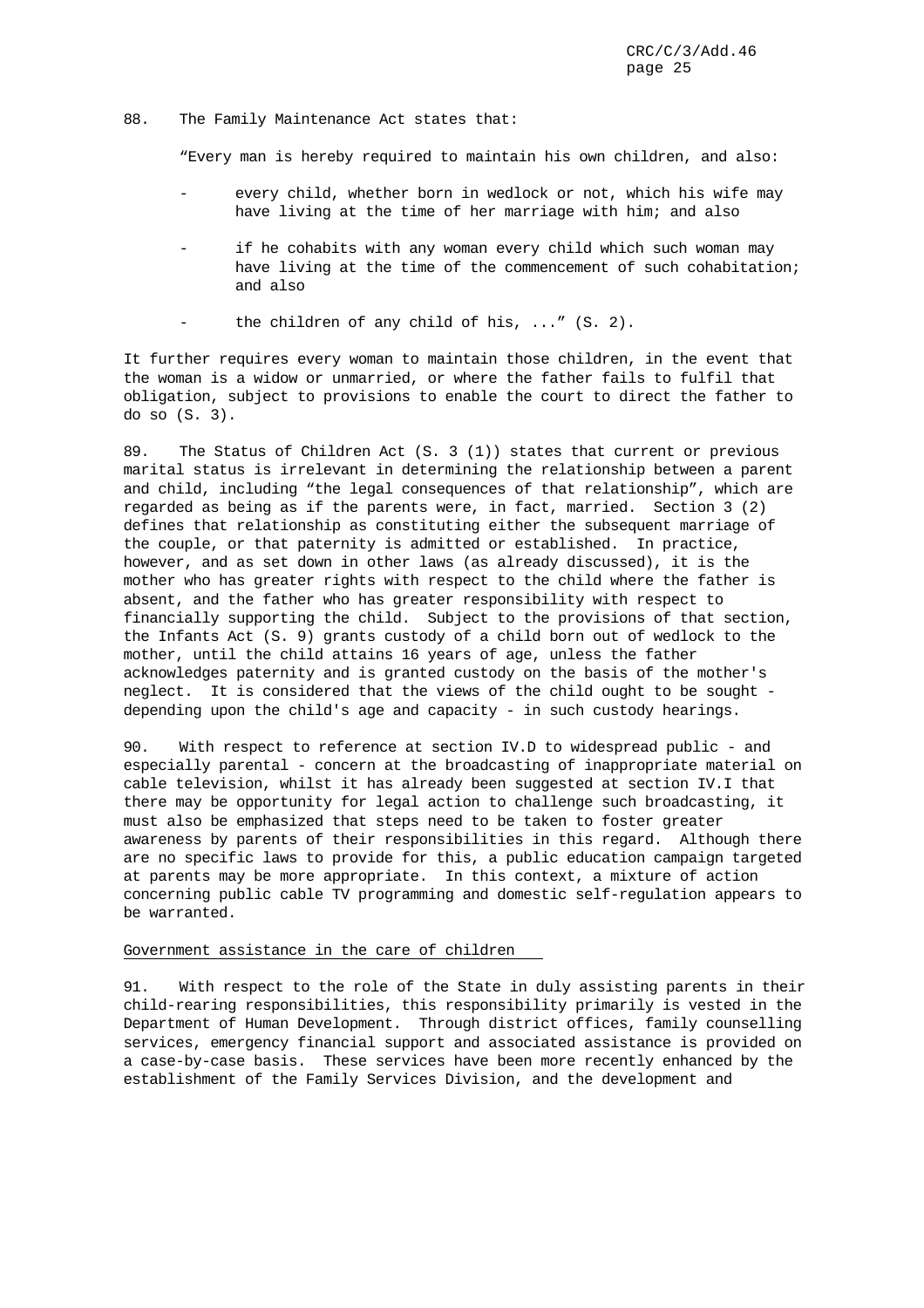88. The Family Maintenance Act states that:

"Every man is hereby required to maintain his own children, and also:

- every child, whether born in wedlock or not, which his wife may have living at the time of her marriage with him; and also
- if he cohabits with any woman every child which such woman may have living at the time of the commencement of such cohabitation; and also
- the children of any child of his, ..." (S. 2).

It further requires every woman to maintain those children, in the event that the woman is a widow or unmarried, or where the father fails to fulfil that obligation, subject to provisions to enable the court to direct the father to do so (S. 3).

89. The Status of Children Act (S. 3 (1)) states that current or previous marital status is irrelevant in determining the relationship between a parent and child, including "the legal consequences of that relationship", which are regarded as being as if the parents were, in fact, married. Section 3 (2) defines that relationship as constituting either the subsequent marriage of the couple, or that paternity is admitted or established. In practice, however, and as set down in other laws (as already discussed), it is the mother who has greater rights with respect to the child where the father is absent, and the father who has greater responsibility with respect to financially supporting the child. Subject to the provisions of that section, the Infants Act (S. 9) grants custody of a child born out of wedlock to the mother, until the child attains 16 years of age, unless the father acknowledges paternity and is granted custody on the basis of the mother's neglect. It is considered that the views of the child ought to be sought - depending upon the child's age and capacity - in such custody hearings.

90. With respect to reference at section IV.D to widespread public - and especially parental - concern at the broadcasting of inappropriate material on cable television, whilst it has already been suggested at section IV.I that there may be opportunity for legal action to challenge such broadcasting, it must also be emphasized that steps need to be taken to foster greater awareness by parents of their responsibilities in this regard. Although there are no specific laws to provide for this, a public education campaign targeted at parents may be more appropriate. In this context, a mixture of action concerning public cable TV programming and domestic self-regulation appears to be warranted.

Government assistance in the care of children

91. With respect to the role of the State in duly assisting parents in their child-rearing responsibilities, this responsibility primarily is vested in the Department of Human Development. Through district offices, family counselling services, emergency financial support and associated assistance is provided on a case-by-case basis. These services have been more recently enhanced by the establishment of the Family Services Division, and the development and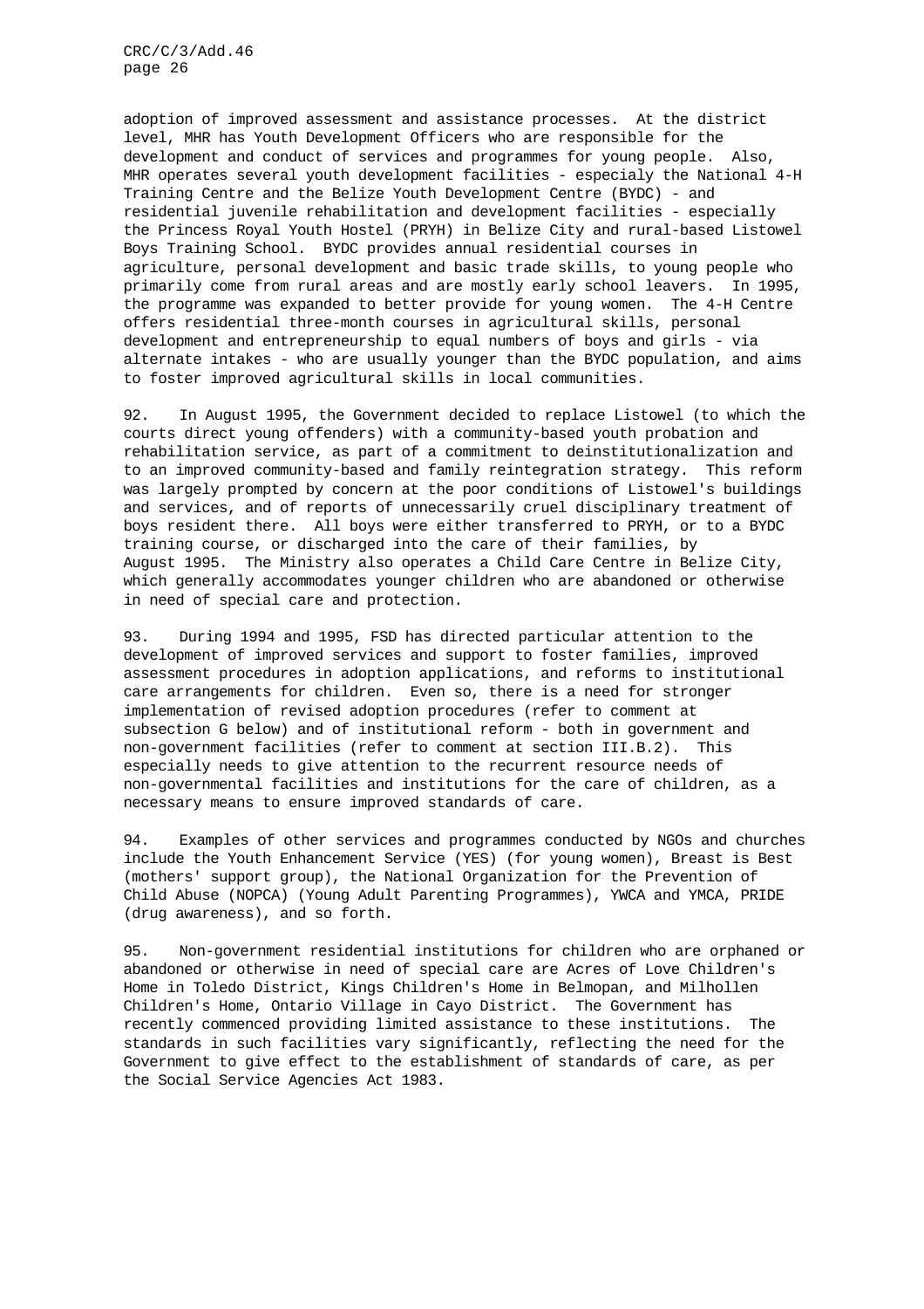adoption of improved assessment and assistance processes. At the district level, MHR has Youth Development Officers who are responsible for the development and conduct of services and programmes for young people. Also, MHR operates several youth development facilities - especialy the National 4-H Training Centre and the Belize Youth Development Centre (BYDC) - and residential juvenile rehabilitation and development facilities - especially the Princess Royal Youth Hostel (PRYH) in Belize City and rural-based Listowel Boys Training School. BYDC provides annual residential courses in agriculture, personal development and basic trade skills, to young people who primarily come from rural areas and are mostly early school leavers. In 1995, the programme was expanded to better provide for young women. The 4-H Centre offers residential three-month courses in agricultural skills, personal development and entrepreneurship to equal numbers of boys and girls - via alternate intakes - who are usually younger than the BYDC population, and aims to foster improved agricultural skills in local communities.

92. In August 1995, the Government decided to replace Listowel (to which the courts direct young offenders) with a community-based youth probation and rehabilitation service, as part of a commitment to deinstitutionalization and to an improved community-based and family reintegration strategy. This reform was largely prompted by concern at the poor conditions of Listowel's buildings and services, and of reports of unnecessarily cruel disciplinary treatment of boys resident there. All boys were either transferred to PRYH, or to a BYDC training course, or discharged into the care of their families, by August 1995. The Ministry also operates a Child Care Centre in Belize City, which generally accommodates younger children who are abandoned or otherwise in need of special care and protection.

93. During 1994 and 1995, FSD has directed particular attention to the development of improved services and support to foster families, improved assessment procedures in adoption applications, and reforms to institutional care arrangements for children. Even so, there is a need for stronger implementation of revised adoption procedures (refer to comment at subsection G below) and of institutional reform - both in government and non-government facilities (refer to comment at section III.B.2). This especially needs to give attention to the recurrent resource needs of non-governmental facilities and institutions for the care of children, as a necessary means to ensure improved standards of care.

94. Examples of other services and programmes conducted by NGOs and churches include the Youth Enhancement Service (YES) (for young women), Breast is Best (mothers' support group), the National Organization for the Prevention of Child Abuse (NOPCA) (Young Adult Parenting Programmes), YWCA and YMCA, PRIDE (drug awareness), and so forth.

95. Non-government residential institutions for children who are orphaned or abandoned or otherwise in need of special care are Acres of Love Children's Home in Toledo District, Kings Children's Home in Belmopan, and Milhollen Children's Home, Ontario Village in Cayo District. The Government has recently commenced providing limited assistance to these institutions. The standards in such facilities vary significantly, reflecting the need for the Government to give effect to the establishment of standards of care, as per the Social Service Agencies Act 1983.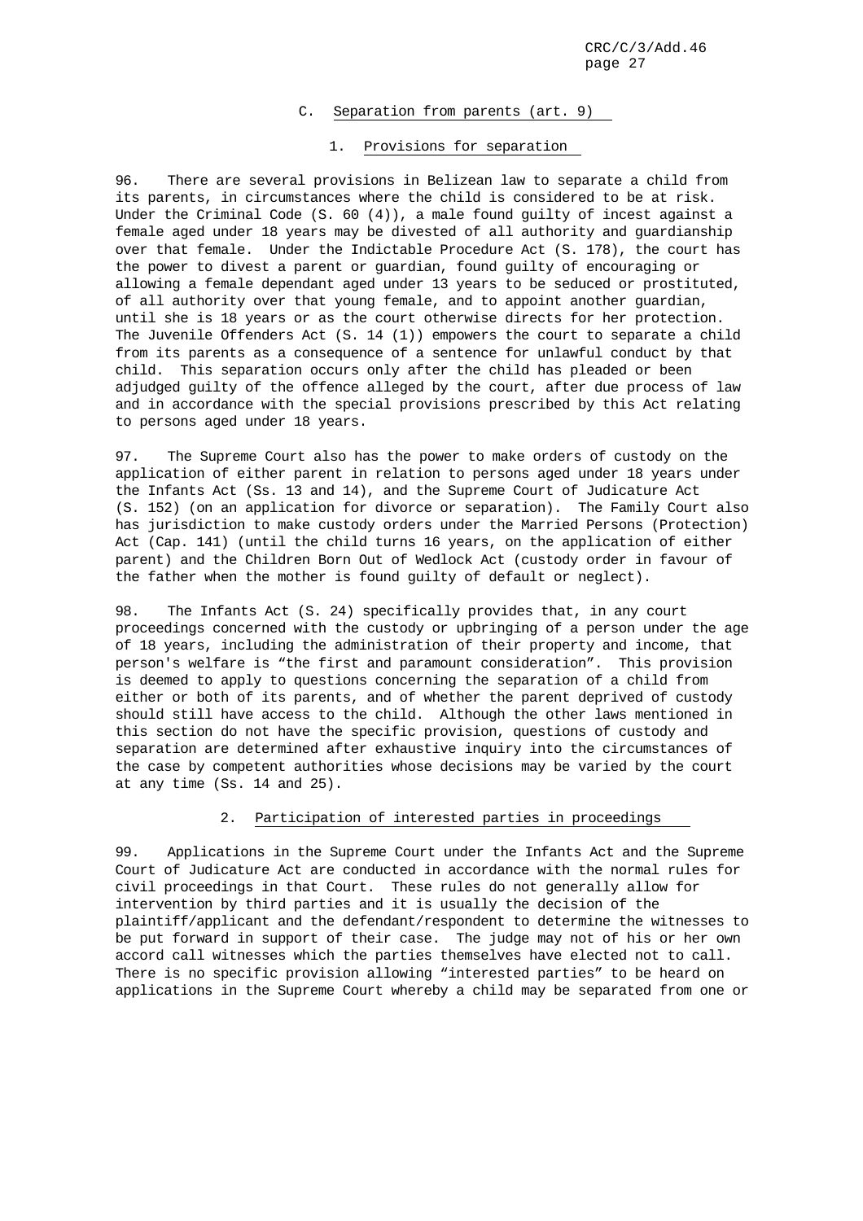### C. Separation from parents (art. 9)

#### 1. Provisions for separation

96. There are several provisions in Belizean law to separate a child from its parents, in circumstances where the child is considered to be at risk. Under the Criminal Code (S. 60 (4)), a male found guilty of incest against a female aged under 18 years may be divested of all authority and guardianship over that female. Under the Indictable Procedure Act (S. 178), the court has the power to divest a parent or guardian, found guilty of encouraging or allowing a female dependant aged under 13 years to be seduced or prostituted, of all authority over that young female, and to appoint another guardian, until she is 18 years or as the court otherwise directs for her protection. The Juvenile Offenders Act (S. 14 (1)) empowers the court to separate a child from its parents as a consequence of a sentence for unlawful conduct by that child. This separation occurs only after the child has pleaded or been adjudged guilty of the offence alleged by the court, after due process of law and in accordance with the special provisions prescribed by this Act relating to persons aged under 18 years.

97. The Supreme Court also has the power to make orders of custody on the application of either parent in relation to persons aged under 18 years under the Infants Act (Ss. 13 and 14), and the Supreme Court of Judicature Act (S. 152) (on an application for divorce or separation). The Family Court also has jurisdiction to make custody orders under the Married Persons (Protection) Act (Cap. 141) (until the child turns 16 years, on the application of either parent) and the Children Born Out of Wedlock Act (custody order in favour of the father when the mother is found guilty of default or neglect).

98. The Infants Act (S. 24) specifically provides that, in any court proceedings concerned with the custody or upbringing of a person under the age of 18 years, including the administration of their property and income, that person's welfare is "the first and paramount consideration". This provision is deemed to apply to questions concerning the separation of a child from either or both of its parents, and of whether the parent deprived of custody should still have access to the child. Although the other laws mentioned in this section do not have the specific provision, questions of custody and separation are determined after exhaustive inquiry into the circumstances of the case by competent authorities whose decisions may be varied by the court at any time (Ss. 14 and 25).

#### 2. Participation of interested parties in proceedings

99. Applications in the Supreme Court under the Infants Act and the Supreme Court of Judicature Act are conducted in accordance with the normal rules for civil proceedings in that Court. These rules do not generally allow for intervention by third parties and it is usually the decision of the plaintiff/applicant and the defendant/respondent to determine the witnesses to be put forward in support of their case. The judge may not of his or her own accord call witnesses which the parties themselves have elected not to call. There is no specific provision allowing "interested parties" to be heard on applications in the Supreme Court whereby a child may be separated from one or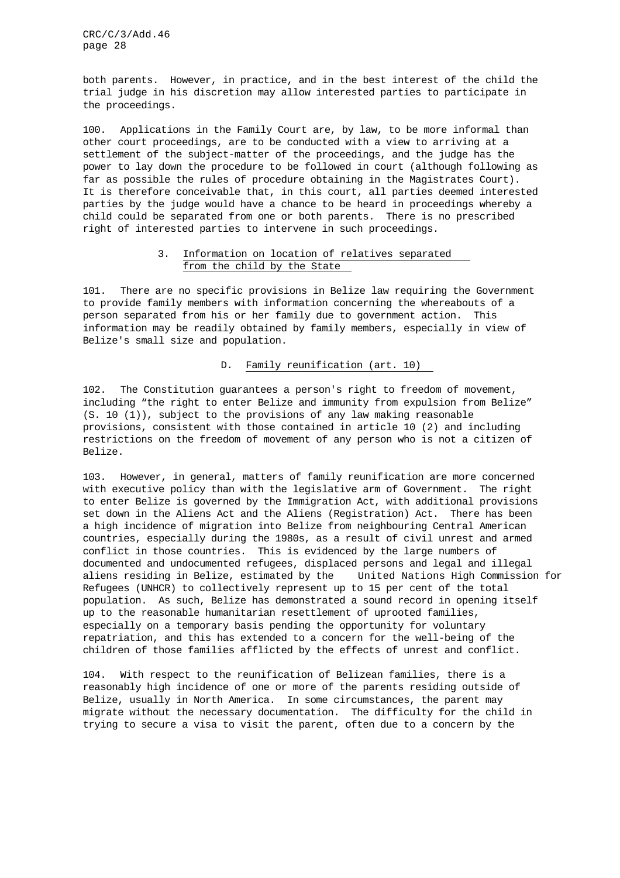both parents. However, in practice, and in the best interest of the child the trial judge in his discretion may allow interested parties to participate in the proceedings.

100. Applications in the Family Court are, by law, to be more informal than other court proceedings, are to be conducted with a view to arriving at a settlement of the subject-matter of the proceedings, and the judge has the power to lay down the procedure to be followed in court (although following as far as possible the rules of procedure obtaining in the Magistrates Court). It is therefore conceivable that, in this court, all parties deemed interested parties by the judge would have a chance to be heard in proceedings whereby a child could be separated from one or both parents. There is no prescribed right of interested parties to intervene in such proceedings.

### 3. Information on location of relatives separated from the child by the State

101. There are no specific provisions in Belize law requiring the Government to provide family members with information concerning the whereabouts of a person separated from his or her family due to government action. This information may be readily obtained by family members, especially in view of Belize's small size and population.

## D. Family reunification (art. 10)

102. The Constitution guarantees a person's right to freedom of movement, including "the right to enter Belize and immunity from expulsion from Belize" (S. 10 (1)), subject to the provisions of any law making reasonable provisions, consistent with those contained in article 10 (2) and including restrictions on the freedom of movement of any person who is not a citizen of Belize.

103. However, in general, matters of family reunification are more concerned with executive policy than with the legislative arm of Government. The right to enter Belize is governed by the Immigration Act, with additional provisions set down in the Aliens Act and the Aliens (Registration) Act. There has been a high incidence of migration into Belize from neighbouring Central American countries, especially during the 1980s, as a result of civil unrest and armed conflict in those countries. This is evidenced by the large numbers of documented and undocumented refugees, displaced persons and legal and illegal aliens residing in Belize, estimated by the United Nations High Commission for Refugees (UNHCR) to collectively represent up to 15 per cent of the total population. As such, Belize has demonstrated a sound record in opening itself up to the reasonable humanitarian resettlement of uprooted families, especially on a temporary basis pending the opportunity for voluntary repatriation, and this has extended to a concern for the well-being of the children of those families afflicted by the effects of unrest and conflict.

104. With respect to the reunification of Belizean families, there is a reasonably high incidence of one or more of the parents residing outside of Belize, usually in North America. In some circumstances, the parent may migrate without the necessary documentation. The difficulty for the child in trying to secure a visa to visit the parent, often due to a concern by the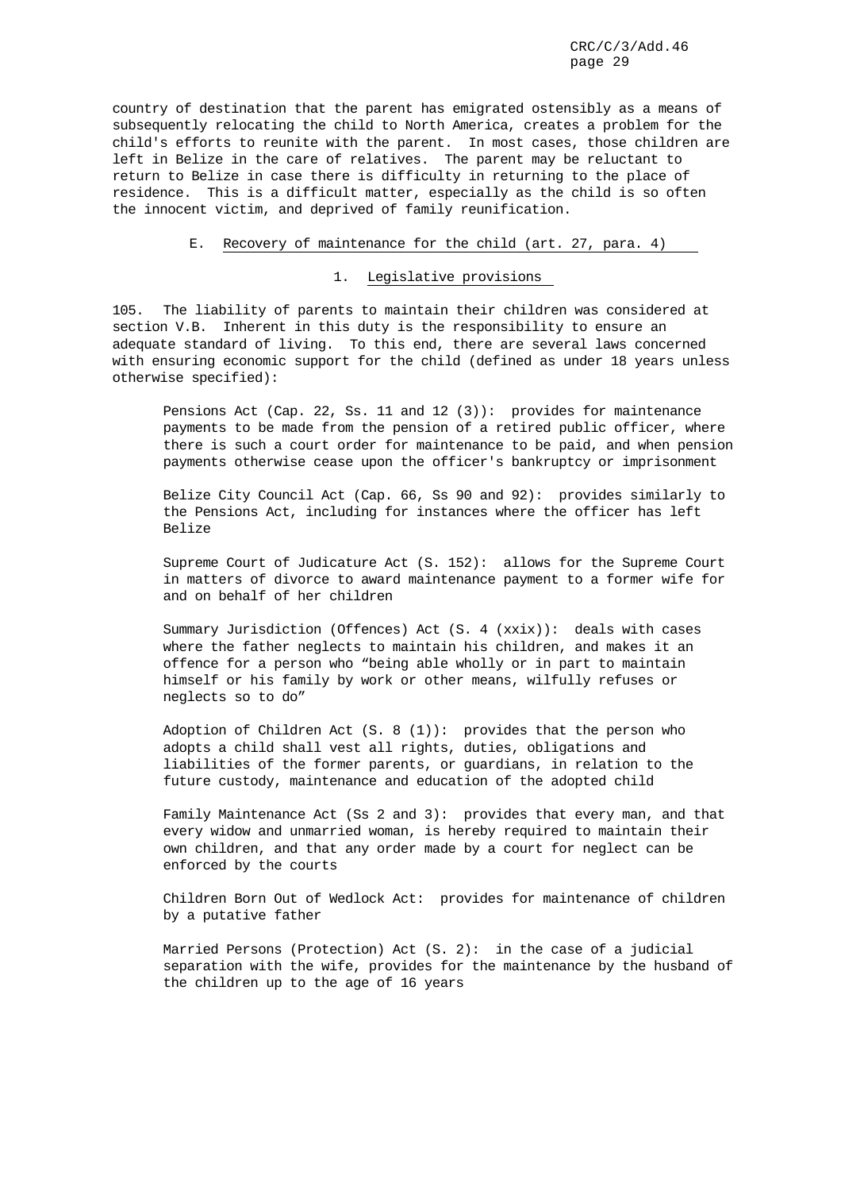country of destination that the parent has emigrated ostensibly as a means of subsequently relocating the child to North America, creates a problem for the child's efforts to reunite with the parent. In most cases, those children are left in Belize in the care of relatives. The parent may be reluctant to return to Belize in case there is difficulty in returning to the place of residence. This is a difficult matter, especially as the child is so often the innocent victim, and deprived of family reunification.

### E. Recovery of maintenance for the child (art. 27, para. 4)

#### 1. Legislative provisions

105. The liability of parents to maintain their children was considered at section V.B. Inherent in this duty is the responsibility to ensure an adequate standard of living. To this end, there are several laws concerned with ensuring economic support for the child (defined as under 18 years unless otherwise specified):

Pensions Act (Cap. 22, Ss. 11 and 12 (3)): provides for maintenance payments to be made from the pension of a retired public officer, where there is such a court order for maintenance to be paid, and when pension payments otherwise cease upon the officer's bankruptcy or imprisonment

Belize City Council Act (Cap. 66, Ss 90 and 92): provides similarly to the Pensions Act, including for instances where the officer has left Belize

Supreme Court of Judicature Act (S. 152): allows for the Supreme Court in matters of divorce to award maintenance payment to a former wife for and on behalf of her children

Summary Jurisdiction (Offences) Act (S. 4 (xxix)): deals with cases where the father neglects to maintain his children, and makes it an offence for a person who "being able wholly or in part to maintain himself or his family by work or other means, wilfully refuses or neglects so to do"

Adoption of Children Act (S. 8 (1)): provides that the person who adopts a child shall vest all rights, duties, obligations and liabilities of the former parents, or guardians, in relation to the future custody, maintenance and education of the adopted child

Family Maintenance Act (Ss 2 and 3): provides that every man, and that every widow and unmarried woman, is hereby required to maintain their own children, and that any order made by a court for neglect can be enforced by the courts

Children Born Out of Wedlock Act: provides for maintenance of children by a putative father

Married Persons (Protection) Act (S. 2): in the case of a judicial separation with the wife, provides for the maintenance by the husband of the children up to the age of 16 years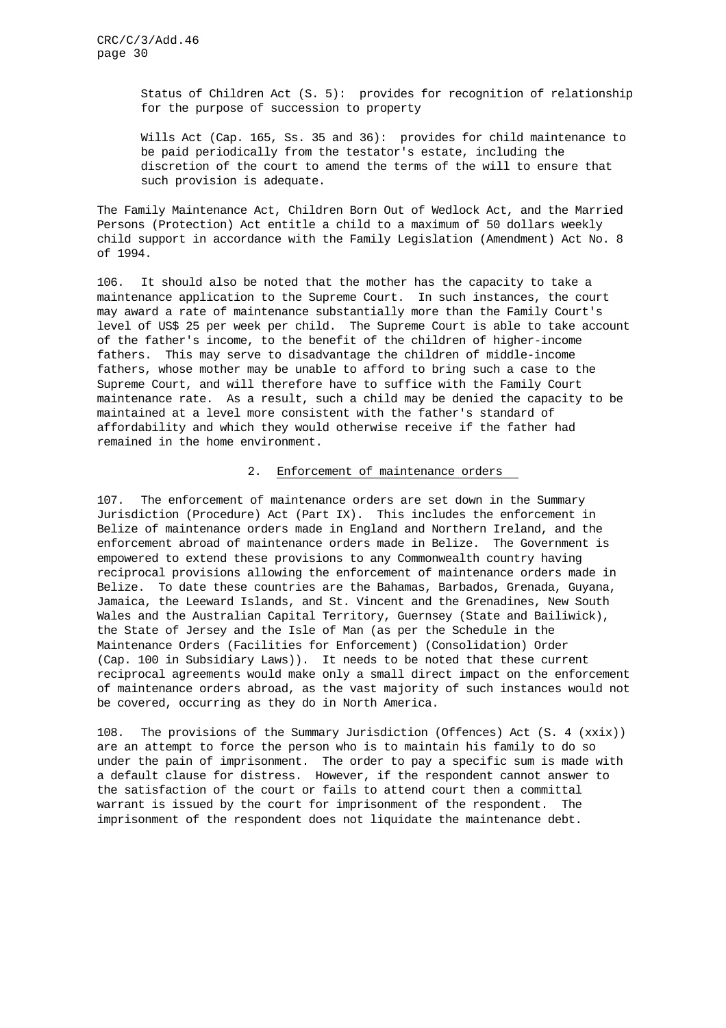Status of Children Act (S. 5): provides for recognition of relationship for the purpose of succession to property

Wills Act (Cap. 165, Ss. 35 and 36): provides for child maintenance to be paid periodically from the testator's estate, including the discretion of the court to amend the terms of the will to ensure that such provision is adequate.

The Family Maintenance Act, Children Born Out of Wedlock Act, and the Married Persons (Protection) Act entitle a child to a maximum of 50 dollars weekly child support in accordance with the Family Legislation (Amendment) Act No. 8 of 1994.

106. It should also be noted that the mother has the capacity to take a maintenance application to the Supreme Court. In such instances, the court may award a rate of maintenance substantially more than the Family Court's level of US$ 25 per week per child. The Supreme Court is able to take account of the father's income, to the benefit of the children of higher-income fathers. This may serve to disadvantage the children of middle-income fathers, whose mother may be unable to afford to bring such a case to the Supreme Court, and will therefore have to suffice with the Family Court maintenance rate. As a result, such a child may be denied the capacity to be maintained at a level more consistent with the father's standard of affordability and which they would otherwise receive if the father had remained in the home environment.

### 2. Enforcement of maintenance orders

107. The enforcement of maintenance orders are set down in the Summary Jurisdiction (Procedure) Act (Part IX). This includes the enforcement in Belize of maintenance orders made in England and Northern Ireland, and the enforcement abroad of maintenance orders made in Belize. The Government is empowered to extend these provisions to any Commonwealth country having reciprocal provisions allowing the enforcement of maintenance orders made in Belize. To date these countries are the Bahamas, Barbados, Grenada, Guyana, Jamaica, the Leeward Islands, and St. Vincent and the Grenadines, New South Wales and the Australian Capital Territory, Guernsey (State and Bailiwick), the State of Jersey and the Isle of Man (as per the Schedule in the Maintenance Orders (Facilities for Enforcement) (Consolidation) Order (Cap. 100 in Subsidiary Laws)). It needs to be noted that these current reciprocal agreements would make only a small direct impact on the enforcement of maintenance orders abroad, as the vast majority of such instances would not be covered, occurring as they do in North America.

108. The provisions of the Summary Jurisdiction (Offences) Act (S. 4 (xxix)) are an attempt to force the person who is to maintain his family to do so under the pain of imprisonment. The order to pay a specific sum is made with a default clause for distress. However, if the respondent cannot answer to the satisfaction of the court or fails to attend court then a committal warrant is issued by the court for imprisonment of the respondent. The imprisonment of the respondent does not liquidate the maintenance debt.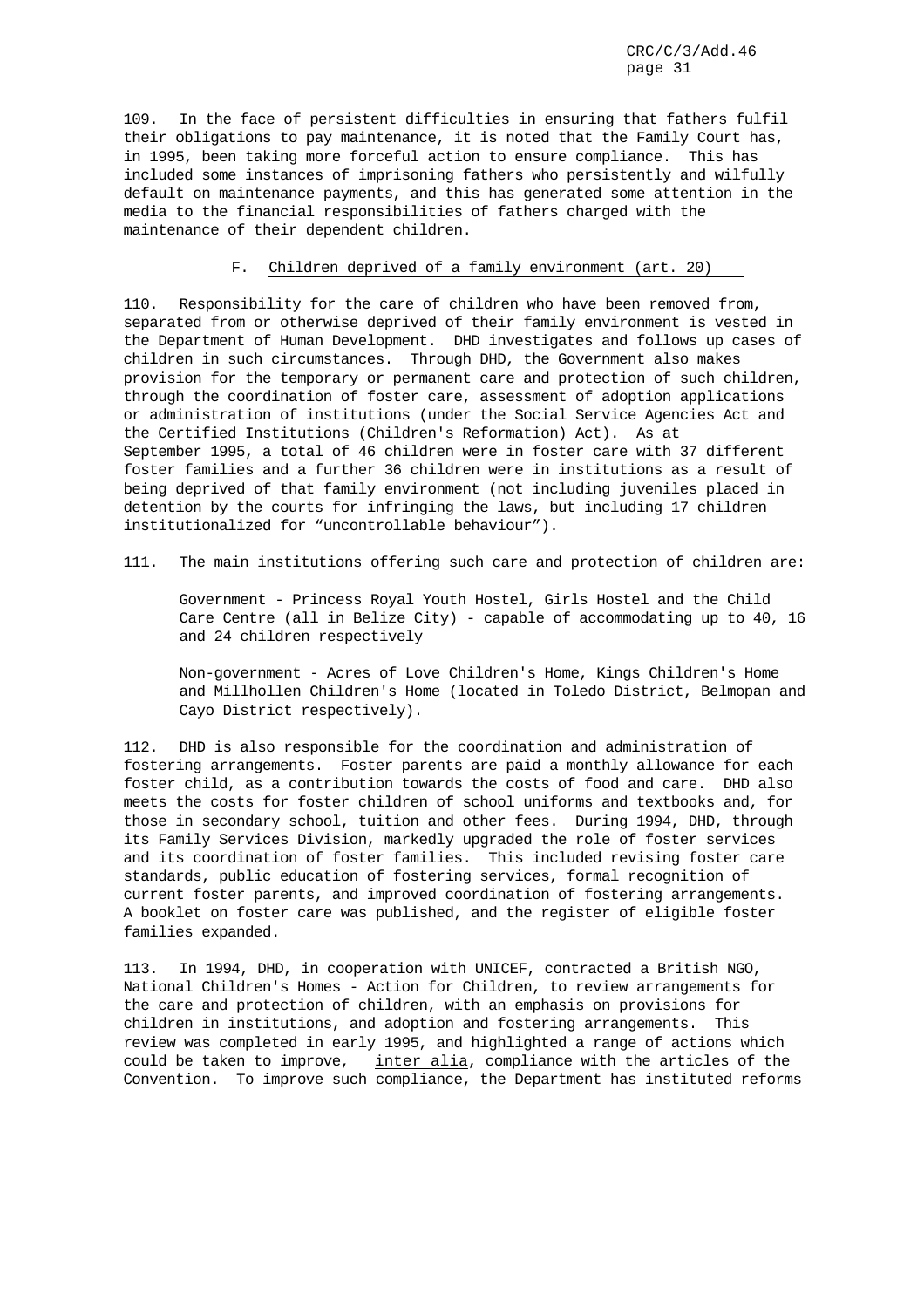109. In the face of persistent difficulties in ensuring that fathers fulfil their obligations to pay maintenance, it is noted that the Family Court has, in 1995, been taking more forceful action to ensure compliance. This has included some instances of imprisoning fathers who persistently and wilfully default on maintenance payments, and this has generated some attention in the media to the financial responsibilities of fathers charged with the maintenance of their dependent children.

### F. Children deprived of a family environment (art. 20)

110. Responsibility for the care of children who have been removed from, separated from or otherwise deprived of their family environment is vested in the Department of Human Development. DHD investigates and follows up cases of children in such circumstances. Through DHD, the Government also makes provision for the temporary or permanent care and protection of such children, through the coordination of foster care, assessment of adoption applications or administration of institutions (under the Social Service Agencies Act and the Certified Institutions (Children's Reformation) Act). As at September 1995, a total of 46 children were in foster care with 37 different foster families and a further 36 children were in institutions as a result of being deprived of that family environment (not including juveniles placed in detention by the courts for infringing the laws, but including 17 children institutionalized for "uncontrollable behaviour").

111. The main institutions offering such care and protection of children are:

Government - Princess Royal Youth Hostel, Girls Hostel and the Child Care Centre (all in Belize City) - capable of accommodating up to 40, 16 and 24 children respectively

Non-government - Acres of Love Children's Home, Kings Children's Home and Millhollen Children's Home (located in Toledo District, Belmopan and Cayo District respectively).

112. DHD is also responsible for the coordination and administration of fostering arrangements. Foster parents are paid a monthly allowance for each foster child, as a contribution towards the costs of food and care. DHD also meets the costs for foster children of school uniforms and textbooks and, for those in secondary school, tuition and other fees. During 1994, DHD, through its Family Services Division, markedly upgraded the role of foster services and its coordination of foster families. This included revising foster care standards, public education of fostering services, formal recognition of current foster parents, and improved coordination of fostering arrangements. A booklet on foster care was published, and the register of eligible foster families expanded.

113. In 1994, DHD, in cooperation with UNICEF, contracted a British NGO, National Children's Homes - Action for Children, to review arrangements for the care and protection of children, with an emphasis on provisions for children in institutions, and adoption and fostering arrangements. This review was completed in early 1995, and highlighted a range of actions which could be taken to improve, *inter alia*, compliance with the articles of the Convention. To improve such compliance, the Department has instituted reforms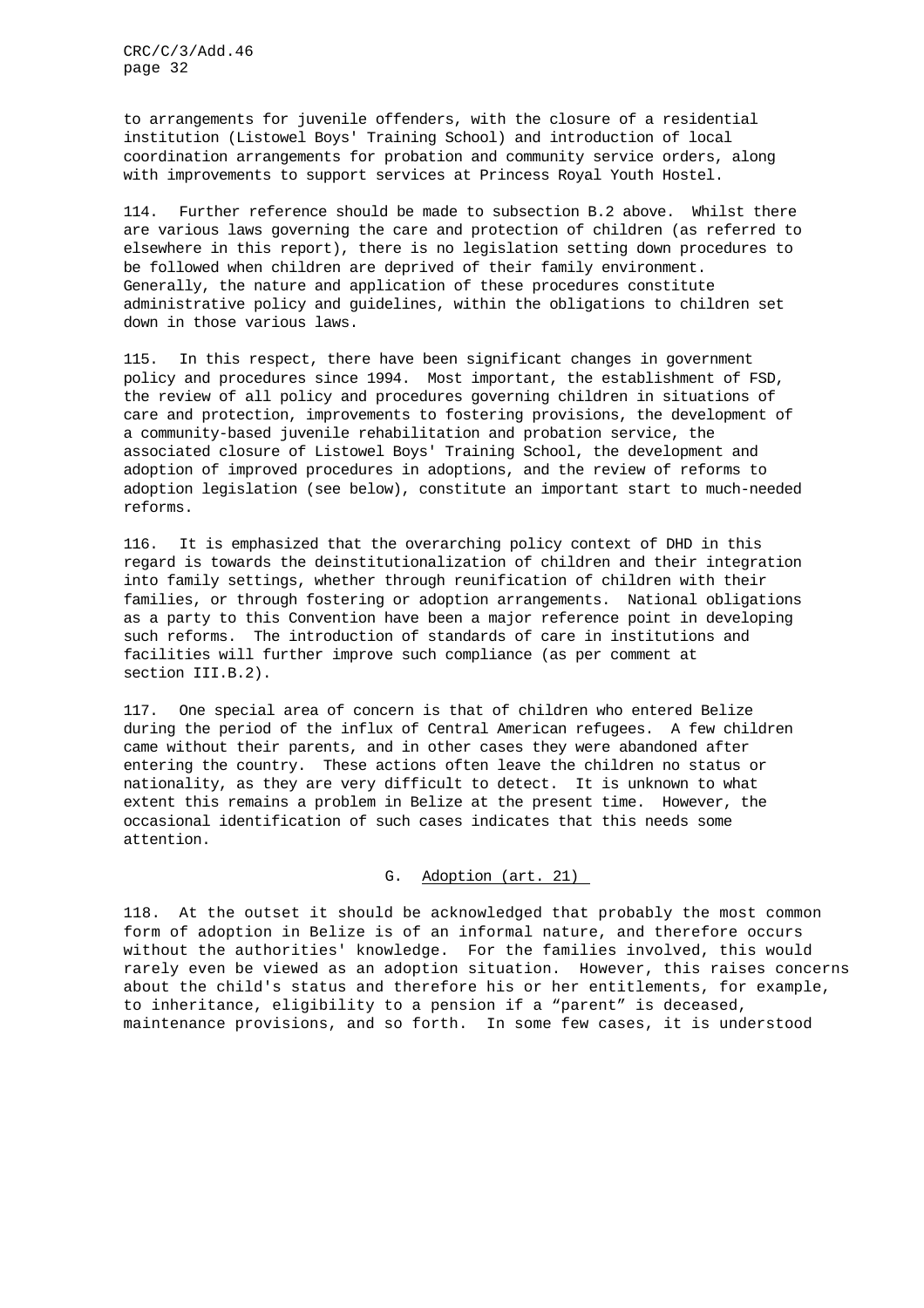to arrangements for juvenile offenders, with the closure of a residential institution (Listowel Boys' Training School) and introduction of local coordination arrangements for probation and community service orders, along with improvements to support services at Princess Royal Youth Hostel.

114. Further reference should be made to subsection B.2 above. Whilst there are various laws governing the care and protection of children (as referred to elsewhere in this report), there is no legislation setting down procedures to be followed when children are deprived of their family environment. Generally, the nature and application of these procedures constitute administrative policy and guidelines, within the obligations to children set down in those various laws.

115. In this respect, there have been significant changes in government policy and procedures since 1994. Most important, the establishment of FSD, the review of all policy and procedures governing children in situations of care and protection, improvements to fostering provisions, the development of a community-based juvenile rehabilitation and probation service, the associated closure of Listowel Boys' Training School, the development and adoption of improved procedures in adoptions, and the review of reforms to adoption legislation (see below), constitute an important start to much-needed reforms.

116. It is emphasized that the overarching policy context of DHD in this regard is towards the deinstitutionalization of children and their integration into family settings, whether through reunification of children with their families, or through fostering or adoption arrangements. National obligations as a party to this Convention have been a major reference point in developing such reforms. The introduction of standards of care in institutions and facilities will further improve such compliance (as per comment at section III.B.2).

117. One special area of concern is that of children who entered Belize during the period of the influx of Central American refugees. A few children came without their parents, and in other cases they were abandoned after entering the country. These actions often leave the children no status or nationality, as they are very difficult to detect. It is unknown to what extent this remains a problem in Belize at the present time. However, the occasional identification of such cases indicates that this needs some attention.

## G. Adoption (art. 21)

118. At the outset it should be acknowledged that probably the most common form of adoption in Belize is of an informal nature, and therefore occurs without the authorities' knowledge. For the families involved, this would rarely even be viewed as an adoption situation. However, this raises concerns about the child's status and therefore his or her entitlements, for example, to inheritance, eligibility to a pension if a "parent" is deceased, maintenance provisions, and so forth. In some few cases, it is understood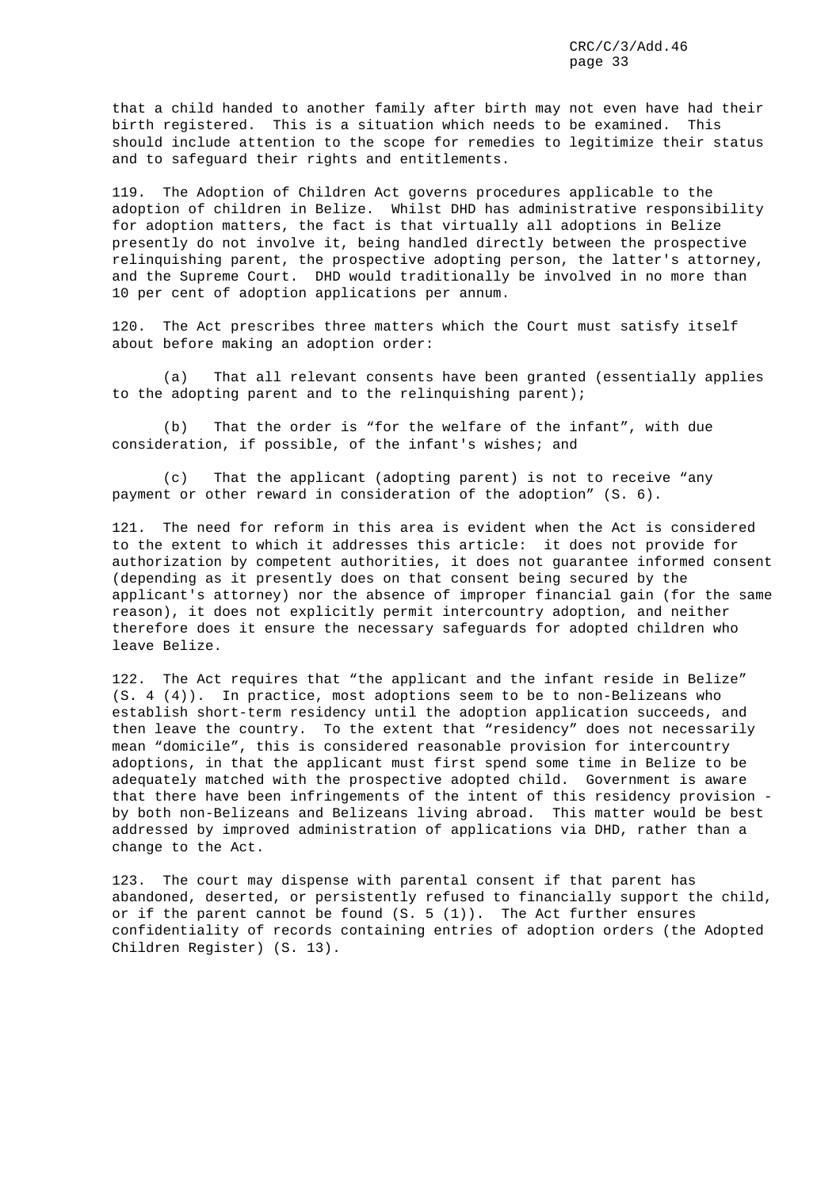that a child handed to another family after birth may not even have had their birth registered. This is a situation which needs to be examined. This should include attention to the scope for remedies to legitimize their status and to safeguard their rights and entitlements.

119. The Adoption of Children Act governs procedures applicable to the adoption of children in Belize. Whilst DHD has administrative responsibility for adoption matters, the fact is that virtually all adoptions in Belize presently do not involve it, being handled directly between the prospective relinquishing parent, the prospective adopting person, the latter's attorney, and the Supreme Court. DHD would traditionally be involved in no more than 10 per cent of adoption applications per annum.

120. The Act prescribes three matters which the Court must satisfy itself about before making an adoption order:

(a) That all relevant consents have been granted (essentially applies to the adopting parent and to the relinquishing parent);

(b) That the order is "for the welfare of the infant", with due consideration, if possible, of the infant's wishes; and

(c) That the applicant (adopting parent) is not to receive "any payment or other reward in consideration of the adoption" (S. 6).

121. The need for reform in this area is evident when the Act is considered to the extent to which it addresses this article: it does not provide for authorization by competent authorities, it does not guarantee informed consent (depending as it presently does on that consent being secured by the applicant's attorney) nor the absence of improper financial gain (for the same reason), it does not explicitly permit intercountry adoption, and neither therefore does it ensure the necessary safeguards for adopted children who leave Belize.

122. The Act requires that "the applicant and the infant reside in Belize" (S. 4 (4)). In practice, most adoptions seem to be to non-Belizeans who establish short-term residency until the adoption application succeeds, and then leave the country. To the extent that "residency" does not necessarily mean "domicile", this is considered reasonable provision for intercountry adoptions, in that the applicant must first spend some time in Belize to be adequately matched with the prospective adopted child. Government is aware that there have been infringements of the intent of this residency provision - by both non-Belizeans and Belizeans living abroad. This matter would be best addressed by improved administration of applications via DHD, rather than a change to the Act.

123. The court may dispense with parental consent if that parent has abandoned, deserted, or persistently refused to financially support the child, or if the parent cannot be found (S. 5 (1)). The Act further ensures confidentiality of records containing entries of adoption orders (the Adopted Children Register) (S. 13).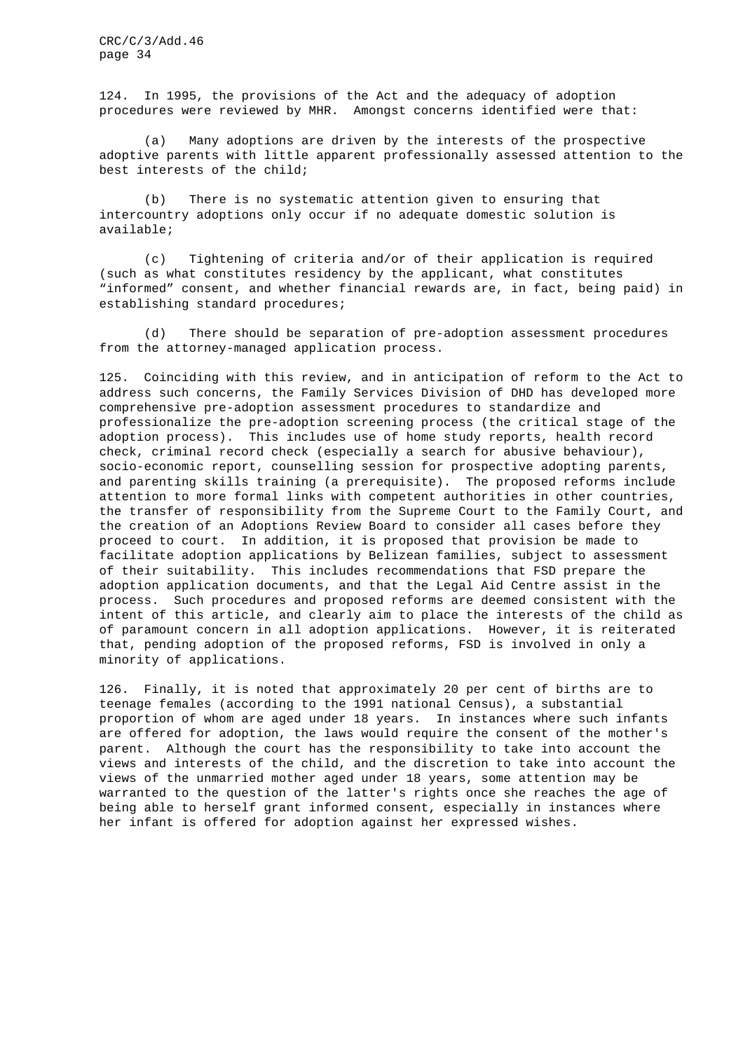124. In 1995, the provisions of the Act and the adequacy of adoption procedures were reviewed by MHR. Amongst concerns identified were that:

(a) Many adoptions are driven by the interests of the prospective adoptive parents with little apparent professionally assessed attention to the best interests of the child;

(b) There is no systematic attention given to ensuring that intercountry adoptions only occur if no adequate domestic solution is available;

(c) Tightening of criteria and/or of their application is required (such as what constitutes residency by the applicant, what constitutes "informed" consent, and whether financial rewards are, in fact, being paid) in establishing standard procedures;

(d) There should be separation of pre-adoption assessment procedures from the attorney-managed application process.

125. Coinciding with this review, and in anticipation of reform to the Act to address such concerns, the Family Services Division of DHD has developed more comprehensive pre-adoption assessment procedures to standardize and professionalize the pre-adoption screening process (the critical stage of the adoption process). This includes use of home study reports, health record check, criminal record check (especially a search for abusive behaviour), socio-economic report, counselling session for prospective adopting parents, and parenting skills training (a prerequisite). The proposed reforms include attention to more formal links with competent authorities in other countries, the transfer of responsibility from the Supreme Court to the Family Court, and the creation of an Adoptions Review Board to consider all cases before they proceed to court. In addition, it is proposed that provision be made to facilitate adoption applications by Belizean families, subject to assessment of their suitability. This includes recommendations that FSD prepare the adoption application documents, and that the Legal Aid Centre assist in the process. Such procedures and proposed reforms are deemed consistent with the intent of this article, and clearly aim to place the interests of the child as of paramount concern in all adoption applications. However, it is reiterated that, pending adoption of the proposed reforms, FSD is involved in only a minority of applications.

126. Finally, it is noted that approximately 20 per cent of births are to teenage females (according to the 1991 national Census), a substantial proportion of whom are aged under 18 years. In instances where such infants are offered for adoption, the laws would require the consent of the mother's parent. Although the court has the responsibility to take into account the views and interests of the child, and the discretion to take into account the views of the unmarried mother aged under 18 years, some attention may be warranted to the question of the latter's rights once she reaches the age of being able to herself grant informed consent, especially in instances where her infant is offered for adoption against her expressed wishes.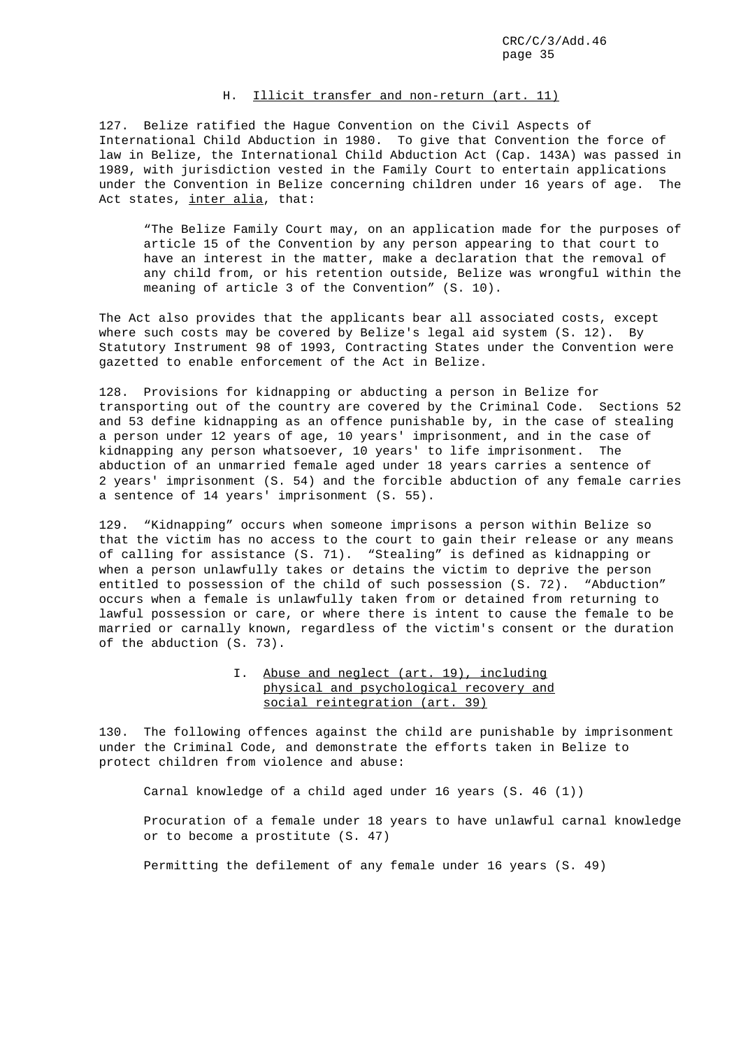### H. Illicit transfer and non-return (art. 11)

127. Belize ratified the Hague Convention on the Civil Aspects of International Child Abduction in 1980. To give that Convention the force of law in Belize, the International Child Abduction Act (Cap. 143A) was passed in 1989, with jurisdiction vested in the Family Court to entertain applications under the Convention in Belize concerning children under 16 years of age. The Act states, *inter alia*, that:

> "The Belize Family Court may, on an application made for the purposes of article 15 of the Convention by any person appearing to that court to have an interest in the matter, make a declaration that the removal of any child from, or his retention outside, Belize was wrongful within the meaning of article 3 of the Convention" (S. 10).

The Act also provides that the applicants bear all associated costs, except where such costs may be covered by Belize's legal aid system (S. 12). By Statutory Instrument 98 of 1993, Contracting States under the Convention were gazetted to enable enforcement of the Act in Belize.

128. Provisions for kidnapping or abducting a person in Belize for transporting out of the country are covered by the Criminal Code. Sections 52 and 53 define kidnapping as an offence punishable by, in the case of stealing a person under 12 years of age, 10 years' imprisonment, and in the case of kidnapping any person whatsoever, 10 years' to life imprisonment. The abduction of an unmarried female aged under 18 years carries a sentence of 2 years' imprisonment (S. 54) and the forcible abduction of any female carries a sentence of 14 years' imprisonment (S. 55).

129. "Kidnapping" occurs when someone imprisons a person within Belize so that the victim has no access to the court to gain their release or any means of calling for assistance (S. 71). "Stealing" is defined as kidnapping or when a person unlawfully takes or detains the victim to deprive the person entitled to possession of the child of such possession (S. 72). "Abduction" occurs when a female is unlawfully taken from or detained from returning to lawful possession or care, or where there is intent to cause the female to be married or carnally known, regardless of the victim's consent or the duration of the abduction (S. 73).

### I. Abuse and neglect (art. 19), including physical and psychological recovery and social reintegration (art. 39)

130. The following offences against the child are punishable by imprisonment under the Criminal Code, and demonstrate the efforts taken in Belize to protect children from violence and abuse:

Carnal knowledge of a child aged under 16 years (S. 46 (1))

Procuration of a female under 18 years to have unlawful carnal knowledge or to become a prostitute (S. 47)

Permitting the defilement of any female under 16 years (S. 49)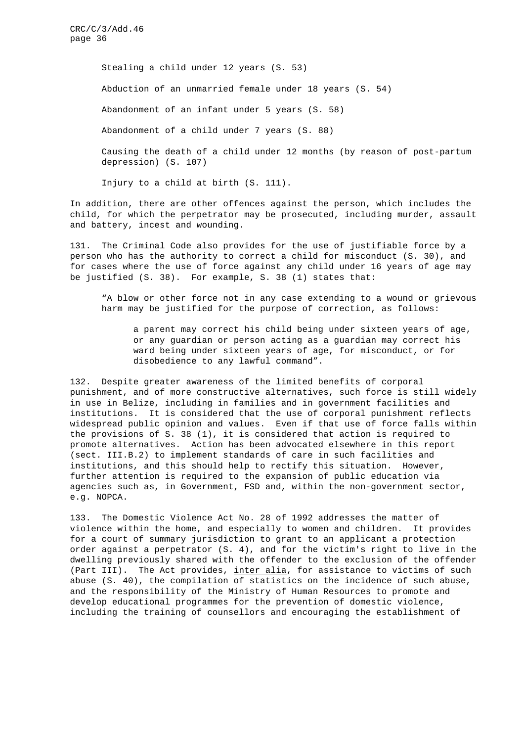Stealing a child under 12 years (S. 53)

Abduction of an unmarried female under 18 years (S. 54)

Abandonment of an infant under 5 years (S. 58)

Abandonment of a child under 7 years (S. 88)

Causing the death of a child under 12 months (by reason of post-partum depression) (S. 107)

Injury to a child at birth (S. 111).

In addition, there are other offences against the person, which includes the child, for which the perpetrator may be prosecuted, including murder, assault and battery, incest and wounding.

131. The Criminal Code also provides for the use of justifiable force by a person who has the authority to correct a child for misconduct (S. 30), and for cases where the use of force against any child under 16 years of age may be justified (S. 38). For example, S. 38 (1) states that:

> "A blow or other force not in any case extending to a wound or grievous harm may be justified for the purpose of correction, as follows:
>
> > a parent may correct his child being under sixteen years of age, or any guardian or person acting as a guardian may correct his ward being under sixteen years of age, for misconduct, or for disobedience to any lawful command".

132. Despite greater awareness of the limited benefits of corporal punishment, and of more constructive alternatives, such force is still widely in use in Belize, including in families and in government facilities and institutions. It is considered that the use of corporal punishment reflects widespread public opinion and values. Even if that use of force falls within the provisions of S. 38 (1), it is considered that action is required to promote alternatives. Action has been advocated elsewhere in this report (sect. III.B.2) to implement standards of care in such facilities and institutions, and this should help to rectify this situation. However, further attention is required to the expansion of public education via agencies such as, in Government, FSD and, within the non-government sector, e.g. NOPCA.

133. The Domestic Violence Act No. 28 of 1992 addresses the matter of violence within the home, and especially to women and children. It provides for a court of summary jurisdiction to grant to an applicant a protection order against a perpetrator (S. 4), and for the victim's right to live in the dwelling previously shared with the offender to the exclusion of the offender (Part III). The Act provides, inter alia, for assistance to victims of such abuse (S. 40), the compilation of statistics on the incidence of such abuse, and the responsibility of the Ministry of Human Resources to promote and develop educational programmes for the prevention of domestic violence, including the training of counsellors and encouraging the establishment of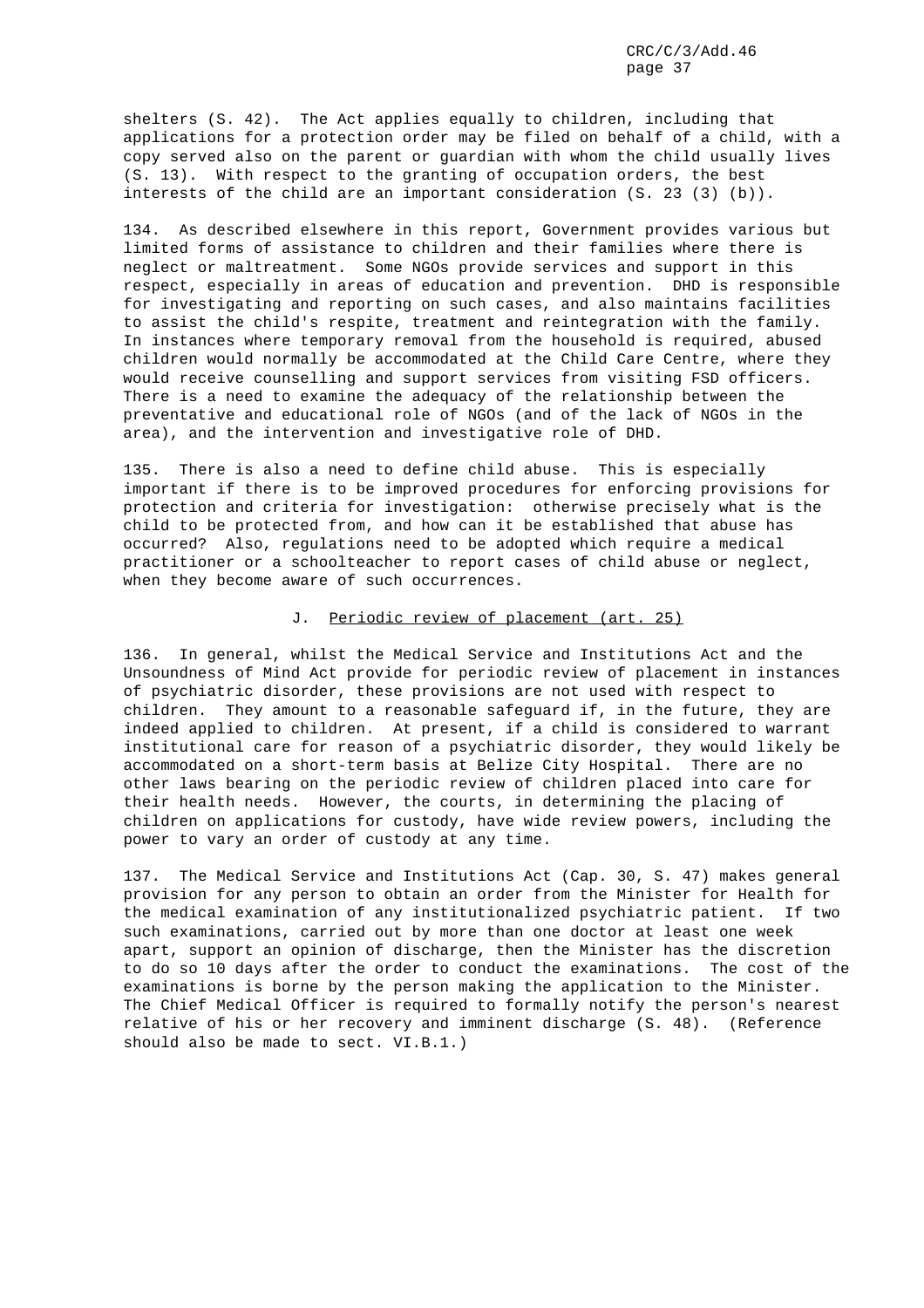shelters (S. 42). The Act applies equally to children, including that applications for a protection order may be filed on behalf of a child, with a copy served also on the parent or guardian with whom the child usually lives (S. 13). With respect to the granting of occupation orders, the best interests of the child are an important consideration (S. 23 (3) (b)).

134. As described elsewhere in this report, Government provides various but limited forms of assistance to children and their families where there is neglect or maltreatment. Some NGOs provide services and support in this respect, especially in areas of education and prevention. DHD is responsible for investigating and reporting on such cases, and also maintains facilities to assist the child's respite, treatment and reintegration with the family. In instances where temporary removal from the household is required, abused children would normally be accommodated at the Child Care Centre, where they would receive counselling and support services from visiting FSD officers. There is a need to examine the adequacy of the relationship between the preventative and educational role of NGOs (and of the lack of NGOs in the area), and the intervention and investigative role of DHD.

135. There is also a need to define child abuse. This is especially important if there is to be improved procedures for enforcing provisions for protection and criteria for investigation: otherwise precisely what is the child to be protected from, and how can it be established that abuse has occurred? Also, regulations need to be adopted which require a medical practitioner or a schoolteacher to report cases of child abuse or neglect, when they become aware of such occurrences.

## J. Periodic review of placement (art. 25)

136. In general, whilst the Medical Service and Institutions Act and the Unsoundness of Mind Act provide for periodic review of placement in instances of psychiatric disorder, these provisions are not used with respect to children. They amount to a reasonable safeguard if, in the future, they are indeed applied to children. At present, if a child is considered to warrant institutional care for reason of a psychiatric disorder, they would likely be accommodated on a short-term basis at Belize City Hospital. There are no other laws bearing on the periodic review of children placed into care for their health needs. However, the courts, in determining the placing of children on applications for custody, have wide review powers, including the power to vary an order of custody at any time.

137. The Medical Service and Institutions Act (Cap. 30, S. 47) makes general provision for any person to obtain an order from the Minister for Health for the medical examination of any institutionalized psychiatric patient. If two such examinations, carried out by more than one doctor at least one week apart, support an opinion of discharge, then the Minister has the discretion to do so 10 days after the order to conduct the examinations. The cost of the examinations is borne by the person making the application to the Minister. The Chief Medical Officer is required to formally notify the person's nearest relative of his or her recovery and imminent discharge (S. 48). (Reference should also be made to sect. VI.B.1.)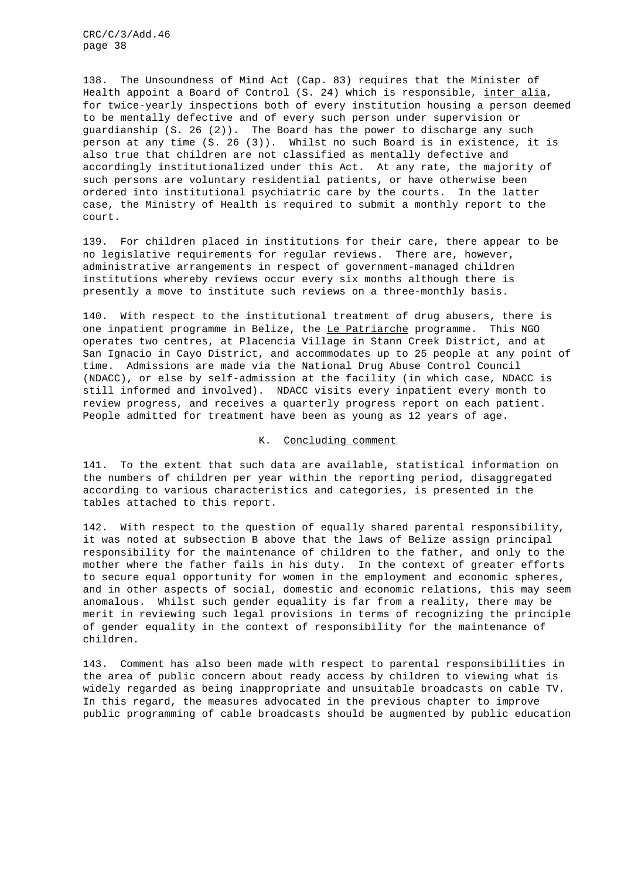138. The Unsoundness of Mind Act (Cap. 83) requires that the Minister of Health appoint a Board of Control (S. 24) which is responsible, *inter alia*, for twice-yearly inspections both of every institution housing a person deemed to be mentally defective and of every such person under supervision or guardianship (S. 26 (2)). The Board has the power to discharge any such person at any time (S. 26 (3)). Whilst no such Board is in existence, it is also true that children are not classified as mentally defective and accordingly institutionalized under this Act. At any rate, the majority of such persons are voluntary residential patients, or have otherwise been ordered into institutional psychiatric care by the courts. In the latter case, the Ministry of Health is required to submit a monthly report to the court.

139. For children placed in institutions for their care, there appear to be no legislative requirements for regular reviews. There are, however, administrative arrangements in respect of government-managed children institutions whereby reviews occur every six months although there is presently a move to institute such reviews on a three-monthly basis.

140. With respect to the institutional treatment of drug abusers, there is one inpatient programme in Belize, the *Le Patriarche* programme. This NGO operates two centres, at Placencia Village in Stann Creek District, and at San Ignacio in Cayo District, and accommodates up to 25 people at any point of time. Admissions are made via the National Drug Abuse Control Council (NDACC), or else by self-admission at the facility (in which case, NDACC is still informed and involved). NDACC visits every inpatient every month to review progress, and receives a quarterly progress report on each patient. People admitted for treatment have been as young as 12 years of age.

## K. Concluding comment

141. To the extent that such data are available, statistical information on the numbers of children per year within the reporting period, disaggregated according to various characteristics and categories, is presented in the tables attached to this report.

142. With respect to the question of equally shared parental responsibility, it was noted at subsection B above that the laws of Belize assign principal responsibility for the maintenance of children to the father, and only to the mother where the father fails in his duty. In the context of greater efforts to secure equal opportunity for women in the employment and economic spheres, and in other aspects of social, domestic and economic relations, this may seem anomalous. Whilst such gender equality is far from a reality, there may be merit in reviewing such legal provisions in terms of recognizing the principle of gender equality in the context of responsibility for the maintenance of children.

143. Comment has also been made with respect to parental responsibilities in the area of public concern about ready access by children to viewing what is widely regarded as being inappropriate and unsuitable broadcasts on cable TV. In this regard, the measures advocated in the previous chapter to improve public programming of cable broadcasts should be augmented by public education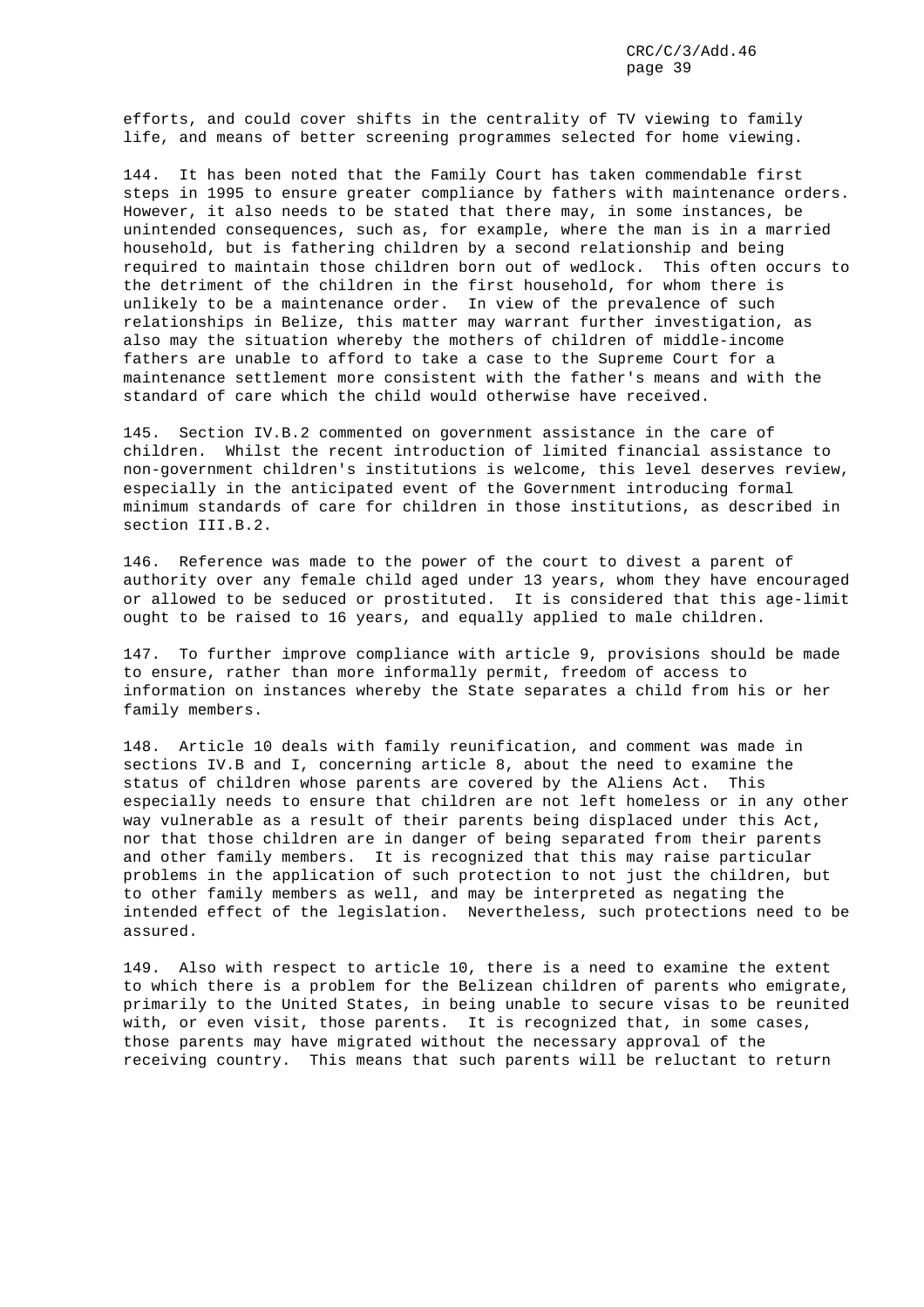efforts, and could cover shifts in the centrality of TV viewing to family life, and means of better screening programmes selected for home viewing.

144. It has been noted that the Family Court has taken commendable first steps in 1995 to ensure greater compliance by fathers with maintenance orders. However, it also needs to be stated that there may, in some instances, be unintended consequences, such as, for example, where the man is in a married household, but is fathering children by a second relationship and being required to maintain those children born out of wedlock. This often occurs to the detriment of the children in the first household, for whom there is unlikely to be a maintenance order. In view of the prevalence of such relationships in Belize, this matter may warrant further investigation, as also may the situation whereby the mothers of children of middle-income fathers are unable to afford to take a case to the Supreme Court for a maintenance settlement more consistent with the father's means and with the standard of care which the child would otherwise have received.

145. Section IV.B.2 commented on government assistance in the care of children. Whilst the recent introduction of limited financial assistance to non-government children's institutions is welcome, this level deserves review, especially in the anticipated event of the Government introducing formal minimum standards of care for children in those institutions, as described in section III.B.2.

146. Reference was made to the power of the court to divest a parent of authority over any female child aged under 13 years, whom they have encouraged or allowed to be seduced or prostituted. It is considered that this age-limit ought to be raised to 16 years, and equally applied to male children.

147. To further improve compliance with article 9, provisions should be made to ensure, rather than more informally permit, freedom of access to information on instances whereby the State separates a child from his or her family members.

148. Article 10 deals with family reunification, and comment was made in sections IV.B and I, concerning article 8, about the need to examine the status of children whose parents are covered by the Aliens Act. This especially needs to ensure that children are not left homeless or in any other way vulnerable as a result of their parents being displaced under this Act, nor that those children are in danger of being separated from their parents and other family members. It is recognized that this may raise particular problems in the application of such protection to not just the children, but to other family members as well, and may be interpreted as negating the intended effect of the legislation. Nevertheless, such protections need to be assured.

149. Also with respect to article 10, there is a need to examine the extent to which there is a problem for the Belizean children of parents who emigrate, primarily to the United States, in being unable to secure visas to be reunited with, or even visit, those parents. It is recognized that, in some cases, those parents may have migrated without the necessary approval of the receiving country. This means that such parents will be reluctant to return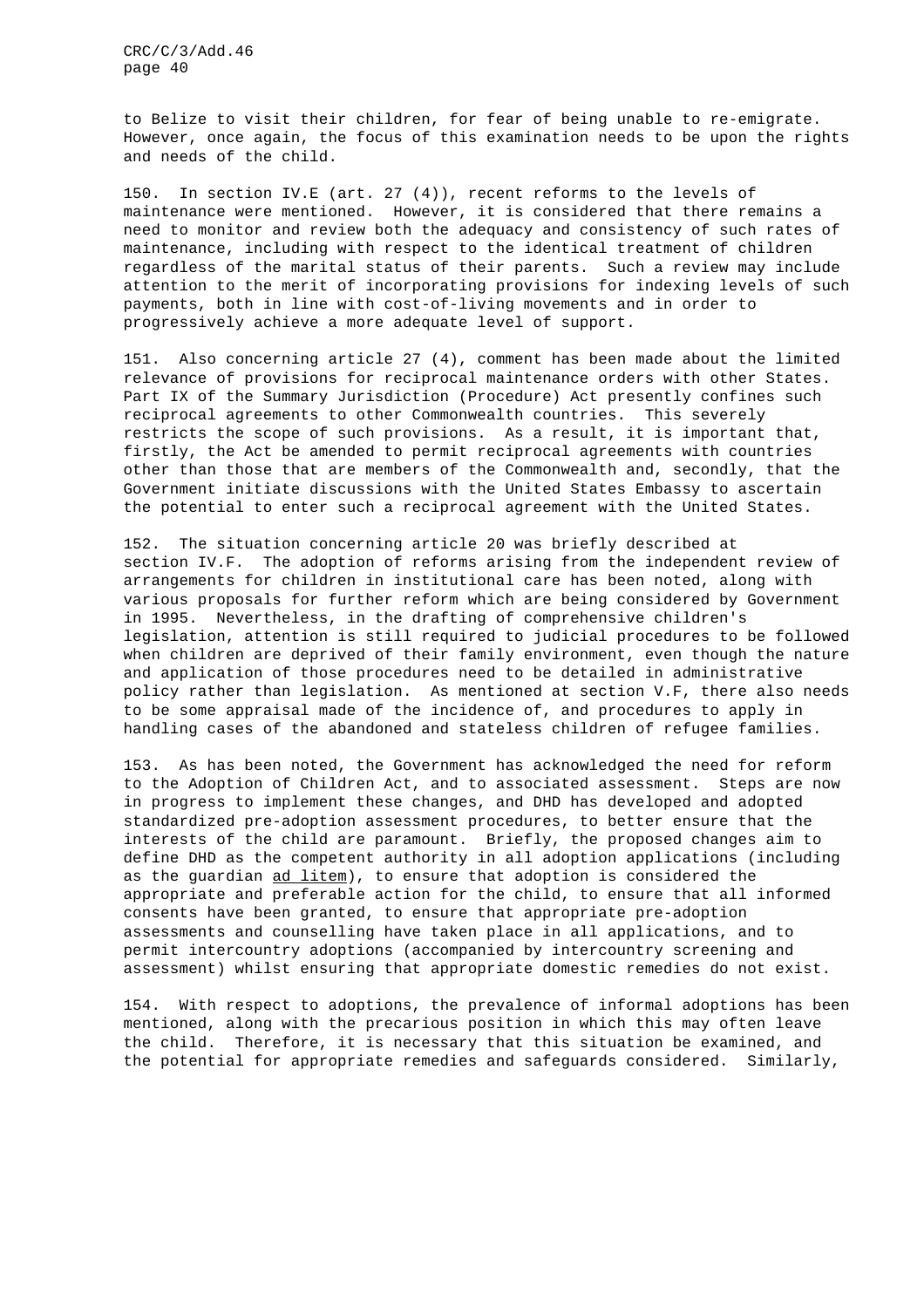to Belize to visit their children, for fear of being unable to re-emigrate. However, once again, the focus of this examination needs to be upon the rights and needs of the child.

150. In section IV.E (art. 27 (4)), recent reforms to the levels of maintenance were mentioned. However, it is considered that there remains a need to monitor and review both the adequacy and consistency of such rates of maintenance, including with respect to the identical treatment of children regardless of the marital status of their parents. Such a review may include attention to the merit of incorporating provisions for indexing levels of such payments, both in line with cost-of-living movements and in order to progressively achieve a more adequate level of support.

151. Also concerning article 27 (4), comment has been made about the limited relevance of provisions for reciprocal maintenance orders with other States. Part IX of the Summary Jurisdiction (Procedure) Act presently confines such reciprocal agreements to other Commonwealth countries. This severely restricts the scope of such provisions. As a result, it is important that, firstly, the Act be amended to permit reciprocal agreements with countries other than those that are members of the Commonwealth and, secondly, that the Government initiate discussions with the United States Embassy to ascertain the potential to enter such a reciprocal agreement with the United States.

152. The situation concerning article 20 was briefly described at section IV.F. The adoption of reforms arising from the independent review of arrangements for children in institutional care has been noted, along with various proposals for further reform which are being considered by Government in 1995. Nevertheless, in the drafting of comprehensive children's legislation, attention is still required to judicial procedures to be followed when children are deprived of their family environment, even though the nature and application of those procedures need to be detailed in administrative policy rather than legislation. As mentioned at section V.F, there also needs to be some appraisal made of the incidence of, and procedures to apply in handling cases of the abandoned and stateless children of refugee families.

153. As has been noted, the Government has acknowledged the need for reform to the Adoption of Children Act, and to associated assessment. Steps are now in progress to implement these changes, and DHD has developed and adopted standardized pre-adoption assessment procedures, to better ensure that the interests of the child are paramount. Briefly, the proposed changes aim to define DHD as the competent authority in all adoption applications (including as the guardian _ad litem_), to ensure that adoption is considered the appropriate and preferable action for the child, to ensure that all informed consents have been granted, to ensure that appropriate pre-adoption assessments and counselling have taken place in all applications, and to permit intercountry adoptions (accompanied by intercountry screening and assessment) whilst ensuring that appropriate domestic remedies do not exist.

154. With respect to adoptions, the prevalence of informal adoptions has been mentioned, along with the precarious position in which this may often leave the child. Therefore, it is necessary that this situation be examined, and the potential for appropriate remedies and safeguards considered. Similarly,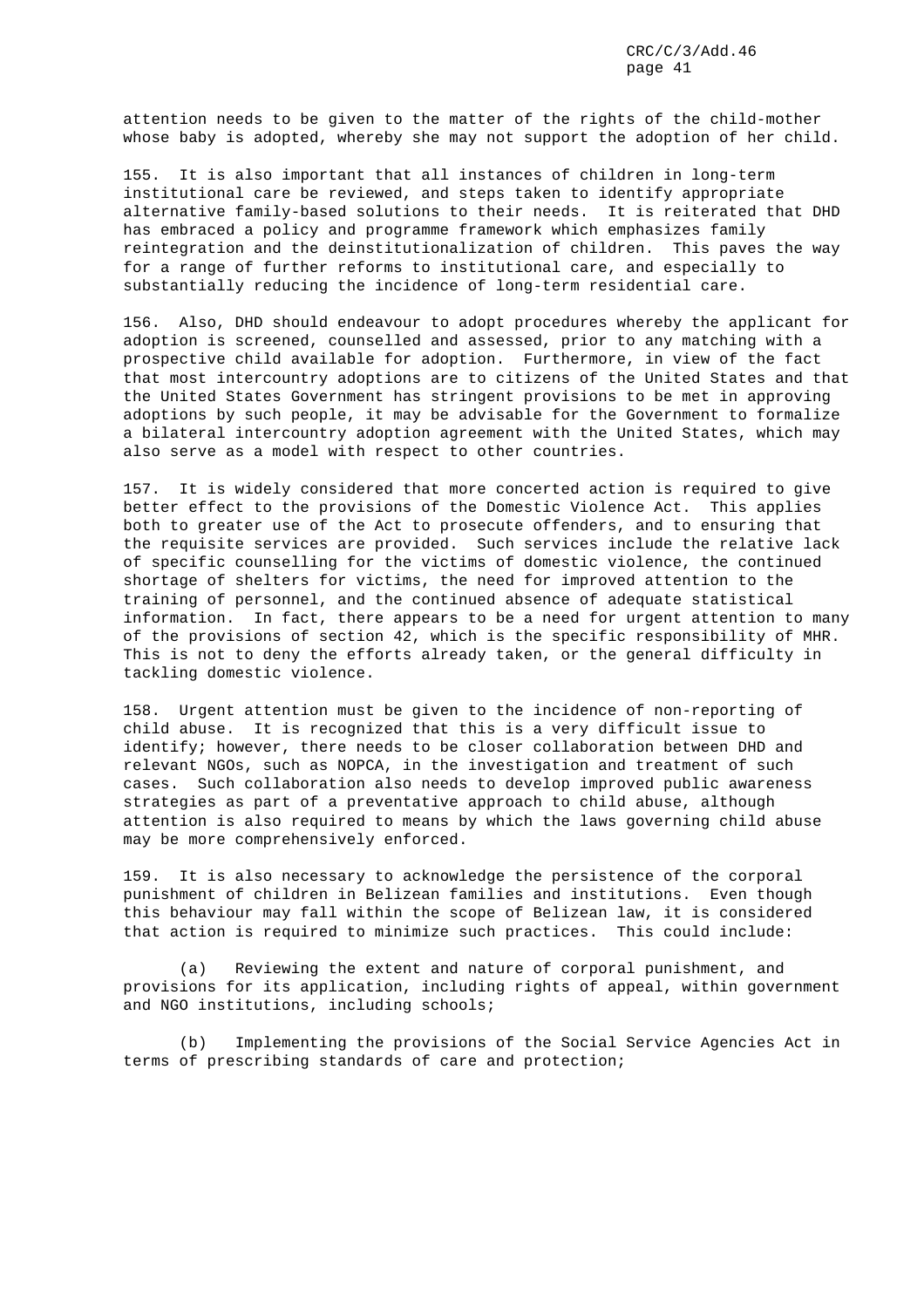attention needs to be given to the matter of the rights of the child-mother whose baby is adopted, whereby she may not support the adoption of her child.

155. It is also important that all instances of children in long-term institutional care be reviewed, and steps taken to identify appropriate alternative family-based solutions to their needs. It is reiterated that DHD has embraced a policy and programme framework which emphasizes family reintegration and the deinstitutionalization of children. This paves the way for a range of further reforms to institutional care, and especially to substantially reducing the incidence of long-term residential care.

156. Also, DHD should endeavour to adopt procedures whereby the applicant for adoption is screened, counselled and assessed, prior to any matching with a prospective child available for adoption. Furthermore, in view of the fact that most intercountry adoptions are to citizens of the United States and that the United States Government has stringent provisions to be met in approving adoptions by such people, it may be advisable for the Government to formalize a bilateral intercountry adoption agreement with the United States, which may also serve as a model with respect to other countries.

157. It is widely considered that more concerted action is required to give better effect to the provisions of the Domestic Violence Act. This applies both to greater use of the Act to prosecute offenders, and to ensuring that the requisite services are provided. Such services include the relative lack of specific counselling for the victims of domestic violence, the continued shortage of shelters for victims, the need for improved attention to the training of personnel, and the continued absence of adequate statistical information. In fact, there appears to be a need for urgent attention to many of the provisions of section 42, which is the specific responsibility of MHR. This is not to deny the efforts already taken, or the general difficulty in tackling domestic violence.

158. Urgent attention must be given to the incidence of non-reporting of child abuse. It is recognized that this is a very difficult issue to identify; however, there needs to be closer collaboration between DHD and relevant NGOs, such as NOPCA, in the investigation and treatment of such cases. Such collaboration also needs to develop improved public awareness strategies as part of a preventative approach to child abuse, although attention is also required to means by which the laws governing child abuse may be more comprehensively enforced.

159. It is also necessary to acknowledge the persistence of the corporal punishment of children in Belizean families and institutions. Even though this behaviour may fall within the scope of Belizean law, it is considered that action is required to minimize such practices. This could include:

(a) Reviewing the extent and nature of corporal punishment, and provisions for its application, including rights of appeal, within government and NGO institutions, including schools;

(b) Implementing the provisions of the Social Service Agencies Act in terms of prescribing standards of care and protection;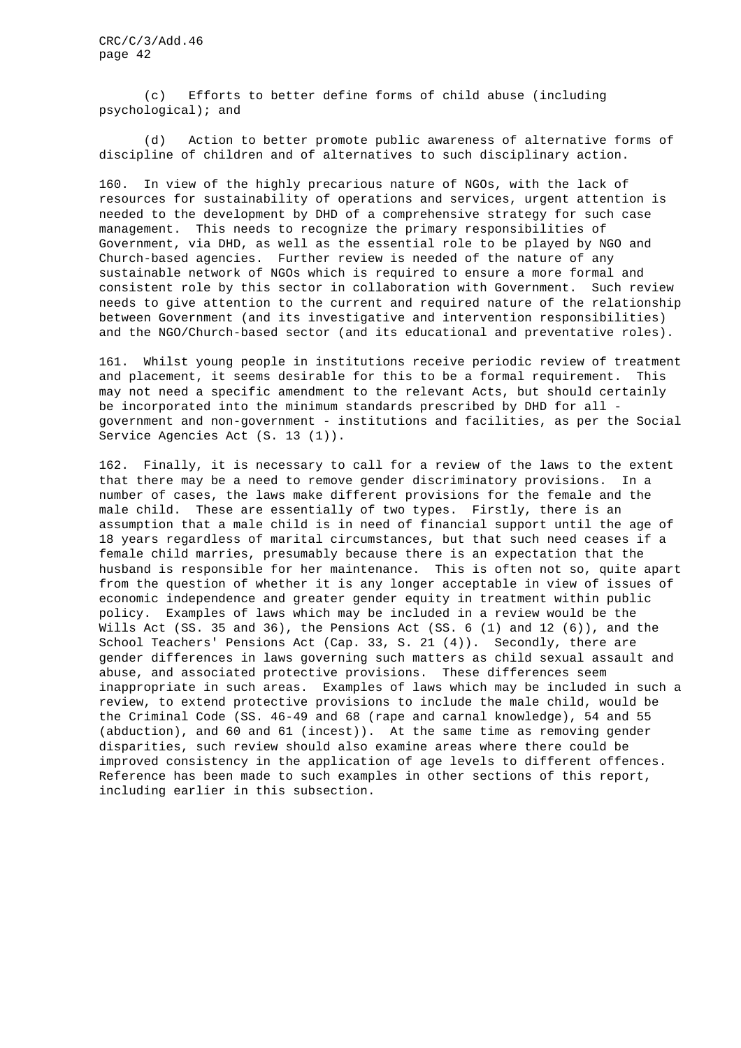(c) Efforts to better define forms of child abuse (including psychological); and

(d) Action to better promote public awareness of alternative forms of discipline of children and of alternatives to such disciplinary action.

160. In view of the highly precarious nature of NGOs, with the lack of resources for sustainability of operations and services, urgent attention is needed to the development by DHD of a comprehensive strategy for such case management. This needs to recognize the primary responsibilities of Government, via DHD, as well as the essential role to be played by NGO and Church-based agencies. Further review is needed of the nature of any sustainable network of NGOs which is required to ensure a more formal and consistent role by this sector in collaboration with Government. Such review needs to give attention to the current and required nature of the relationship between Government (and its investigative and intervention responsibilities) and the NGO/Church-based sector (and its educational and preventative roles).

161. Whilst young people in institutions receive periodic review of treatment and placement, it seems desirable for this to be a formal requirement. This may not need a specific amendment to the relevant Acts, but should certainly be incorporated into the minimum standards prescribed by DHD for all - government and non-government - institutions and facilities, as per the Social Service Agencies Act (S. 13 (1)).

162. Finally, it is necessary to call for a review of the laws to the extent that there may be a need to remove gender discriminatory provisions. In a number of cases, the laws make different provisions for the female and the male child. These are essentially of two types. Firstly, there is an assumption that a male child is in need of financial support until the age of 18 years regardless of marital circumstances, but that such need ceases if a female child marries, presumably because there is an expectation that the husband is responsible for her maintenance. This is often not so, quite apart from the question of whether it is any longer acceptable in view of issues of economic independence and greater gender equity in treatment within public policy. Examples of laws which may be included in a review would be the Wills Act (SS. 35 and 36), the Pensions Act (SS. 6 (1) and 12 (6)), and the School Teachers' Pensions Act (Cap. 33, S. 21 (4)). Secondly, there are gender differences in laws governing such matters as child sexual assault and abuse, and associated protective provisions. These differences seem inappropriate in such areas. Examples of laws which may be included in such a review, to extend protective provisions to include the male child, would be the Criminal Code (SS. 46-49 and 68 (rape and carnal knowledge), 54 and 55 (abduction), and 60 and 61 (incest)). At the same time as removing gender disparities, such review should also examine areas where there could be improved consistency in the application of age levels to different offences. Reference has been made to such examples in other sections of this report, including earlier in this subsection.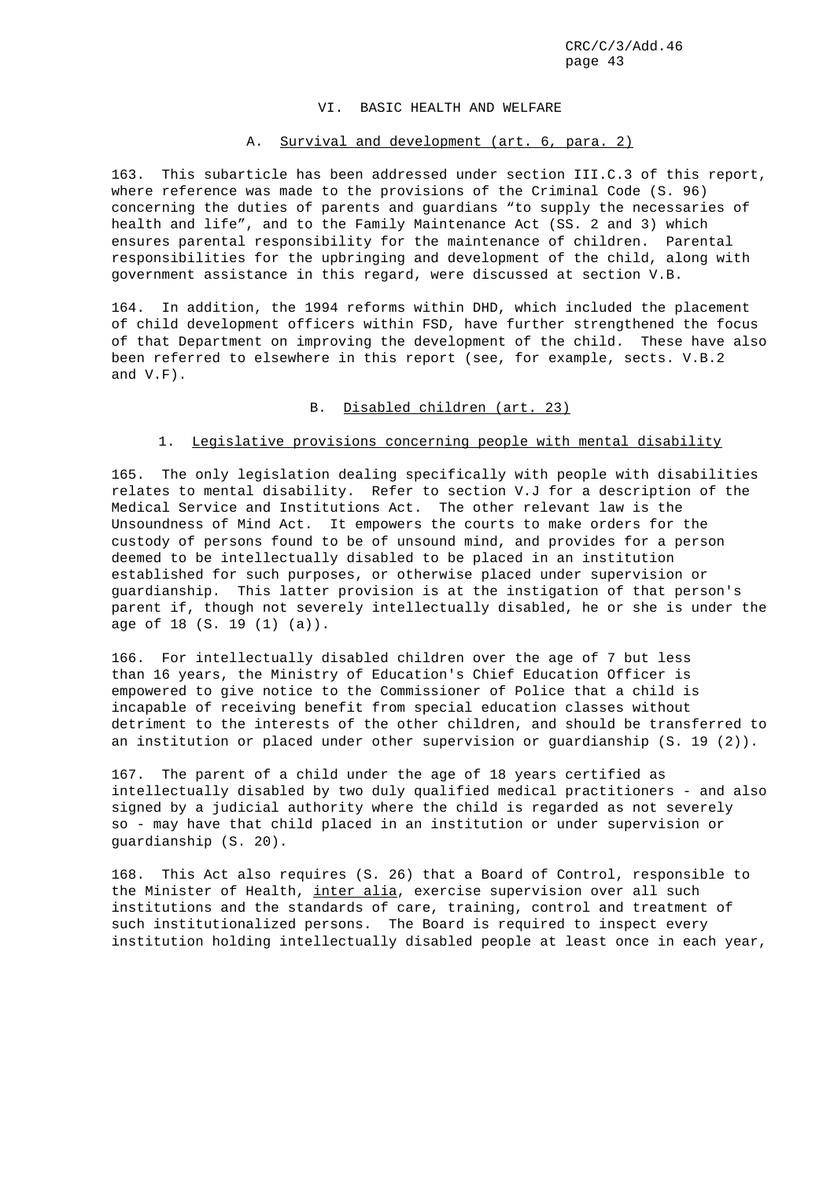## VI. BASIC HEALTH AND WELFARE

### A. Survival and development (art. 6, para. 2)

163. This subarticle has been addressed under section III.C.3 of this report, where reference was made to the provisions of the Criminal Code (S. 96) concerning the duties of parents and guardians "to supply the necessaries of health and life", and to the Family Maintenance Act (SS. 2 and 3) which ensures parental responsibility for the maintenance of children. Parental responsibilities for the upbringing and development of the child, along with government assistance in this regard, were discussed at section V.B.

164. In addition, the 1994 reforms within DHD, which included the placement of child development officers within FSD, have further strengthened the focus of that Department on improving the development of the child. These have also been referred to elsewhere in this report (see, for example, sects. V.B.2 and V.F).

### B. Disabled children (art. 23)

#### 1. Legislative provisions concerning people with mental disability

165. The only legislation dealing specifically with people with disabilities relates to mental disability. Refer to section V.J for a description of the Medical Service and Institutions Act. The other relevant law is the Unsoundness of Mind Act. It empowers the courts to make orders for the custody of persons found to be of unsound mind, and provides for a person deemed to be intellectually disabled to be placed in an institution established for such purposes, or otherwise placed under supervision or guardianship. This latter provision is at the instigation of that person's parent if, though not severely intellectually disabled, he or she is under the age of 18 (S. 19 (1) (a)).

166. For intellectually disabled children over the age of 7 but less than 16 years, the Ministry of Education's Chief Education Officer is empowered to give notice to the Commissioner of Police that a child is incapable of receiving benefit from special education classes without detriment to the interests of the other children, and should be transferred to an institution or placed under other supervision or guardianship (S. 19 (2)).

167. The parent of a child under the age of 18 years certified as intellectually disabled by two duly qualified medical practitioners - and also signed by a judicial authority where the child is regarded as not severely so - may have that child placed in an institution or under supervision or guardianship (S. 20).

168. This Act also requires (S. 26) that a Board of Control, responsible to the Minister of Health, *inter alia*, exercise supervision over all such institutions and the standards of care, training, control and treatment of such institutionalized persons. The Board is required to inspect every institution holding intellectually disabled people at least once in each year,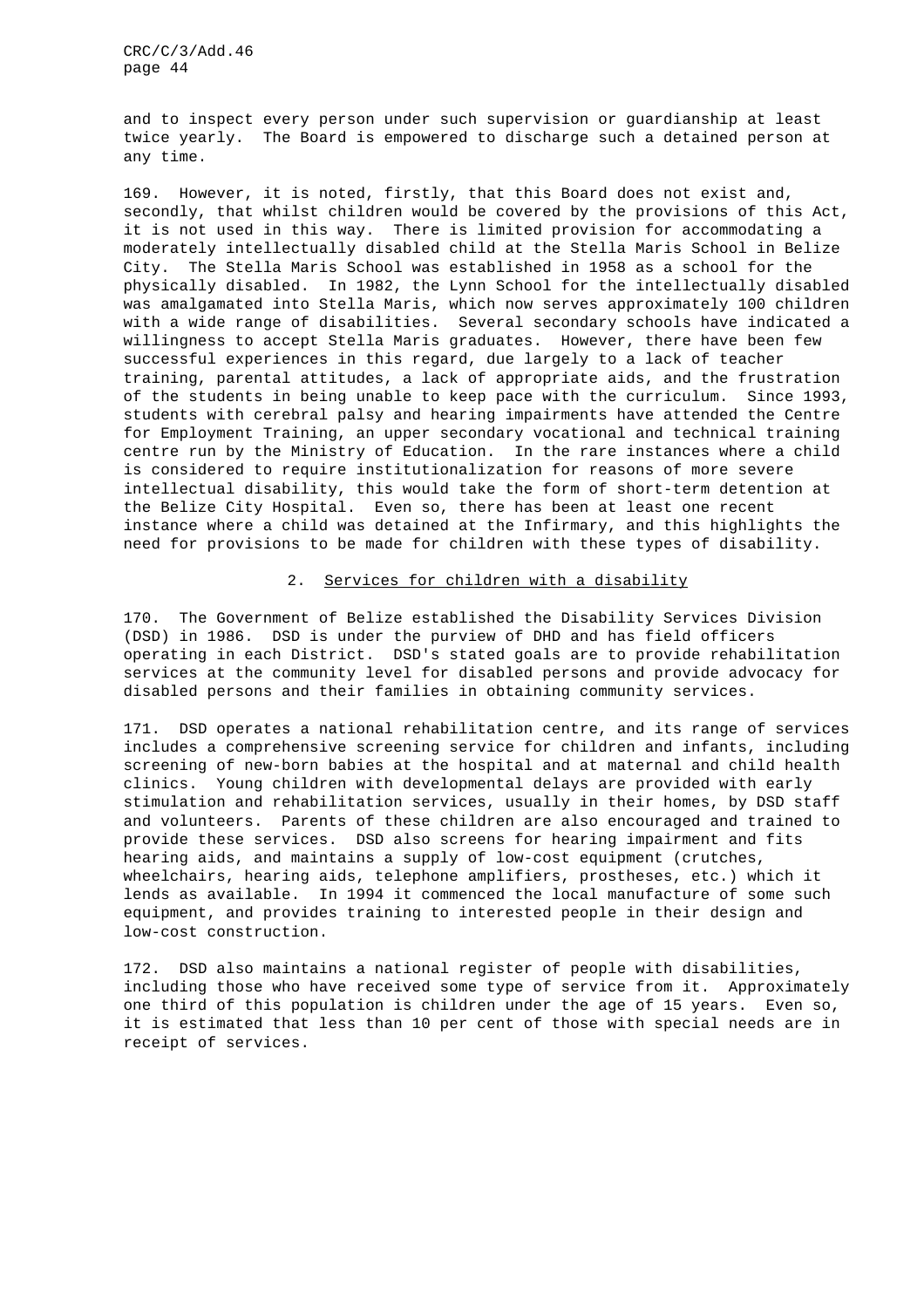and to inspect every person under such supervision or guardianship at least twice yearly. The Board is empowered to discharge such a detained person at any time.

169. However, it is noted, firstly, that this Board does not exist and, secondly, that whilst children would be covered by the provisions of this Act, it is not used in this way. There is limited provision for accommodating a moderately intellectually disabled child at the Stella Maris School in Belize City. The Stella Maris School was established in 1958 as a school for the physically disabled. In 1982, the Lynn School for the intellectually disabled was amalgamated into Stella Maris, which now serves approximately 100 children with a wide range of disabilities. Several secondary schools have indicated a willingness to accept Stella Maris graduates. However, there have been few successful experiences in this regard, due largely to a lack of teacher training, parental attitudes, a lack of appropriate aids, and the frustration of the students in being unable to keep pace with the curriculum. Since 1993, students with cerebral palsy and hearing impairments have attended the Centre for Employment Training, an upper secondary vocational and technical training centre run by the Ministry of Education. In the rare instances where a child is considered to require institutionalization for reasons of more severe intellectual disability, this would take the form of short-term detention at the Belize City Hospital. Even so, there has been at least one recent instance where a child was detained at the Infirmary, and this highlights the need for provisions to be made for children with these types of disability.

### 2. Services for children with a disability

170. The Government of Belize established the Disability Services Division (DSD) in 1986. DSD is under the purview of DHD and has field officers operating in each District. DSD's stated goals are to provide rehabilitation services at the community level for disabled persons and provide advocacy for disabled persons and their families in obtaining community services.

171. DSD operates a national rehabilitation centre, and its range of services includes a comprehensive screening service for children and infants, including screening of new-born babies at the hospital and at maternal and child health clinics. Young children with developmental delays are provided with early stimulation and rehabilitation services, usually in their homes, by DSD staff and volunteers. Parents of these children are also encouraged and trained to provide these services. DSD also screens for hearing impairment and fits hearing aids, and maintains a supply of low-cost equipment (crutches, wheelchairs, hearing aids, telephone amplifiers, prostheses, etc.) which it lends as available. In 1994 it commenced the local manufacture of some such equipment, and provides training to interested people in their design and low-cost construction.

172. DSD also maintains a national register of people with disabilities, including those who have received some type of service from it. Approximately one third of this population is children under the age of 15 years. Even so, it is estimated that less than 10 per cent of those with special needs are in receipt of services.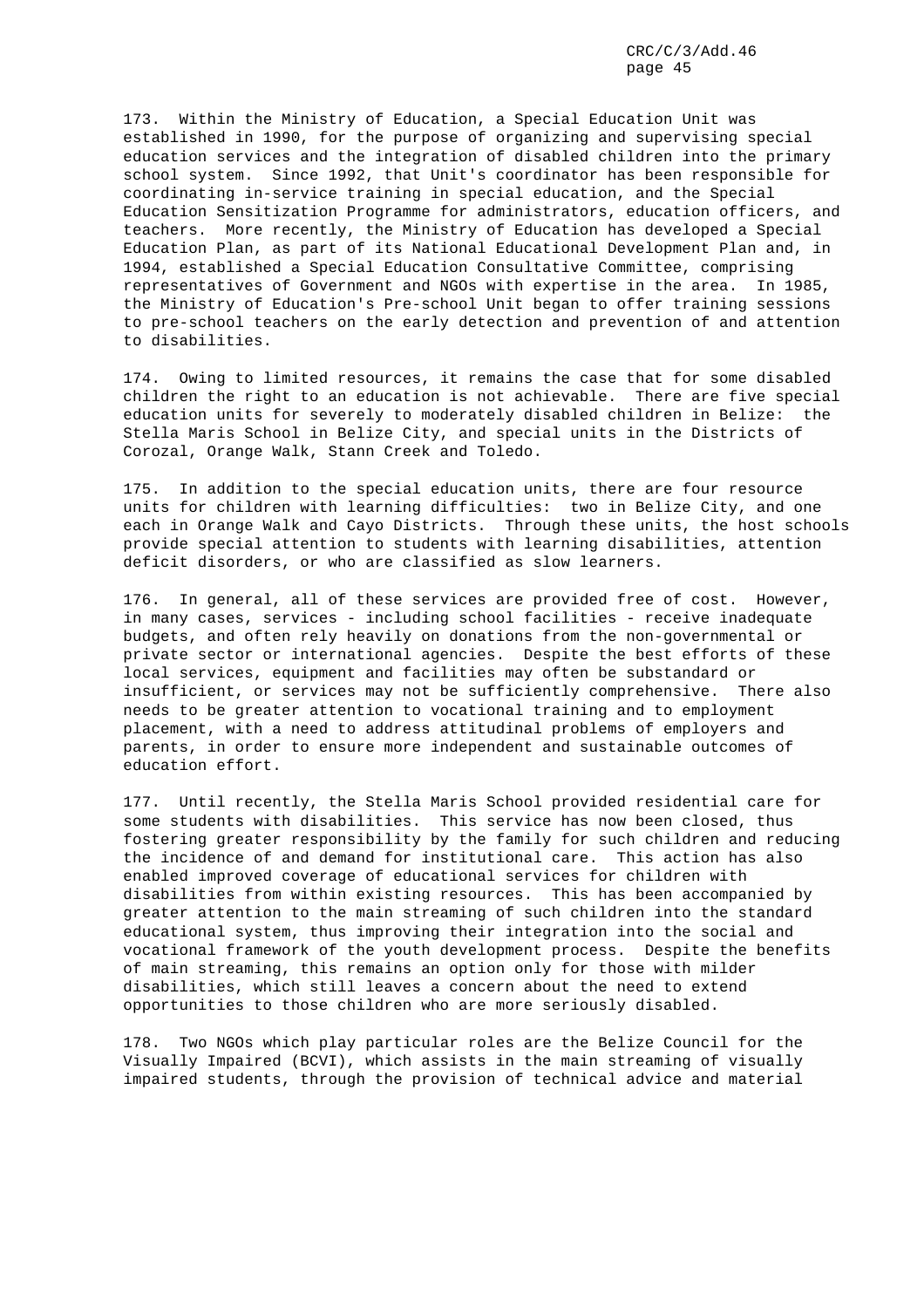173. Within the Ministry of Education, a Special Education Unit was established in 1990, for the purpose of organizing and supervising special education services and the integration of disabled children into the primary school system. Since 1992, that Unit's coordinator has been responsible for coordinating in-service training in special education, and the Special Education Sensitization Programme for administrators, education officers, and teachers. More recently, the Ministry of Education has developed a Special Education Plan, as part of its National Educational Development Plan and, in 1994, established a Special Education Consultative Committee, comprising representatives of Government and NGOs with expertise in the area. In 1985, the Ministry of Education's Pre-school Unit began to offer training sessions to pre-school teachers on the early detection and prevention of and attention to disabilities.

174. Owing to limited resources, it remains the case that for some disabled children the right to an education is not achievable. There are five special education units for severely to moderately disabled children in Belize: the Stella Maris School in Belize City, and special units in the Districts of Corozal, Orange Walk, Stann Creek and Toledo.

175. In addition to the special education units, there are four resource units for children with learning difficulties: two in Belize City, and one each in Orange Walk and Cayo Districts. Through these units, the host schools provide special attention to students with learning disabilities, attention deficit disorders, or who are classified as slow learners.

176. In general, all of these services are provided free of cost. However, in many cases, services - including school facilities - receive inadequate budgets, and often rely heavily on donations from the non-governmental or private sector or international agencies. Despite the best efforts of these local services, equipment and facilities may often be substandard or insufficient, or services may not be sufficiently comprehensive. There also needs to be greater attention to vocational training and to employment placement, with a need to address attitudinal problems of employers and parents, in order to ensure more independent and sustainable outcomes of education effort.

177. Until recently, the Stella Maris School provided residential care for some students with disabilities. This service has now been closed, thus fostering greater responsibility by the family for such children and reducing the incidence of and demand for institutional care. This action has also enabled improved coverage of educational services for children with disabilities from within existing resources. This has been accompanied by greater attention to the main streaming of such children into the standard educational system, thus improving their integration into the social and vocational framework of the youth development process. Despite the benefits of main streaming, this remains an option only for those with milder disabilities, which still leaves a concern about the need to extend opportunities to those children who are more seriously disabled.

178. Two NGOs which play particular roles are the Belize Council for the Visually Impaired (BCVI), which assists in the main streaming of visually impaired students, through the provision of technical advice and material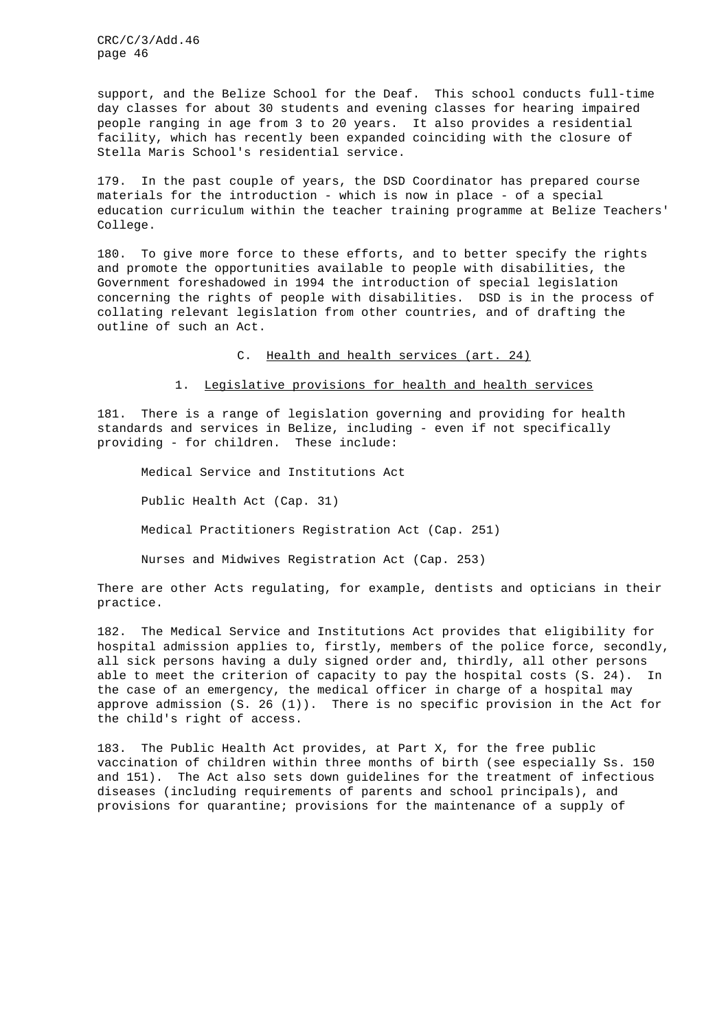support, and the Belize School for the Deaf. This school conducts full-time day classes for about 30 students and evening classes for hearing impaired people ranging in age from 3 to 20 years. It also provides a residential facility, which has recently been expanded coinciding with the closure of Stella Maris School's residential service.

179. In the past couple of years, the DSD Coordinator has prepared course materials for the introduction - which is now in place - of a special education curriculum within the teacher training programme at Belize Teachers' College.

180. To give more force to these efforts, and to better specify the rights and promote the opportunities available to people with disabilities, the Government foreshadowed in 1994 the introduction of special legislation concerning the rights of people with disabilities. DSD is in the process of collating relevant legislation from other countries, and of drafting the outline of such an Act.

## C. Health and health services (art. 24)

### 1. Legislative provisions for health and health services

181. There is a range of legislation governing and providing for health standards and services in Belize, including - even if not specifically providing - for children. These include:

Medical Service and Institutions Act

Public Health Act (Cap. 31)

Medical Practitioners Registration Act (Cap. 251)

Nurses and Midwives Registration Act (Cap. 253)

There are other Acts regulating, for example, dentists and opticians in their practice.

182. The Medical Service and Institutions Act provides that eligibility for hospital admission applies to, firstly, members of the police force, secondly, all sick persons having a duly signed order and, thirdly, all other persons able to meet the criterion of capacity to pay the hospital costs (S. 24). In the case of an emergency, the medical officer in charge of a hospital may approve admission (S. 26 (1)). There is no specific provision in the Act for the child's right of access.

183. The Public Health Act provides, at Part X, for the free public vaccination of children within three months of birth (see especially Ss. 150 and 151). The Act also sets down guidelines for the treatment of infectious diseases (including requirements of parents and school principals), and provisions for quarantine; provisions for the maintenance of a supply of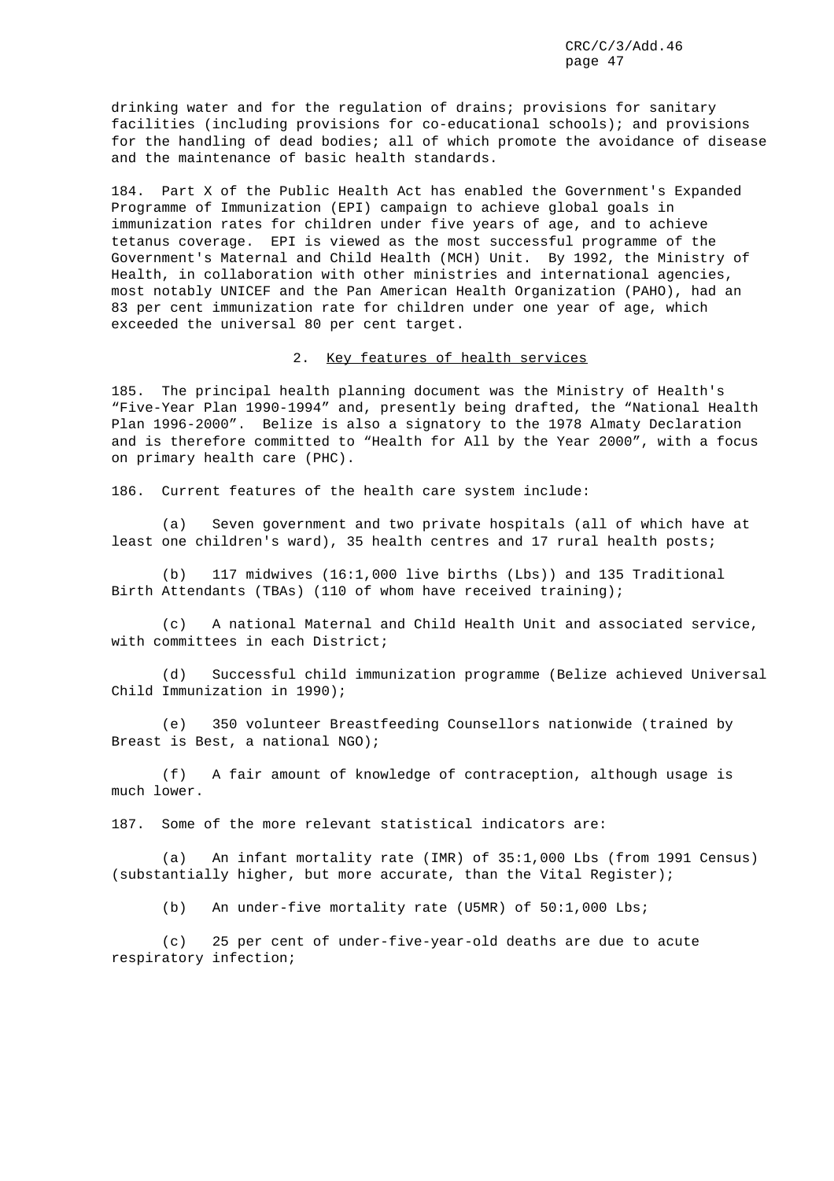drinking water and for the regulation of drains; provisions for sanitary facilities (including provisions for co-educational schools); and provisions for the handling of dead bodies; all of which promote the avoidance of disease and the maintenance of basic health standards.

184. Part X of the Public Health Act has enabled the Government's Expanded Programme of Immunization (EPI) campaign to achieve global goals in immunization rates for children under five years of age, and to achieve tetanus coverage. EPI is viewed as the most successful programme of the Government's Maternal and Child Health (MCH) Unit. By 1992, the Ministry of Health, in collaboration with other ministries and international agencies, most notably UNICEF and the Pan American Health Organization (PAHO), had an 83 per cent immunization rate for children under one year of age, which exceeded the universal 80 per cent target.

## 2. Key features of health services

185. The principal health planning document was the Ministry of Health's "Five-Year Plan 1990-1994" and, presently being drafted, the "National Health Plan 1996-2000". Belize is also a signatory to the 1978 Almaty Declaration and is therefore committed to "Health for All by the Year 2000", with a focus on primary health care (PHC).

186. Current features of the health care system include:

(a) Seven government and two private hospitals (all of which have at least one children's ward), 35 health centres and 17 rural health posts;

(b) 117 midwives (16:1,000 live births (Lbs)) and 135 Traditional Birth Attendants (TBAs) (110 of whom have received training);

(c) A national Maternal and Child Health Unit and associated service, with committees in each District;

(d) Successful child immunization programme (Belize achieved Universal Child Immunization in 1990);

(e) 350 volunteer Breastfeeding Counsellors nationwide (trained by Breast is Best, a national NGO);

(f) A fair amount of knowledge of contraception, although usage is much lower.

187. Some of the more relevant statistical indicators are:

(a) An infant mortality rate (IMR) of 35:1,000 Lbs (from 1991 Census) (substantially higher, but more accurate, than the Vital Register);

(b) An under-five mortality rate (U5MR) of 50:1,000 Lbs;

(c) 25 per cent of under-five-year-old deaths are due to acute respiratory infection;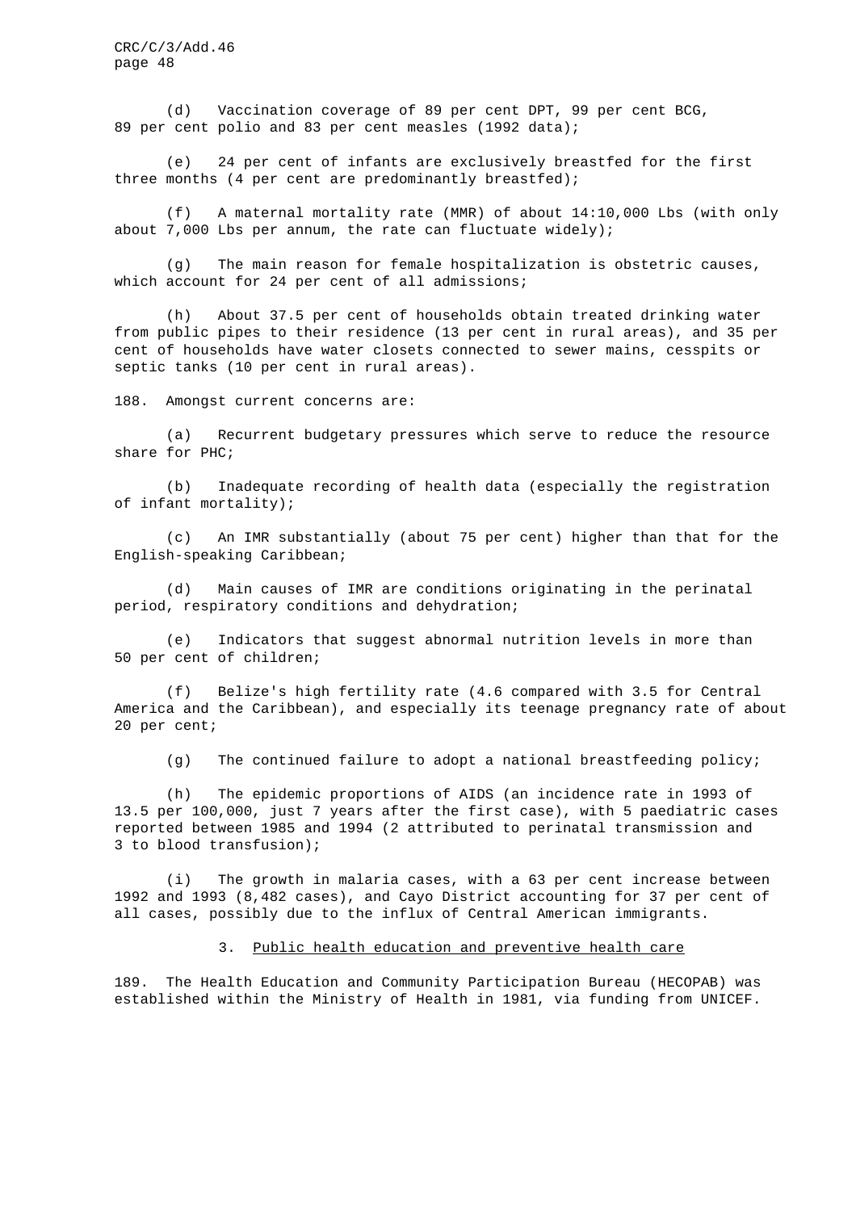(d) Vaccination coverage of 89 per cent DPT, 99 per cent BCG, 89 per cent polio and 83 per cent measles (1992 data);

(e) 24 per cent of infants are exclusively breastfed for the first three months (4 per cent are predominantly breastfed);

(f) A maternal mortality rate (MMR) of about 14:10,000 Lbs (with only about 7,000 Lbs per annum, the rate can fluctuate widely);

(g) The main reason for female hospitalization is obstetric causes, which account for 24 per cent of all admissions;

(h) About 37.5 per cent of households obtain treated drinking water from public pipes to their residence (13 per cent in rural areas), and 35 per cent of households have water closets connected to sewer mains, cesspits or septic tanks (10 per cent in rural areas).

188. Amongst current concerns are:

(a) Recurrent budgetary pressures which serve to reduce the resource share for PHC;

(b) Inadequate recording of health data (especially the registration of infant mortality);

(c) An IMR substantially (about 75 per cent) higher than that for the English-speaking Caribbean;

(d) Main causes of IMR are conditions originating in the perinatal period, respiratory conditions and dehydration;

(e) Indicators that suggest abnormal nutrition levels in more than 50 per cent of children;

(f) Belize's high fertility rate (4.6 compared with 3.5 for Central America and the Caribbean), and especially its teenage pregnancy rate of about 20 per cent;

(g) The continued failure to adopt a national breastfeeding policy;

(h) The epidemic proportions of AIDS (an incidence rate in 1993 of 13.5 per 100,000, just 7 years after the first case), with 5 paediatric cases reported between 1985 and 1994 (2 attributed to perinatal transmission and 3 to blood transfusion);

(i) The growth in malaria cases, with a 63 per cent increase between 1992 and 1993 (8,482 cases), and Cayo District accounting for 37 per cent of all cases, possibly due to the influx of Central American immigrants.

### 3. Public health education and preventive health care

189. The Health Education and Community Participation Bureau (HECOPAB) was established within the Ministry of Health in 1981, via funding from UNICEF.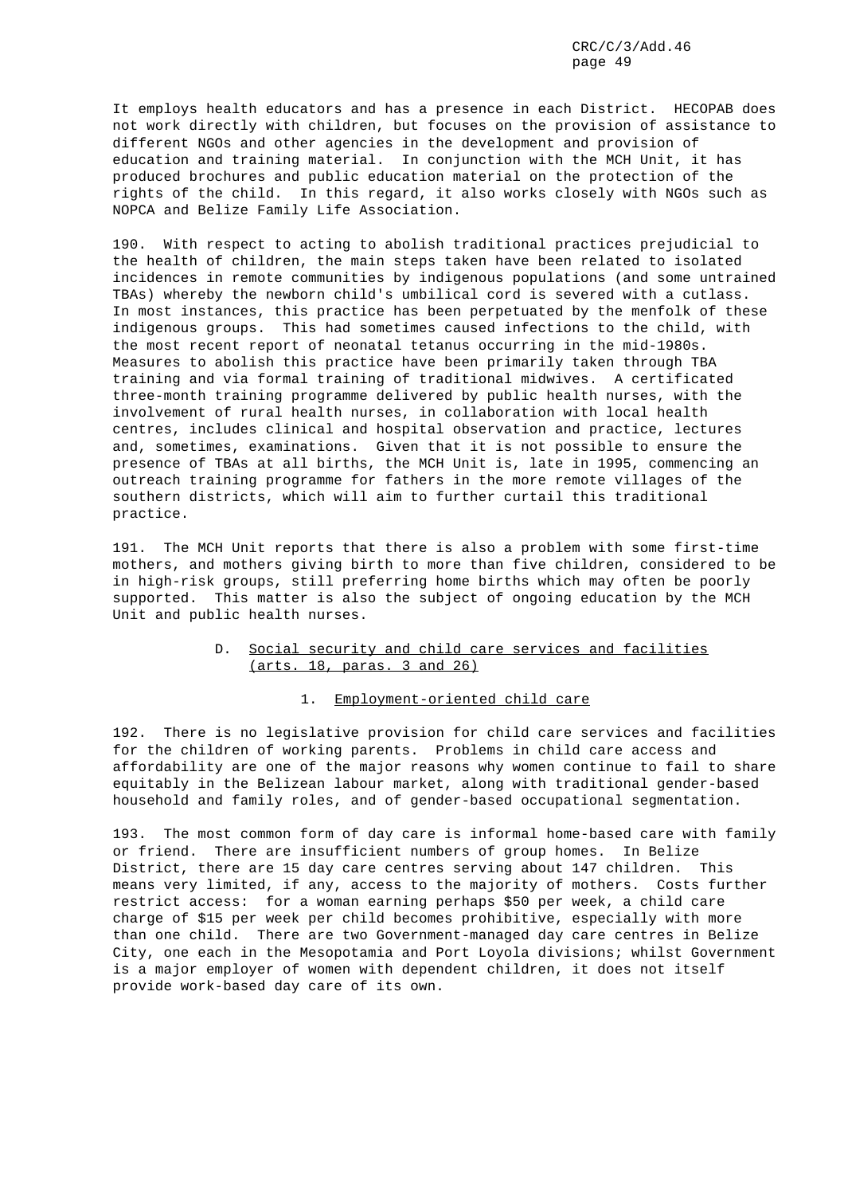It employs health educators and has a presence in each District. HECOPAB does not work directly with children, but focuses on the provision of assistance to different NGOs and other agencies in the development and provision of education and training material. In conjunction with the MCH Unit, it has produced brochures and public education material on the protection of the rights of the child. In this regard, it also works closely with NGOs such as NOPCA and Belize Family Life Association.

190. With respect to acting to abolish traditional practices prejudicial to the health of children, the main steps taken have been related to isolated incidences in remote communities by indigenous populations (and some untrained TBAs) whereby the newborn child's umbilical cord is severed with a cutlass. In most instances, this practice has been perpetuated by the menfolk of these indigenous groups. This had sometimes caused infections to the child, with the most recent report of neonatal tetanus occurring in the mid-1980s. Measures to abolish this practice have been primarily taken through TBA training and via formal training of traditional midwives. A certificated three-month training programme delivered by public health nurses, with the involvement of rural health nurses, in collaboration with local health centres, includes clinical and hospital observation and practice, lectures and, sometimes, examinations. Given that it is not possible to ensure the presence of TBAs at all births, the MCH Unit is, late in 1995, commencing an outreach training programme for fathers in the more remote villages of the southern districts, which will aim to further curtail this traditional practice.

191. The MCH Unit reports that there is also a problem with some first-time mothers, and mothers giving birth to more than five children, considered to be in high-risk groups, still preferring home births which may often be poorly supported. This matter is also the subject of ongoing education by the MCH Unit and public health nurses.

## D. Social security and child care services and facilities (arts. 18, paras. 3 and 26)

### 1. Employment-oriented child care

192. There is no legislative provision for child care services and facilities for the children of working parents. Problems in child care access and affordability are one of the major reasons why women continue to fail to share equitably in the Belizean labour market, along with traditional gender-based household and family roles, and of gender-based occupational segmentation.

193. The most common form of day care is informal home-based care with family or friend. There are insufficient numbers of group homes. In Belize District, there are 15 day care centres serving about 147 children. This means very limited, if any, access to the majority of mothers. Costs further restrict access: for a woman earning perhaps $50 per week, a child care charge of $15 per week per child becomes prohibitive, especially with more than one child. There are two Government-managed day care centres in Belize City, one each in the Mesopotamia and Port Loyola divisions; whilst Government is a major employer of women with dependent children, it does not itself provide work-based day care of its own.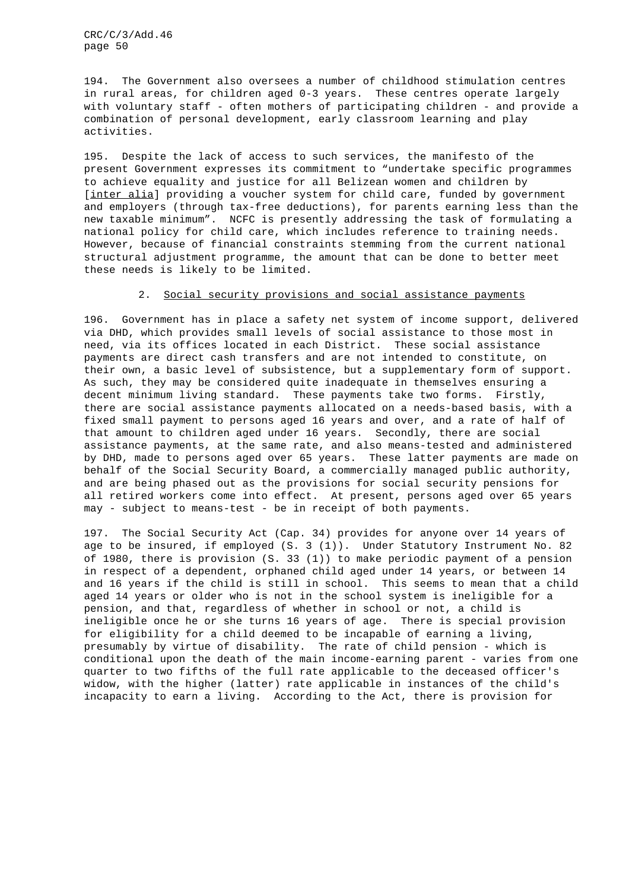194. The Government also oversees a number of childhood stimulation centres in rural areas, for children aged 0-3 years. These centres operate largely with voluntary staff - often mothers of participating children - and provide a combination of personal development, early classroom learning and play activities.

195. Despite the lack of access to such services, the manifesto of the present Government expresses its commitment to "undertake specific programmes to achieve equality and justice for all Belizean women and children by [inter alia] providing a voucher system for child care, funded by government and employers (through tax-free deductions), for parents earning less than the new taxable minimum". NCFC is presently addressing the task of formulating a national policy for child care, which includes reference to training needs. However, because of financial constraints stemming from the current national structural adjustment programme, the amount that can be done to better meet these needs is likely to be limited.

### 2. Social security provisions and social assistance payments

196. Government has in place a safety net system of income support, delivered via DHD, which provides small levels of social assistance to those most in need, via its offices located in each District. These social assistance payments are direct cash transfers and are not intended to constitute, on their own, a basic level of subsistence, but a supplementary form of support. As such, they may be considered quite inadequate in themselves ensuring a decent minimum living standard. These payments take two forms. Firstly, there are social assistance payments allocated on a needs-based basis, with a fixed small payment to persons aged 16 years and over, and a rate of half of that amount to children aged under 16 years. Secondly, there are social assistance payments, at the same rate, and also means-tested and administered by DHD, made to persons aged over 65 years. These latter payments are made on behalf of the Social Security Board, a commercially managed public authority, and are being phased out as the provisions for social security pensions for all retired workers come into effect. At present, persons aged over 65 years may - subject to means-test - be in receipt of both payments.

197. The Social Security Act (Cap. 34) provides for anyone over 14 years of age to be insured, if employed (S. 3 (1)). Under Statutory Instrument No. 82 of 1980, there is provision (S. 33 (1)) to make periodic payment of a pension in respect of a dependent, orphaned child aged under 14 years, or between 14 and 16 years if the child is still in school. This seems to mean that a child aged 14 years or older who is not in the school system is ineligible for a pension, and that, regardless of whether in school or not, a child is ineligible once he or she turns 16 years of age. There is special provision for eligibility for a child deemed to be incapable of earning a living, presumably by virtue of disability. The rate of child pension - which is conditional upon the death of the main income-earning parent - varies from one quarter to two fifths of the full rate applicable to the deceased officer's widow, with the higher (latter) rate applicable in instances of the child's incapacity to earn a living. According to the Act, there is provision for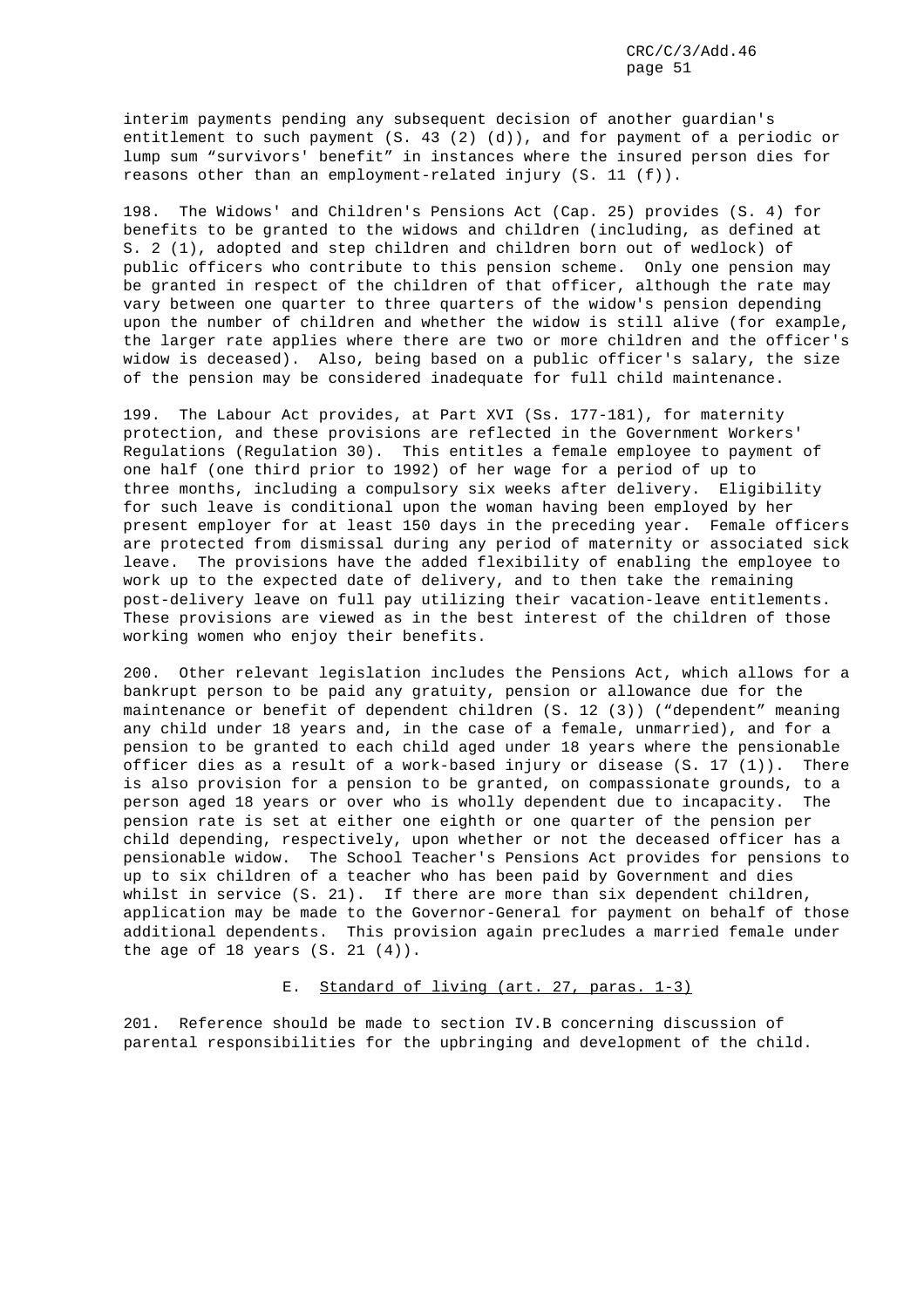interim payments pending any subsequent decision of another guardian's entitlement to such payment (S. 43 (2) (d)), and for payment of a periodic or lump sum "survivors' benefit" in instances where the insured person dies for reasons other than an employment-related injury (S. 11 (f)).

198. The Widows' and Children's Pensions Act (Cap. 25) provides (S. 4) for benefits to be granted to the widows and children (including, as defined at S. 2 (1), adopted and step children and children born out of wedlock) of public officers who contribute to this pension scheme. Only one pension may be granted in respect of the children of that officer, although the rate may vary between one quarter to three quarters of the widow's pension depending upon the number of children and whether the widow is still alive (for example, the larger rate applies where there are two or more children and the officer's widow is deceased). Also, being based on a public officer's salary, the size of the pension may be considered inadequate for full child maintenance.

199. The Labour Act provides, at Part XVI (Ss. 177-181), for maternity protection, and these provisions are reflected in the Government Workers' Regulations (Regulation 30). This entitles a female employee to payment of one half (one third prior to 1992) of her wage for a period of up to three months, including a compulsory six weeks after delivery. Eligibility for such leave is conditional upon the woman having been employed by her present employer for at least 150 days in the preceding year. Female officers are protected from dismissal during any period of maternity or associated sick leave. The provisions have the added flexibility of enabling the employee to work up to the expected date of delivery, and to then take the remaining post-delivery leave on full pay utilizing their vacation-leave entitlements. These provisions are viewed as in the best interest of the children of those working women who enjoy their benefits.

200. Other relevant legislation includes the Pensions Act, which allows for a bankrupt person to be paid any gratuity, pension or allowance due for the maintenance or benefit of dependent children (S. 12 (3)) ("dependent" meaning any child under 18 years and, in the case of a female, unmarried), and for a pension to be granted to each child aged under 18 years where the pensionable officer dies as a result of a work-based injury or disease (S. 17 (1)). There is also provision for a pension to be granted, on compassionate grounds, to a person aged 18 years or over who is wholly dependent due to incapacity. The pension rate is set at either one eighth or one quarter of the pension per child depending, respectively, upon whether or not the deceased officer has a pensionable widow. The School Teacher's Pensions Act provides for pensions to up to six children of a teacher who has been paid by Government and dies whilst in service (S. 21). If there are more than six dependent children, application may be made to the Governor-General for payment on behalf of those additional dependents. This provision again precludes a married female under the age of 18 years (S. 21 (4)).

## E. Standard of living (art. 27, paras. 1-3)

201. Reference should be made to section IV.B concerning discussion of parental responsibilities for the upbringing and development of the child.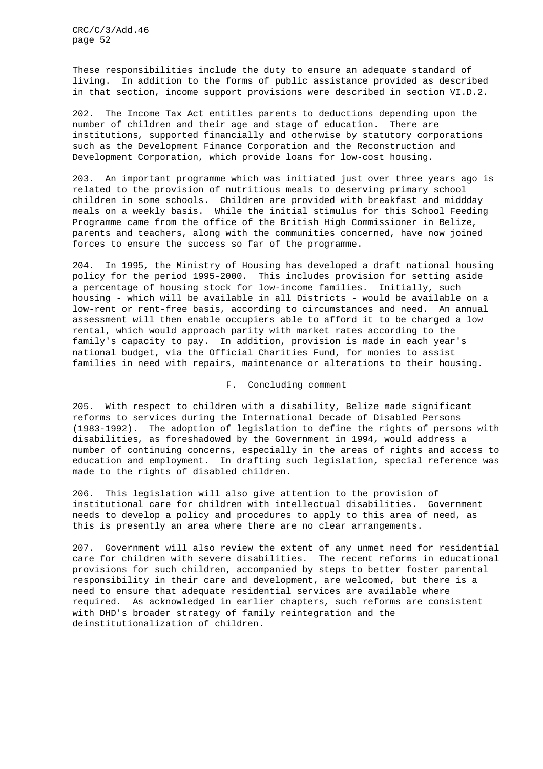These responsibilities include the duty to ensure an adequate standard of living. In addition to the forms of public assistance provided as described in that section, income support provisions were described in section VI.D.2.

202. The Income Tax Act entitles parents to deductions depending upon the number of children and their age and stage of education. There are institutions, supported financially and otherwise by statutory corporations such as the Development Finance Corporation and the Reconstruction and Development Corporation, which provide loans for low-cost housing.

203. An important programme which was initiated just over three years ago is related to the provision of nutritious meals to deserving primary school children in some schools. Children are provided with breakfast and midday meals on a weekly basis. While the initial stimulus for this School Feeding Programme came from the office of the British High Commissioner in Belize, parents and teachers, along with the communities concerned, have now joined forces to ensure the success so far of the programme.

204. In 1995, the Ministry of Housing has developed a draft national housing policy for the period 1995-2000. This includes provision for setting aside a percentage of housing stock for low-income families. Initially, such housing - which will be available in all Districts - would be available on a low-rent or rent-free basis, according to circumstances and need. An annual assessment will then enable occupiers able to afford it to be charged a low rental, which would approach parity with market rates according to the family's capacity to pay. In addition, provision is made in each year's national budget, via the Official Charities Fund, for monies to assist families in need with repairs, maintenance or alterations to their housing.

## F. Concluding comment

205. With respect to children with a disability, Belize made significant reforms to services during the International Decade of Disabled Persons (1983-1992). The adoption of legislation to define the rights of persons with disabilities, as foreshadowed by the Government in 1994, would address a number of continuing concerns, especially in the areas of rights and access to education and employment. In drafting such legislation, special reference was made to the rights of disabled children.

206. This legislation will also give attention to the provision of institutional care for children with intellectual disabilities. Government needs to develop a policy and procedures to apply to this area of need, as this is presently an area where there are no clear arrangements.

207. Government will also review the extent of any unmet need for residential care for children with severe disabilities. The recent reforms in educational provisions for such children, accompanied by steps to better foster parental responsibility in their care and development, are welcomed, but there is a need to ensure that adequate residential services are available where required. As acknowledged in earlier chapters, such reforms are consistent with DHD's broader strategy of family reintegration and the deinstitutionalization of children.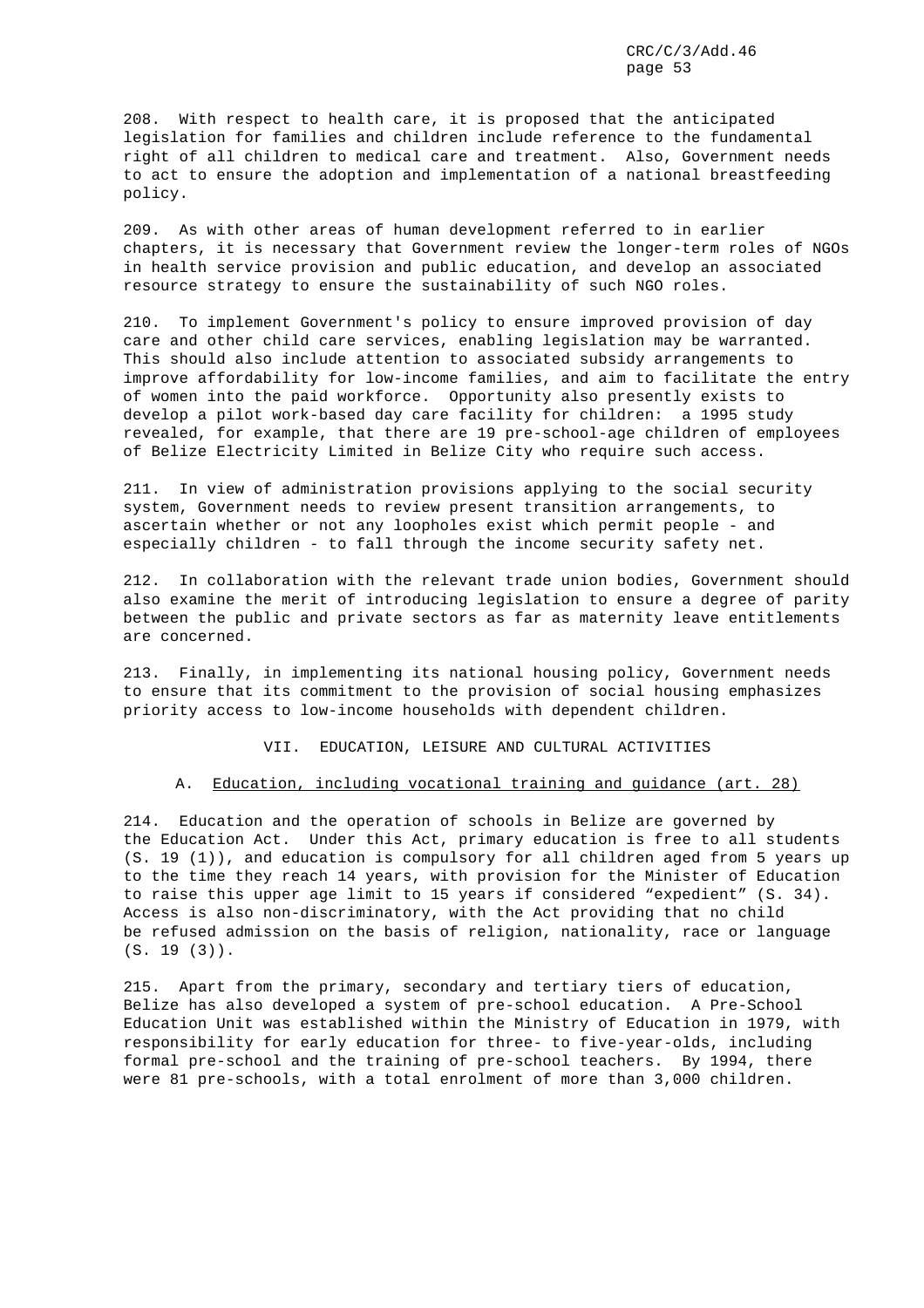208. With respect to health care, it is proposed that the anticipated legislation for families and children include reference to the fundamental right of all children to medical care and treatment. Also, Government needs to act to ensure the adoption and implementation of a national breastfeeding policy.

209. As with other areas of human development referred to in earlier chapters, it is necessary that Government review the longer-term roles of NGOs in health service provision and public education, and develop an associated resource strategy to ensure the sustainability of such NGO roles.

210. To implement Government's policy to ensure improved provision of day care and other child care services, enabling legislation may be warranted. This should also include attention to associated subsidy arrangements to improve affordability for low-income families, and aim to facilitate the entry of women into the paid workforce. Opportunity also presently exists to develop a pilot work-based day care facility for children: a 1995 study revealed, for example, that there are 19 pre-school-age children of employees of Belize Electricity Limited in Belize City who require such access.

211. In view of administration provisions applying to the social security system, Government needs to review present transition arrangements, to ascertain whether or not any loopholes exist which permit people - and especially children - to fall through the income security safety net.

212. In collaboration with the relevant trade union bodies, Government should also examine the merit of introducing legislation to ensure a degree of parity between the public and private sectors as far as maternity leave entitlements are concerned.

213. Finally, in implementing its national housing policy, Government needs to ensure that its commitment to the provision of social housing emphasizes priority access to low-income households with dependent children.

## VII. EDUCATION, LEISURE AND CULTURAL ACTIVITIES

### A. Education, including vocational training and guidance (art. 28)

214. Education and the operation of schools in Belize are governed by the Education Act. Under this Act, primary education is free to all students (S. 19 (1)), and education is compulsory for all children aged from 5 years up to the time they reach 14 years, with provision for the Minister of Education to raise this upper age limit to 15 years if considered "expedient" (S. 34). Access is also non-discriminatory, with the Act providing that no child be refused admission on the basis of religion, nationality, race or language (S. 19 (3)).

215. Apart from the primary, secondary and tertiary tiers of education, Belize has also developed a system of pre-school education. A Pre-School Education Unit was established within the Ministry of Education in 1979, with responsibility for early education for three- to five-year-olds, including formal pre-school and the training of pre-school teachers. By 1994, there were 81 pre-schools, with a total enrolment of more than 3,000 children.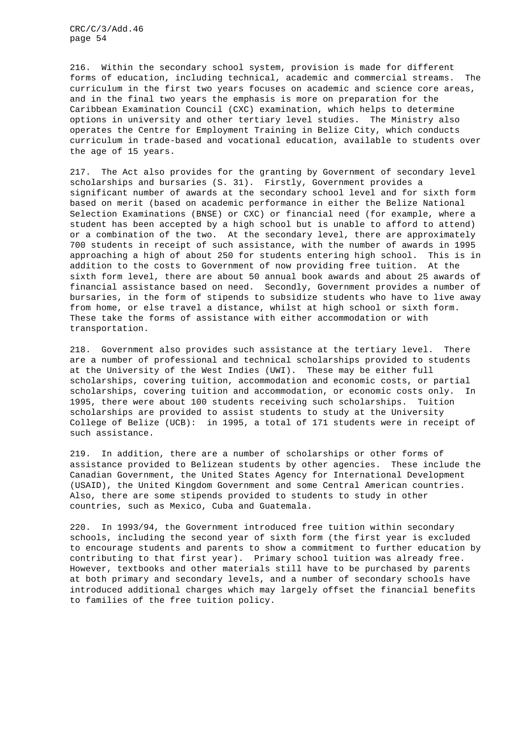216. Within the secondary school system, provision is made for different forms of education, including technical, academic and commercial streams. The curriculum in the first two years focuses on academic and science core areas, and in the final two years the emphasis is more on preparation for the Caribbean Examination Council (CXC) examination, which helps to determine options in university and other tertiary level studies. The Ministry also operates the Centre for Employment Training in Belize City, which conducts curriculum in trade-based and vocational education, available to students over the age of 15 years.

217. The Act also provides for the granting by Government of secondary level scholarships and bursaries (S. 31). Firstly, Government provides a significant number of awards at the secondary school level and for sixth form based on merit (based on academic performance in either the Belize National Selection Examinations (BNSE) or CXC) or financial need (for example, where a student has been accepted by a high school but is unable to afford to attend) or a combination of the two. At the secondary level, there are approximately 700 students in receipt of such assistance, with the number of awards in 1995 approaching a high of about 250 for students entering high school. This is in addition to the costs to Government of now providing free tuition. At the sixth form level, there are about 50 annual book awards and about 25 awards of financial assistance based on need. Secondly, Government provides a number of bursaries, in the form of stipends to subsidize students who have to live away from home, or else travel a distance, whilst at high school or sixth form. These take the forms of assistance with either accommodation or with transportation.

218. Government also provides such assistance at the tertiary level. There are a number of professional and technical scholarships provided to students at the University of the West Indies (UWI). These may be either full scholarships, covering tuition, accommodation and economic costs, or partial scholarships, covering tuition and accommodation, or economic costs only. In 1995, there were about 100 students receiving such scholarships. Tuition scholarships are provided to assist students to study at the University College of Belize (UCB): in 1995, a total of 171 students were in receipt of such assistance.

219. In addition, there are a number of scholarships or other forms of assistance provided to Belizean students by other agencies. These include the Canadian Government, the United States Agency for International Development (USAID), the United Kingdom Government and some Central American countries. Also, there are some stipends provided to students to study in other countries, such as Mexico, Cuba and Guatemala.

220. In 1993/94, the Government introduced free tuition within secondary schools, including the second year of sixth form (the first year is excluded to encourage students and parents to show a commitment to further education by contributing to that first year). Primary school tuition was already free. However, textbooks and other materials still have to be purchased by parents at both primary and secondary levels, and a number of secondary schools have introduced additional charges which may largely offset the financial benefits to families of the free tuition policy.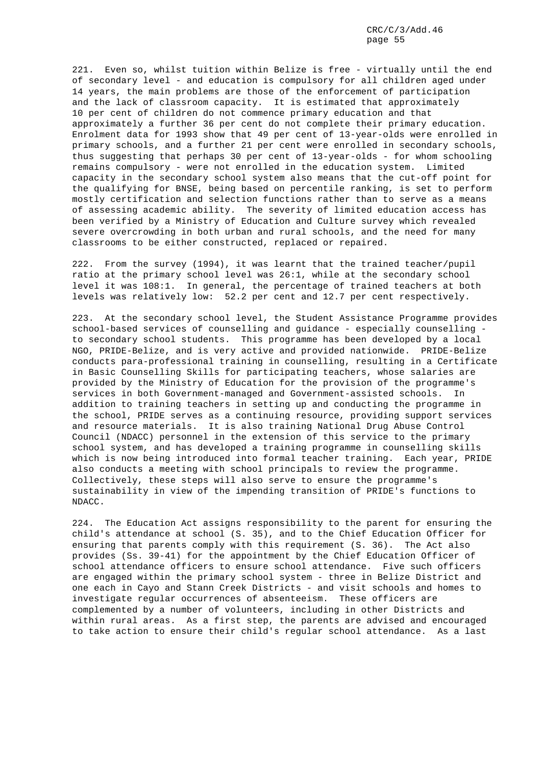221. Even so, whilst tuition within Belize is free - virtually until the end of secondary level - and education is compulsory for all children aged under 14 years, the main problems are those of the enforcement of participation and the lack of classroom capacity. It is estimated that approximately 10 per cent of children do not commence primary education and that approximately a further 36 per cent do not complete their primary education. Enrolment data for 1993 show that 49 per cent of 13-year-olds were enrolled in primary schools, and a further 21 per cent were enrolled in secondary schools, thus suggesting that perhaps 30 per cent of 13-year-olds - for whom schooling remains compulsory - were not enrolled in the education system. Limited capacity in the secondary school system also means that the cut-off point for the qualifying for BNSE, being based on percentile ranking, is set to perform mostly certification and selection functions rather than to serve as a means of assessing academic ability. The severity of limited education access has been verified by a Ministry of Education and Culture survey which revealed severe overcrowding in both urban and rural schools, and the need for many classrooms to be either constructed, replaced or repaired.

222. From the survey (1994), it was learnt that the trained teacher/pupil ratio at the primary school level was 26:1, while at the secondary school level it was 108:1. In general, the percentage of trained teachers at both levels was relatively low: 52.2 per cent and 12.7 per cent respectively.

223. At the secondary school level, the Student Assistance Programme provides school-based services of counselling and guidance - especially counselling - to secondary school students. This programme has been developed by a local NGO, PRIDE-Belize, and is very active and provided nationwide. PRIDE-Belize conducts para-professional training in counselling, resulting in a Certificate in Basic Counselling Skills for participating teachers, whose salaries are provided by the Ministry of Education for the provision of the programme's services in both Government-managed and Government-assisted schools. In addition to training teachers in setting up and conducting the programme in the school, PRIDE serves as a continuing resource, providing support services and resource materials. It is also training National Drug Abuse Control Council (NDACC) personnel in the extension of this service to the primary school system, and has developed a training programme in counselling skills which is now being introduced into formal teacher training. Each year, PRIDE also conducts a meeting with school principals to review the programme. Collectively, these steps will also serve to ensure the programme's sustainability in view of the impending transition of PRIDE's functions to NDACC.

224. The Education Act assigns responsibility to the parent for ensuring the child's attendance at school (S. 35), and to the Chief Education Officer for ensuring that parents comply with this requirement (S. 36). The Act also provides (Ss. 39-41) for the appointment by the Chief Education Officer of school attendance officers to ensure school attendance. Five such officers are engaged within the primary school system - three in Belize District and one each in Cayo and Stann Creek Districts - and visit schools and homes to investigate regular occurrences of absenteeism. These officers are complemented by a number of volunteers, including in other Districts and within rural areas. As a first step, the parents are advised and encouraged to take action to ensure their child's regular school attendance. As a last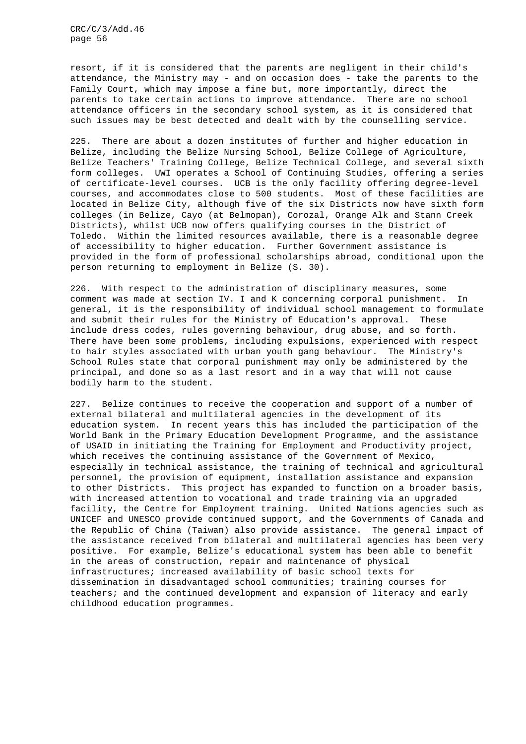resort, if it is considered that the parents are negligent in their child's attendance, the Ministry may - and on occasion does - take the parents to the Family Court, which may impose a fine but, more importantly, direct the parents to take certain actions to improve attendance. There are no school attendance officers in the secondary school system, as it is considered that such issues may be best detected and dealt with by the counselling service.

225. There are about a dozen institutes of further and higher education in Belize, including the Belize Nursing School, Belize College of Agriculture, Belize Teachers' Training College, Belize Technical College, and several sixth form colleges. UWI operates a School of Continuing Studies, offering a series of certificate-level courses. UCB is the only facility offering degree-level courses, and accommodates close to 500 students. Most of these facilities are located in Belize City, although five of the six Districts now have sixth form colleges (in Belize, Cayo (at Belmopan), Corozal, Orange Alk and Stann Creek Districts), whilst UCB now offers qualifying courses in the District of Toledo. Within the limited resources available, there is a reasonable degree of accessibility to higher education. Further Government assistance is provided in the form of professional scholarships abroad, conditional upon the person returning to employment in Belize (S. 30).

226. With respect to the administration of disciplinary measures, some comment was made at section IV. I and K concerning corporal punishment. In general, it is the responsibility of individual school management to formulate and submit their rules for the Ministry of Education's approval. These include dress codes, rules governing behaviour, drug abuse, and so forth. There have been some problems, including expulsions, experienced with respect to hair styles associated with urban youth gang behaviour. The Ministry's School Rules state that corporal punishment may only be administered by the principal, and done so as a last resort and in a way that will not cause bodily harm to the student.

227. Belize continues to receive the cooperation and support of a number of external bilateral and multilateral agencies in the development of its education system. In recent years this has included the participation of the World Bank in the Primary Education Development Programme, and the assistance of USAID in initiating the Training for Employment and Productivity project, which receives the continuing assistance of the Government of Mexico, especially in technical assistance, the training of technical and agricultural personnel, the provision of equipment, installation assistance and expansion to other Districts. This project has expanded to function on a broader basis, with increased attention to vocational and trade training via an upgraded facility, the Centre for Employment training. United Nations agencies such as UNICEF and UNESCO provide continued support, and the Governments of Canada and the Republic of China (Taiwan) also provide assistance. The general impact of the assistance received from bilateral and multilateral agencies has been very positive. For example, Belize's educational system has been able to benefit in the areas of construction, repair and maintenance of physical infrastructures; increased availability of basic school texts for dissemination in disadvantaged school communities; training courses for teachers; and the continued development and expansion of literacy and early childhood education programmes.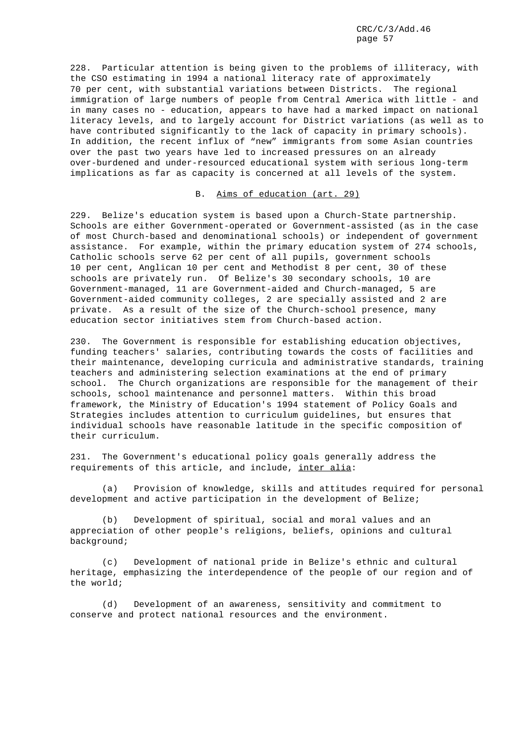228. Particular attention is being given to the problems of illiteracy, with the CSO estimating in 1994 a national literacy rate of approximately 70 per cent, with substantial variations between Districts. The regional immigration of large numbers of people from Central America with little - and in many cases no - education, appears to have had a marked impact on national literacy levels, and to largely account for District variations (as well as to have contributed significantly to the lack of capacity in primary schools). In addition, the recent influx of "new" immigrants from some Asian countries over the past two years have led to increased pressures on an already over-burdened and under-resourced educational system with serious long-term implications as far as capacity is concerned at all levels of the system.

## B. Aims of education (art. 29)

229. Belize's education system is based upon a Church-State partnership. Schools are either Government-operated or Government-assisted (as in the case of most Church-based and denominational schools) or independent of government assistance. For example, within the primary education system of 274 schools, Catholic schools serve 62 per cent of all pupils, government schools 10 per cent, Anglican 10 per cent and Methodist 8 per cent, 30 of these schools are privately run. Of Belize's 30 secondary schools, 10 are Government-managed, 11 are Government-aided and Church-managed, 5 are Government-aided community colleges, 2 are specially assisted and 2 are private. As a result of the size of the Church-school presence, many education sector initiatives stem from Church-based action.

230. The Government is responsible for establishing education objectives, funding teachers' salaries, contributing towards the costs of facilities and their maintenance, developing curricula and administrative standards, training teachers and administering selection examinations at the end of primary school. The Church organizations are responsible for the management of their schools, school maintenance and personnel matters. Within this broad framework, the Ministry of Education's 1994 statement of Policy Goals and Strategies includes attention to curriculum guidelines, but ensures that individual schools have reasonable latitude in the specific composition of their curriculum.

231. The Government's educational policy goals generally address the requirements of this article, and include, inter alia:

(a) Provision of knowledge, skills and attitudes required for personal development and active participation in the development of Belize;

(b) Development of spiritual, social and moral values and an appreciation of other people's religions, beliefs, opinions and cultural background;

(c) Development of national pride in Belize's ethnic and cultural heritage, emphasizing the interdependence of the people of our region and of the world;

(d) Development of an awareness, sensitivity and commitment to conserve and protect national resources and the environment.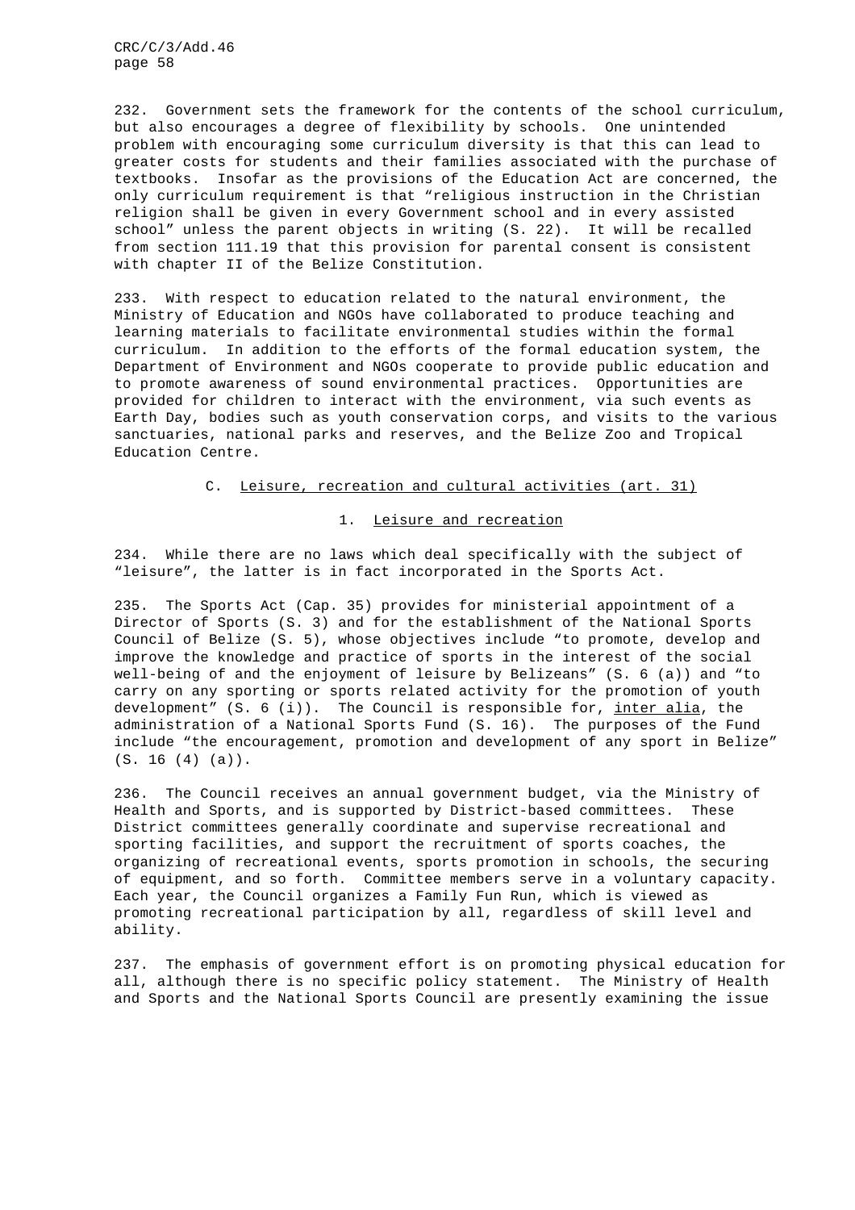232. Government sets the framework for the contents of the school curriculum, but also encourages a degree of flexibility by schools. One unintended problem with encouraging some curriculum diversity is that this can lead to greater costs for students and their families associated with the purchase of textbooks. Insofar as the provisions of the Education Act are concerned, the only curriculum requirement is that "religious instruction in the Christian religion shall be given in every Government school and in every assisted school" unless the parent objects in writing (S. 22). It will be recalled from section 111.19 that this provision for parental consent is consistent with chapter II of the Belize Constitution.

233. With respect to education related to the natural environment, the Ministry of Education and NGOs have collaborated to produce teaching and learning materials to facilitate environmental studies within the formal curriculum. In addition to the efforts of the formal education system, the Department of Environment and NGOs cooperate to provide public education and to promote awareness of sound environmental practices. Opportunities are provided for children to interact with the environment, via such events as Earth Day, bodies such as youth conservation corps, and visits to the various sanctuaries, national parks and reserves, and the Belize Zoo and Tropical Education Centre.

## C. Leisure, recreation and cultural activities (art. 31)

### 1. Leisure and recreation

234. While there are no laws which deal specifically with the subject of "leisure", the latter is in fact incorporated in the Sports Act.

235. The Sports Act (Cap. 35) provides for ministerial appointment of a Director of Sports (S. 3) and for the establishment of the National Sports Council of Belize (S. 5), whose objectives include "to promote, develop and improve the knowledge and practice of sports in the interest of the social well-being of and the enjoyment of leisure by Belizeans" (S. 6 (a)) and "to carry on any sporting or sports related activity for the promotion of youth development" (S. 6 (i)). The Council is responsible for, *inter alia*, the administration of a National Sports Fund (S. 16). The purposes of the Fund include "the encouragement, promotion and development of any sport in Belize" (S. 16 (4) (a)).

236. The Council receives an annual government budget, via the Ministry of Health and Sports, and is supported by District-based committees. These District committees generally coordinate and supervise recreational and sporting facilities, and support the recruitment of sports coaches, the organizing of recreational events, sports promotion in schools, the securing of equipment, and so forth. Committee members serve in a voluntary capacity. Each year, the Council organizes a Family Fun Run, which is viewed as promoting recreational participation by all, regardless of skill level and ability.

237. The emphasis of government effort is on promoting physical education for all, although there is no specific policy statement. The Ministry of Health and Sports and the National Sports Council are presently examining the issue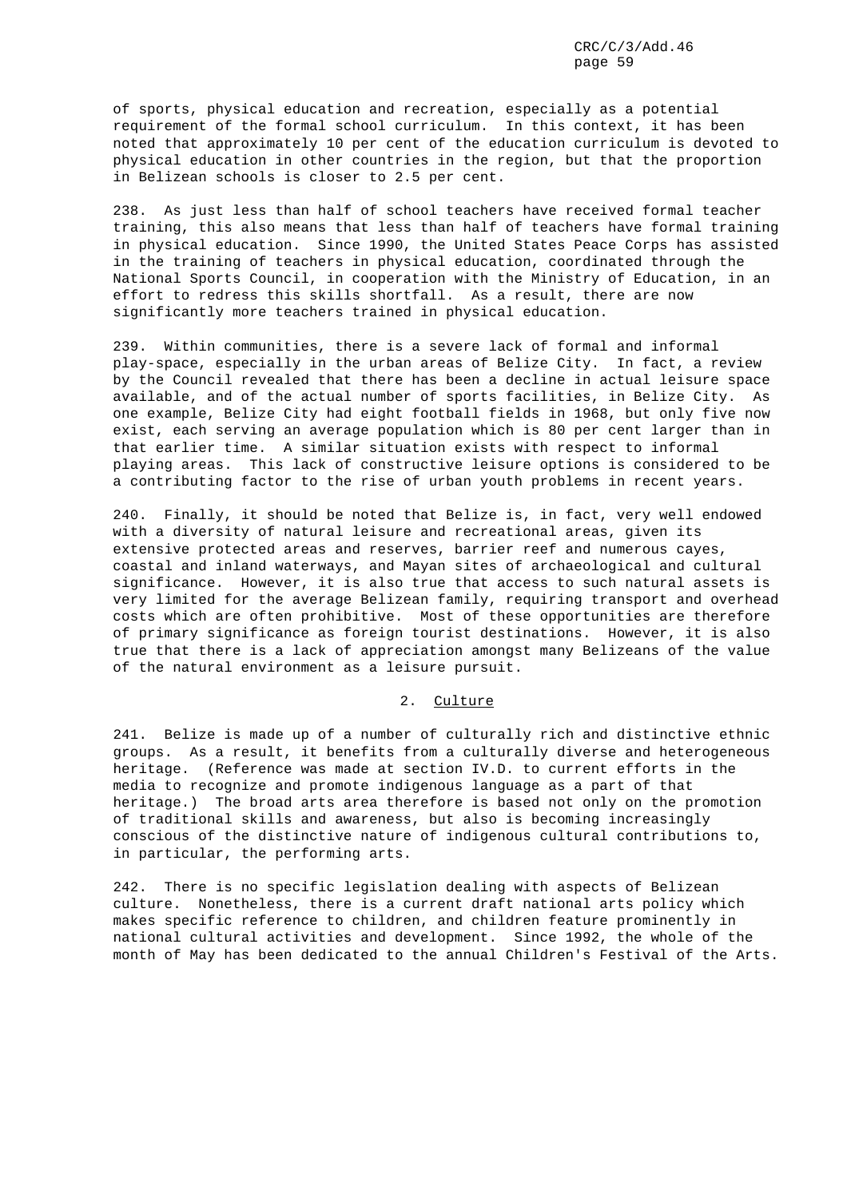of sports, physical education and recreation, especially as a potential requirement of the formal school curriculum. In this context, it has been noted that approximately 10 per cent of the education curriculum is devoted to physical education in other countries in the region, but that the proportion in Belizean schools is closer to 2.5 per cent.

238. As just less than half of school teachers have received formal teacher training, this also means that less than half of teachers have formal training in physical education. Since 1990, the United States Peace Corps has assisted in the training of teachers in physical education, coordinated through the National Sports Council, in cooperation with the Ministry of Education, in an effort to redress this skills shortfall. As a result, there are now significantly more teachers trained in physical education.

239. Within communities, there is a severe lack of formal and informal play-space, especially in the urban areas of Belize City. In fact, a review by the Council revealed that there has been a decline in actual leisure space available, and of the actual number of sports facilities, in Belize City. As one example, Belize City had eight football fields in 1968, but only five now exist, each serving an average population which is 80 per cent larger than in that earlier time. A similar situation exists with respect to informal playing areas. This lack of constructive leisure options is considered to be a contributing factor to the rise of urban youth problems in recent years.

240. Finally, it should be noted that Belize is, in fact, very well endowed with a diversity of natural leisure and recreational areas, given its extensive protected areas and reserves, barrier reef and numerous cayes, coastal and inland waterways, and Mayan sites of archaeological and cultural significance. However, it is also true that access to such natural assets is very limited for the average Belizean family, requiring transport and overhead costs which are often prohibitive. Most of these opportunities are therefore of primary significance as foreign tourist destinations. However, it is also true that there is a lack of appreciation amongst many Belizeans of the value of the natural environment as a leisure pursuit.

## 2. Culture

241. Belize is made up of a number of culturally rich and distinctive ethnic groups. As a result, it benefits from a culturally diverse and heterogeneous heritage. (Reference was made at section IV.D. to current efforts in the media to recognize and promote indigenous language as a part of that heritage.) The broad arts area therefore is based not only on the promotion of traditional skills and awareness, but also is becoming increasingly conscious of the distinctive nature of indigenous cultural contributions to, in particular, the performing arts.

242. There is no specific legislation dealing with aspects of Belizean culture. Nonetheless, there is a current draft national arts policy which makes specific reference to children, and children feature prominently in national cultural activities and development. Since 1992, the whole of the month of May has been dedicated to the annual Children's Festival of the Arts.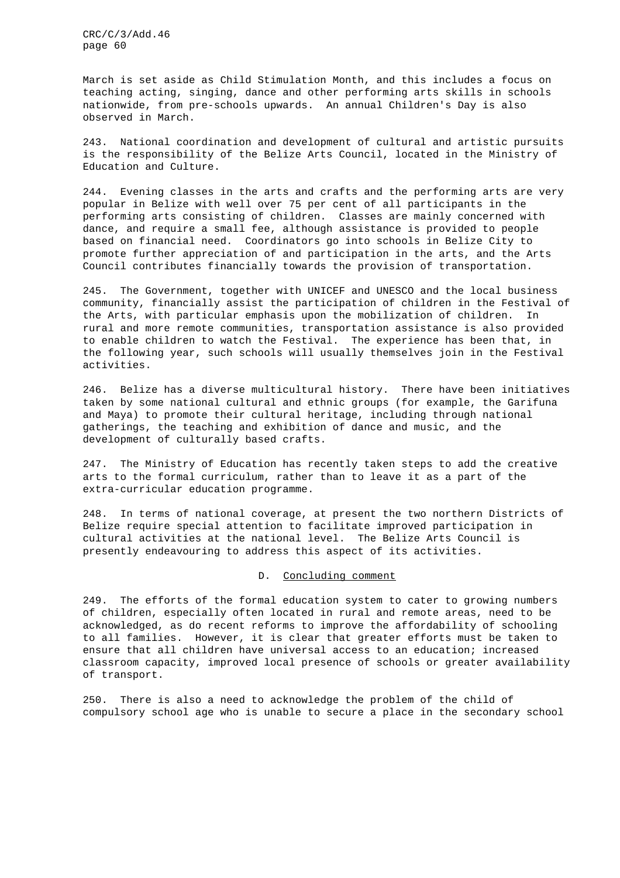March is set aside as Child Stimulation Month, and this includes a focus on teaching acting, singing, dance and other performing arts skills in schools nationwide, from pre-schools upwards. An annual Children's Day is also observed in March.

243. National coordination and development of cultural and artistic pursuits is the responsibility of the Belize Arts Council, located in the Ministry of Education and Culture.

244. Evening classes in the arts and crafts and the performing arts are very popular in Belize with well over 75 per cent of all participants in the performing arts consisting of children. Classes are mainly concerned with dance, and require a small fee, although assistance is provided to people based on financial need. Coordinators go into schools in Belize City to promote further appreciation of and participation in the arts, and the Arts Council contributes financially towards the provision of transportation.

245. The Government, together with UNICEF and UNESCO and the local business community, financially assist the participation of children in the Festival of the Arts, with particular emphasis upon the mobilization of children. In rural and more remote communities, transportation assistance is also provided to enable children to watch the Festival. The experience has been that, in the following year, such schools will usually themselves join in the Festival activities.

246. Belize has a diverse multicultural history. There have been initiatives taken by some national cultural and ethnic groups (for example, the Garifuna and Maya) to promote their cultural heritage, including through national gatherings, the teaching and exhibition of dance and music, and the development of culturally based crafts.

247. The Ministry of Education has recently taken steps to add the creative arts to the formal curriculum, rather than to leave it as a part of the extra-curricular education programme.

248. In terms of national coverage, at present the two northern Districts of Belize require special attention to facilitate improved participation in cultural activities at the national level. The Belize Arts Council is presently endeavouring to address this aspect of its activities.

## D. Concluding comment

249. The efforts of the formal education system to cater to growing numbers of children, especially often located in rural and remote areas, need to be acknowledged, as do recent reforms to improve the affordability of schooling to all families. However, it is clear that greater efforts must be taken to ensure that all children have universal access to an education; increased classroom capacity, improved local presence of schools or greater availability of transport.

250. There is also a need to acknowledge the problem of the child of compulsory school age who is unable to secure a place in the secondary school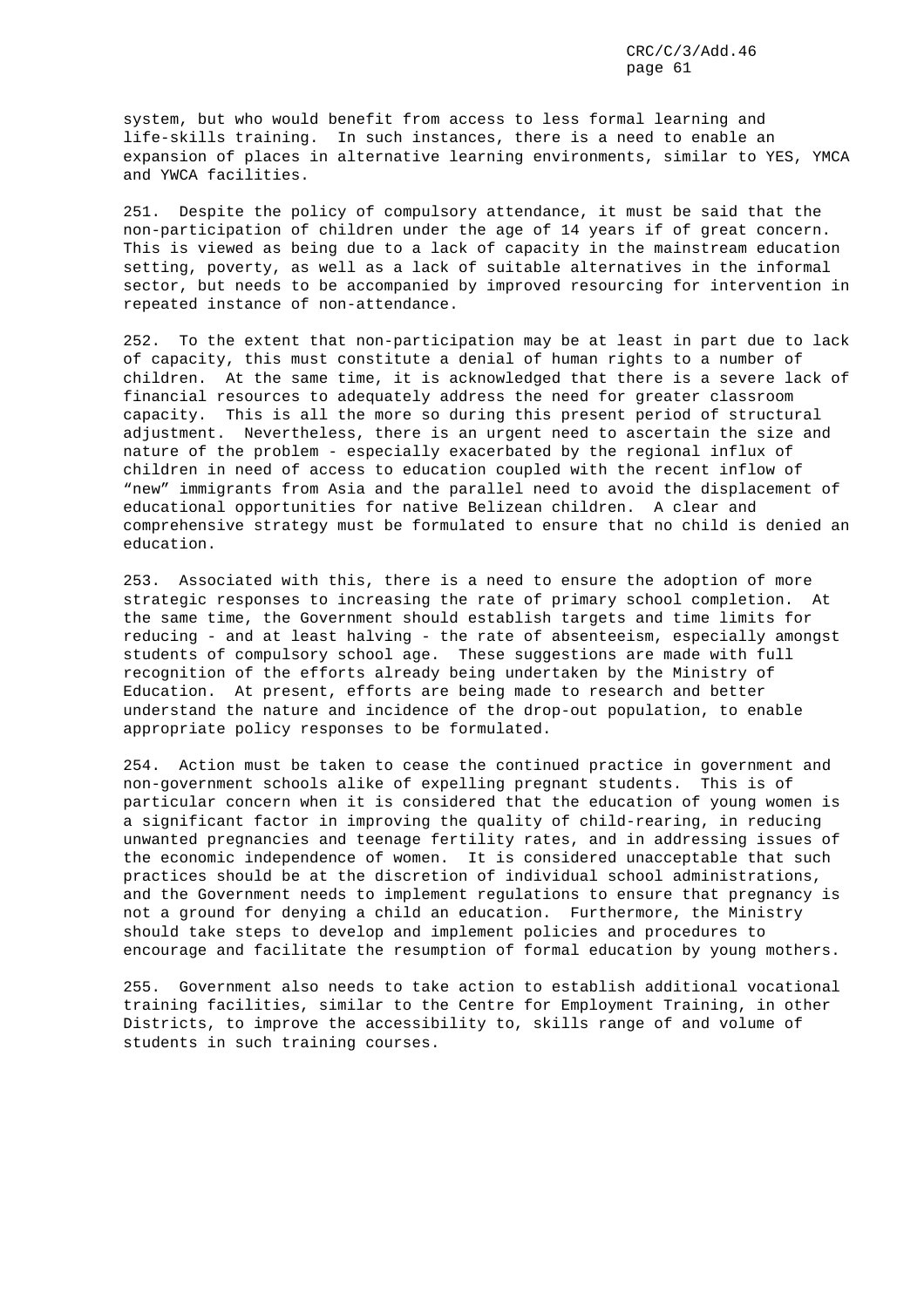system, but who would benefit from access to less formal learning and life-skills training. In such instances, there is a need to enable an expansion of places in alternative learning environments, similar to YES, YMCA and YWCA facilities.

251. Despite the policy of compulsory attendance, it must be said that the non-participation of children under the age of 14 years if of great concern. This is viewed as being due to a lack of capacity in the mainstream education setting, poverty, as well as a lack of suitable alternatives in the informal sector, but needs to be accompanied by improved resourcing for intervention in repeated instance of non-attendance.

252. To the extent that non-participation may be at least in part due to lack of capacity, this must constitute a denial of human rights to a number of children. At the same time, it is acknowledged that there is a severe lack of financial resources to adequately address the need for greater classroom capacity. This is all the more so during this present period of structural adjustment. Nevertheless, there is an urgent need to ascertain the size and nature of the problem - especially exacerbated by the regional influx of children in need of access to education coupled with the recent inflow of "new" immigrants from Asia and the parallel need to avoid the displacement of educational opportunities for native Belizean children. A clear and comprehensive strategy must be formulated to ensure that no child is denied an education.

253. Associated with this, there is a need to ensure the adoption of more strategic responses to increasing the rate of primary school completion. At the same time, the Government should establish targets and time limits for reducing - and at least halving - the rate of absenteeism, especially amongst students of compulsory school age. These suggestions are made with full recognition of the efforts already being undertaken by the Ministry of Education. At present, efforts are being made to research and better understand the nature and incidence of the drop-out population, to enable appropriate policy responses to be formulated.

254. Action must be taken to cease the continued practice in government and non-government schools alike of expelling pregnant students. This is of particular concern when it is considered that the education of young women is a significant factor in improving the quality of child-rearing, in reducing unwanted pregnancies and teenage fertility rates, and in addressing issues of the economic independence of women. It is considered unacceptable that such practices should be at the discretion of individual school administrations, and the Government needs to implement regulations to ensure that pregnancy is not a ground for denying a child an education. Furthermore, the Ministry should take steps to develop and implement policies and procedures to encourage and facilitate the resumption of formal education by young mothers.

255. Government also needs to take action to establish additional vocational training facilities, similar to the Centre for Employment Training, in other Districts, to improve the accessibility to, skills range of and volume of students in such training courses.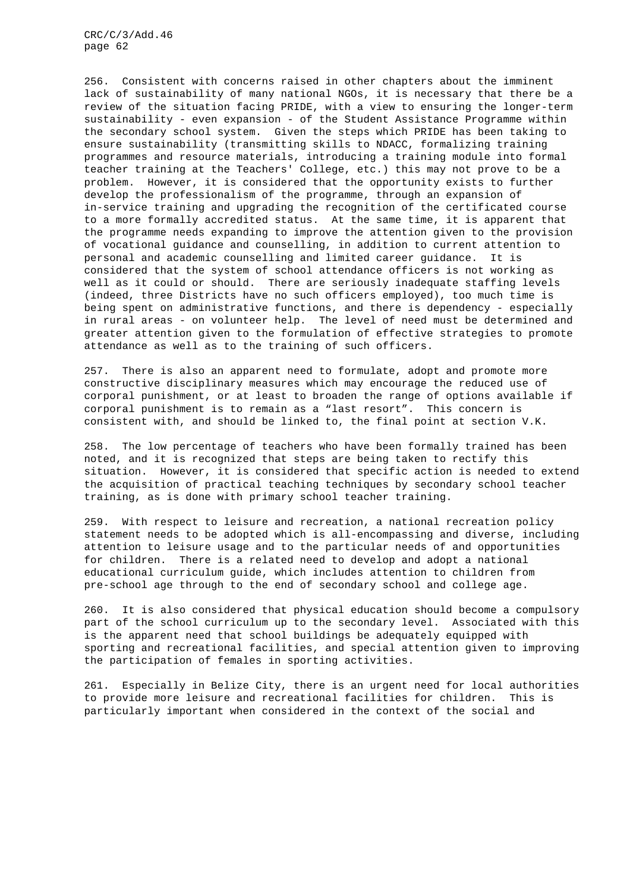256. Consistent with concerns raised in other chapters about the imminent lack of sustainability of many national NGOs, it is necessary that there be a review of the situation facing PRIDE, with a view to ensuring the longer-term sustainability - even expansion - of the Student Assistance Programme within the secondary school system. Given the steps which PRIDE has been taking to ensure sustainability (transmitting skills to NDACC, formalizing training programmes and resource materials, introducing a training module into formal teacher training at the Teachers' College, etc.) this may not prove to be a problem. However, it is considered that the opportunity exists to further develop the professionalism of the programme, through an expansion of in-service training and upgrading the recognition of the certificated course to a more formally accredited status. At the same time, it is apparent that the programme needs expanding to improve the attention given to the provision of vocational guidance and counselling, in addition to current attention to personal and academic counselling and limited career guidance. It is considered that the system of school attendance officers is not working as well as it could or should. There are seriously inadequate staffing levels (indeed, three Districts have no such officers employed), too much time is being spent on administrative functions, and there is dependency - especially in rural areas - on volunteer help. The level of need must be determined and greater attention given to the formulation of effective strategies to promote attendance as well as to the training of such officers.

257. There is also an apparent need to formulate, adopt and promote more constructive disciplinary measures which may encourage the reduced use of corporal punishment, or at least to broaden the range of options available if corporal punishment is to remain as a "last resort". This concern is consistent with, and should be linked to, the final point at section V.K.

258. The low percentage of teachers who have been formally trained has been noted, and it is recognized that steps are being taken to rectify this situation. However, it is considered that specific action is needed to extend the acquisition of practical teaching techniques by secondary school teacher training, as is done with primary school teacher training.

259. With respect to leisure and recreation, a national recreation policy statement needs to be adopted which is all-encompassing and diverse, including attention to leisure usage and to the particular needs of and opportunities for children. There is a related need to develop and adopt a national educational curriculum guide, which includes attention to children from pre-school age through to the end of secondary school and college age.

260. It is also considered that physical education should become a compulsory part of the school curriculum up to the secondary level. Associated with this is the apparent need that school buildings be adequately equipped with sporting and recreational facilities, and special attention given to improving the participation of females in sporting activities.

261. Especially in Belize City, there is an urgent need for local authorities to provide more leisure and recreational facilities for children. This is particularly important when considered in the context of the social and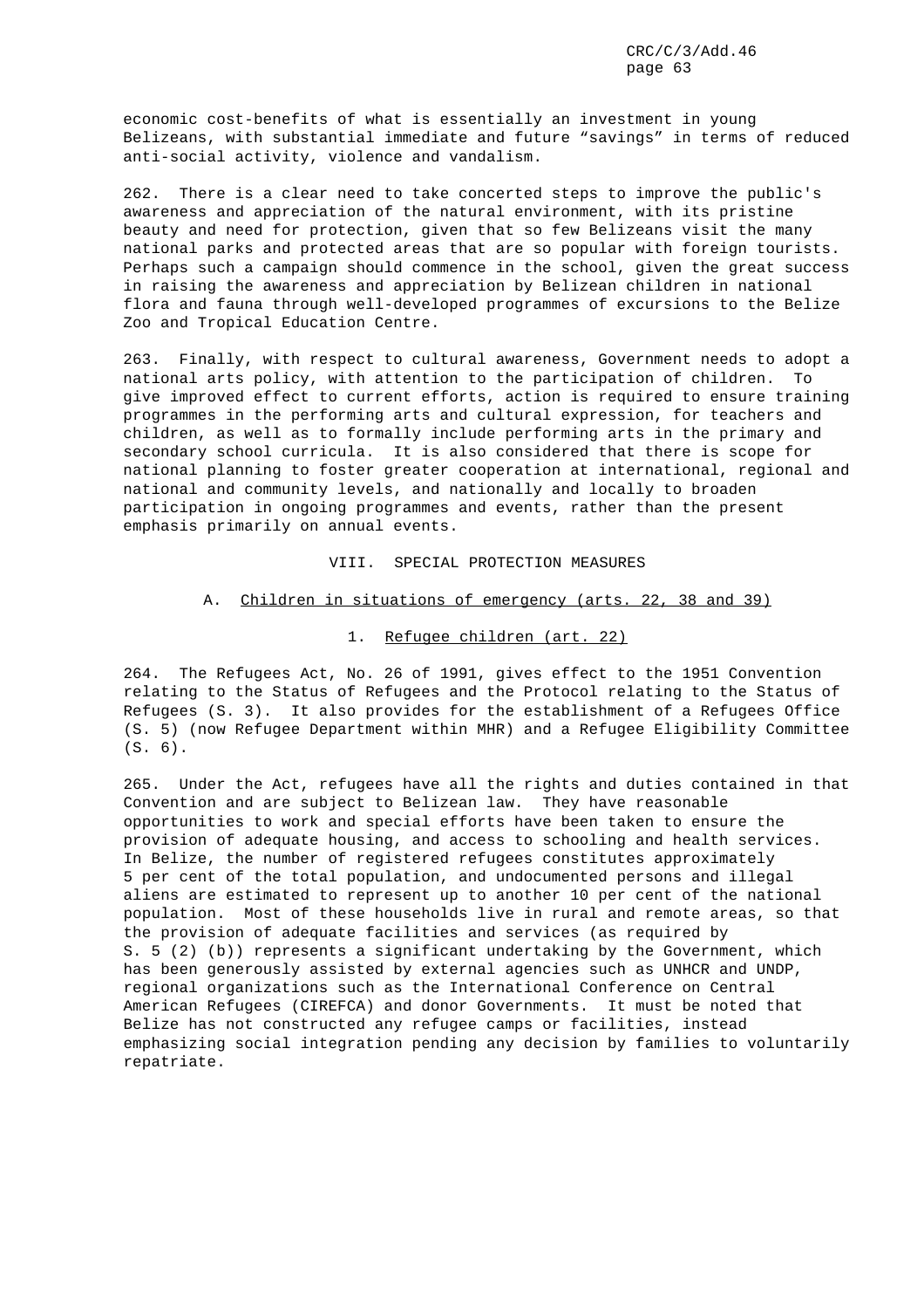economic cost-benefits of what is essentially an investment in young Belizeans, with substantial immediate and future "savings" in terms of reduced anti-social activity, violence and vandalism.

262. There is a clear need to take concerted steps to improve the public's awareness and appreciation of the natural environment, with its pristine beauty and need for protection, given that so few Belizeans visit the many national parks and protected areas that are so popular with foreign tourists. Perhaps such a campaign should commence in the school, given the great success in raising the awareness and appreciation by Belizean children in national flora and fauna through well-developed programmes of excursions to the Belize Zoo and Tropical Education Centre.

263. Finally, with respect to cultural awareness, Government needs to adopt a national arts policy, with attention to the participation of children. To give improved effect to current efforts, action is required to ensure training programmes in the performing arts and cultural expression, for teachers and children, as well as to formally include performing arts in the primary and secondary school curricula. It is also considered that there is scope for national planning to foster greater cooperation at international, regional and national and community levels, and nationally and locally to broaden participation in ongoing programmes and events, rather than the present emphasis primarily on annual events.

## VIII. SPECIAL PROTECTION MEASURES

### A. Children in situations of emergency (arts. 22, 38 and 39)

#### 1. Refugee children (art. 22)

264. The Refugees Act, No. 26 of 1991, gives effect to the 1951 Convention relating to the Status of Refugees and the Protocol relating to the Status of Refugees (S. 3). It also provides for the establishment of a Refugees Office (S. 5) (now Refugee Department within MHR) and a Refugee Eligibility Committee (S. 6).

265. Under the Act, refugees have all the rights and duties contained in that Convention and are subject to Belizean law. They have reasonable opportunities to work and special efforts have been taken to ensure the provision of adequate housing, and access to schooling and health services. In Belize, the number of registered refugees constitutes approximately 5 per cent of the total population, and undocumented persons and illegal aliens are estimated to represent up to another 10 per cent of the national population. Most of these households live in rural and remote areas, so that the provision of adequate facilities and services (as required by S. 5 (2) (b)) represents a significant undertaking by the Government, which has been generously assisted by external agencies such as UNHCR and UNDP, regional organizations such as the International Conference on Central American Refugees (CIREFCA) and donor Governments. It must be noted that Belize has not constructed any refugee camps or facilities, instead emphasizing social integration pending any decision by families to voluntarily repatriate.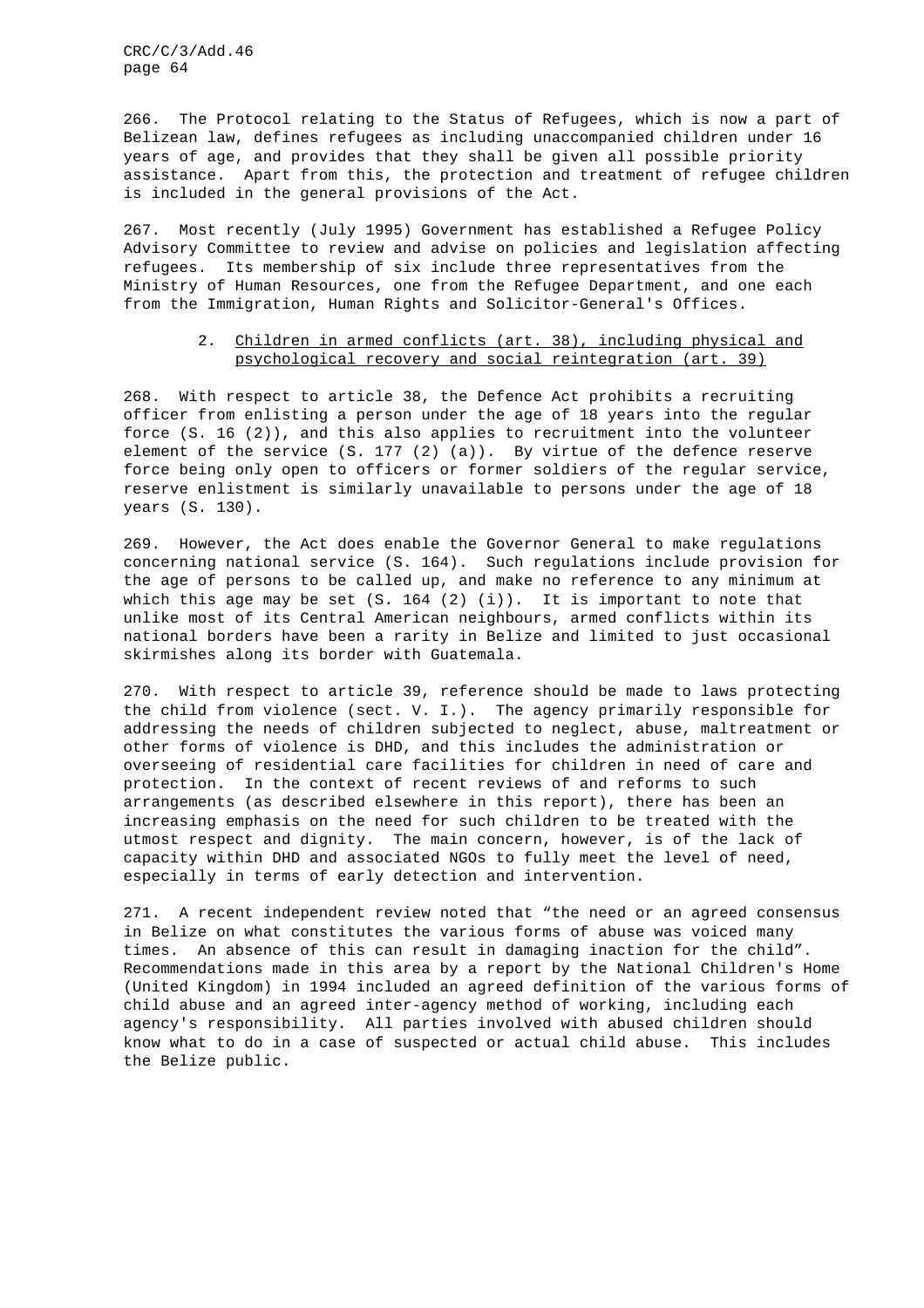266. The Protocol relating to the Status of Refugees, which is now a part of Belizean law, defines refugees as including unaccompanied children under 16 years of age, and provides that they shall be given all possible priority assistance. Apart from this, the protection and treatment of refugee children is included in the general provisions of the Act.

267. Most recently (July 1995) Government has established a Refugee Policy Advisory Committee to review and advise on policies and legislation affecting refugees. Its membership of six include three representatives from the Ministry of Human Resources, one from the Refugee Department, and one each from the Immigration, Human Rights and Solicitor-General's Offices.

### 2. Children in armed conflicts (art. 38), including physical and psychological recovery and social reintegration (art. 39)

268. With respect to article 38, the Defence Act prohibits a recruiting officer from enlisting a person under the age of 18 years into the regular force (S. 16 (2)), and this also applies to recruitment into the volunteer element of the service (S. 177 (2) (a)). By virtue of the defence reserve force being only open to officers or former soldiers of the regular service, reserve enlistment is similarly unavailable to persons under the age of 18 years (S. 130).

269. However, the Act does enable the Governor General to make regulations concerning national service (S. 164). Such regulations include provision for the age of persons to be called up, and make no reference to any minimum at which this age may be set (S. 164 (2) (i)). It is important to note that unlike most of its Central American neighbours, armed conflicts within its national borders have been a rarity in Belize and limited to just occasional skirmishes along its border with Guatemala.

270. With respect to article 39, reference should be made to laws protecting the child from violence (sect. V. I.). The agency primarily responsible for addressing the needs of children subjected to neglect, abuse, maltreatment or other forms of violence is DHD, and this includes the administration or overseeing of residential care facilities for children in need of care and protection. In the context of recent reviews of and reforms to such arrangements (as described elsewhere in this report), there has been an increasing emphasis on the need for such children to be treated with the utmost respect and dignity. The main concern, however, is of the lack of capacity within DHD and associated NGOs to fully meet the level of need, especially in terms of early detection and intervention.

271. A recent independent review noted that "the need or an agreed consensus in Belize on what constitutes the various forms of abuse was voiced many times. An absence of this can result in damaging inaction for the child". Recommendations made in this area by a report by the National Children's Home (United Kingdom) in 1994 included an agreed definition of the various forms of child abuse and an agreed inter-agency method of working, including each agency's responsibility. All parties involved with abused children should know what to do in a case of suspected or actual child abuse. This includes the Belize public.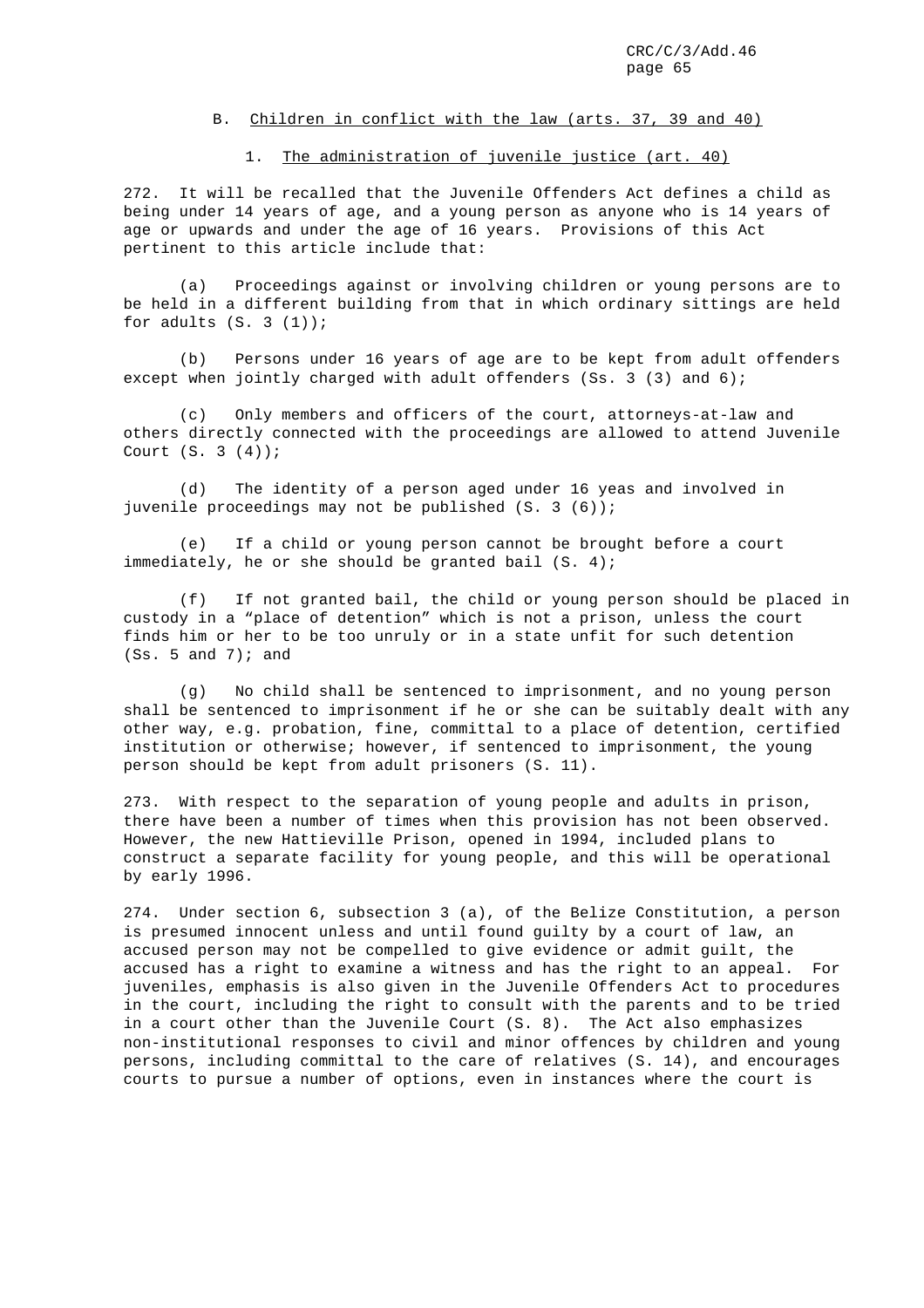### B. Children in conflict with the law (arts. 37, 39 and 40)

#### 1. The administration of juvenile justice (art. 40)

272. It will be recalled that the Juvenile Offenders Act defines a child as being under 14 years of age, and a young person as anyone who is 14 years of age or upwards and under the age of 16 years. Provisions of this Act pertinent to this article include that:

(a) Proceedings against or involving children or young persons are to be held in a different building from that in which ordinary sittings are held for adults (S. 3 (1));

(b) Persons under 16 years of age are to be kept from adult offenders except when jointly charged with adult offenders (Ss. 3 (3) and 6);

(c) Only members and officers of the court, attorneys-at-law and others directly connected with the proceedings are allowed to attend Juvenile Court (S. 3 (4));

(d) The identity of a person aged under 16 yeas and involved in juvenile proceedings may not be published (S. 3 (6));

(e) If a child or young person cannot be brought before a court immediately, he or she should be granted bail (S. 4);

(f) If not granted bail, the child or young person should be placed in custody in a "place of detention" which is not a prison, unless the court finds him or her to be too unruly or in a state unfit for such detention (Ss. 5 and 7); and

(g) No child shall be sentenced to imprisonment, and no young person shall be sentenced to imprisonment if he or she can be suitably dealt with any other way, e.g. probation, fine, committal to a place of detention, certified institution or otherwise; however, if sentenced to imprisonment, the young person should be kept from adult prisoners (S. 11).

273. With respect to the separation of young people and adults in prison, there have been a number of times when this provision has not been observed. However, the new Hattieville Prison, opened in 1994, included plans to construct a separate facility for young people, and this will be operational by early 1996.

274. Under section 6, subsection 3 (a), of the Belize Constitution, a person is presumed innocent unless and until found guilty by a court of law, an accused person may not be compelled to give evidence or admit guilt, the accused has a right to examine a witness and has the right to an appeal. For juveniles, emphasis is also given in the Juvenile Offenders Act to procedures in the court, including the right to consult with the parents and to be tried in a court other than the Juvenile Court (S. 8). The Act also emphasizes non-institutional responses to civil and minor offences by children and young persons, including committal to the care of relatives (S. 14), and encourages courts to pursue a number of options, even in instances where the court is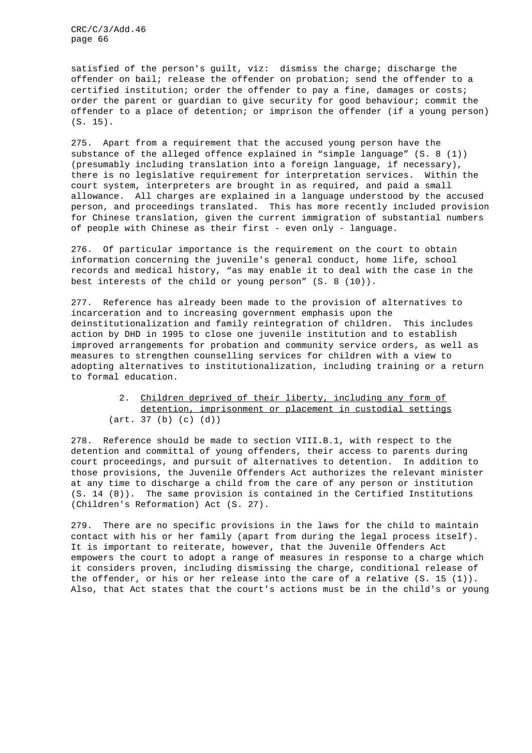satisfied of the person's guilt, viz: dismiss the charge; discharge the offender on bail; release the offender on probation; send the offender to a certified institution; order the offender to pay a fine, damages or costs; order the parent or guardian to give security for good behaviour; commit the offender to a place of detention; or imprison the offender (if a young person) (S. 15).

275. Apart from a requirement that the accused young person have the substance of the alleged offence explained in "simple language" (S. 8 (1)) (presumably including translation into a foreign language, if necessary), there is no legislative requirement for interpretation services. Within the court system, interpreters are brought in as required, and paid a small allowance. All charges are explained in a language understood by the accused person, and proceedings translated. This has more recently included provision for Chinese translation, given the current immigration of substantial numbers of people with Chinese as their first - even only - language.

276. Of particular importance is the requirement on the court to obtain information concerning the juvenile's general conduct, home life, school records and medical history, "as may enable it to deal with the case in the best interests of the child or young person" (S. 8 (10)).

277. Reference has already been made to the provision of alternatives to incarceration and to increasing government emphasis upon the deinstitutionalization and family reintegration of children. This includes action by DHD in 1995 to close one juvenile institution and to establish improved arrangements for probation and community service orders, as well as measures to strengthen counselling services for children with a view to adopting alternatives to institutionalization, including training or a return to formal education.

### 2. Children deprived of their liberty, including any form of detention, imprisonment or placement in custodial settings (art. 37 (b) (c) (d))

278. Reference should be made to section VIII.B.1, with respect to the detention and committal of young offenders, their access to parents during court proceedings, and pursuit of alternatives to detention. In addition to those provisions, the Juvenile Offenders Act authorizes the relevant minister at any time to discharge a child from the care of any person or institution (S. 14 (8)). The same provision is contained in the Certified Institutions (Children's Reformation) Act (S. 27).

279. There are no specific provisions in the laws for the child to maintain contact with his or her family (apart from during the legal process itself). It is important to reiterate, however, that the Juvenile Offenders Act empowers the court to adopt a range of measures in response to a charge which it considers proven, including dismissing the charge, conditional release of the offender, or his or her release into the care of a relative (S. 15 (1)). Also, that Act states that the court's actions must be in the child's or young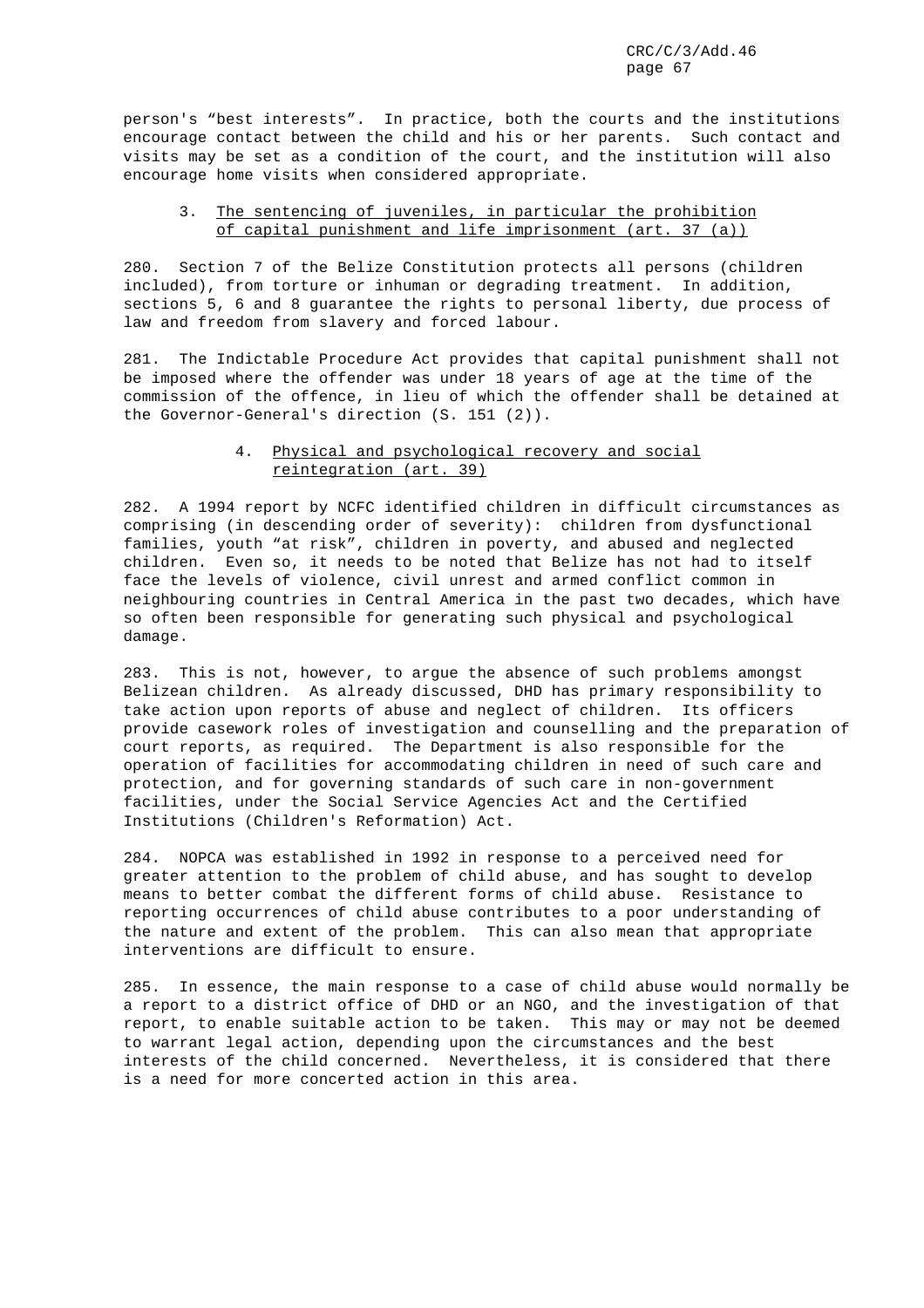person's “best interests”. In practice, both the courts and the institutions encourage contact between the child and his or her parents. Such contact and visits may be set as a condition of the court, and the institution will also encourage home visits when considered appropriate.

### 3. The sentencing of juveniles, in particular the prohibition of capital punishment and life imprisonment (art. 37 (a))

280. Section 7 of the Belize Constitution protects all persons (children included), from torture or inhuman or degrading treatment. In addition, sections 5, 6 and 8 guarantee the rights to personal liberty, due process of law and freedom from slavery and forced labour.

281. The Indictable Procedure Act provides that capital punishment shall not be imposed where the offender was under 18 years of age at the time of the commission of the offence, in lieu of which the offender shall be detained at the Governor-General's direction (S. 151 (2)).

### 4. Physical and psychological recovery and social reintegration (art. 39)

282. A 1994 report by NCFC identified children in difficult circumstances as comprising (in descending order of severity): children from dysfunctional families, youth “at risk”, children in poverty, and abused and neglected children. Even so, it needs to be noted that Belize has not had to itself face the levels of violence, civil unrest and armed conflict common in neighbouring countries in Central America in the past two decades, which have so often been responsible for generating such physical and psychological damage.

283. This is not, however, to argue the absence of such problems amongst Belizean children. As already discussed, DHD has primary responsibility to take action upon reports of abuse and neglect of children. Its officers provide casework roles of investigation and counselling and the preparation of court reports, as required. The Department is also responsible for the operation of facilities for accommodating children in need of such care and protection, and for governing standards of such care in non-government facilities, under the Social Service Agencies Act and the Certified Institutions (Children's Reformation) Act.

284. NOPCA was established in 1992 in response to a perceived need for greater attention to the problem of child abuse, and has sought to develop means to better combat the different forms of child abuse. Resistance to reporting occurrences of child abuse contributes to a poor understanding of the nature and extent of the problem. This can also mean that appropriate interventions are difficult to ensure.

285. In essence, the main response to a case of child abuse would normally be a report to a district office of DHD or an NGO, and the investigation of that report, to enable suitable action to be taken. This may or may not be deemed to warrant legal action, depending upon the circumstances and the best interests of the child concerned. Nevertheless, it is considered that there is a need for more concerted action in this area.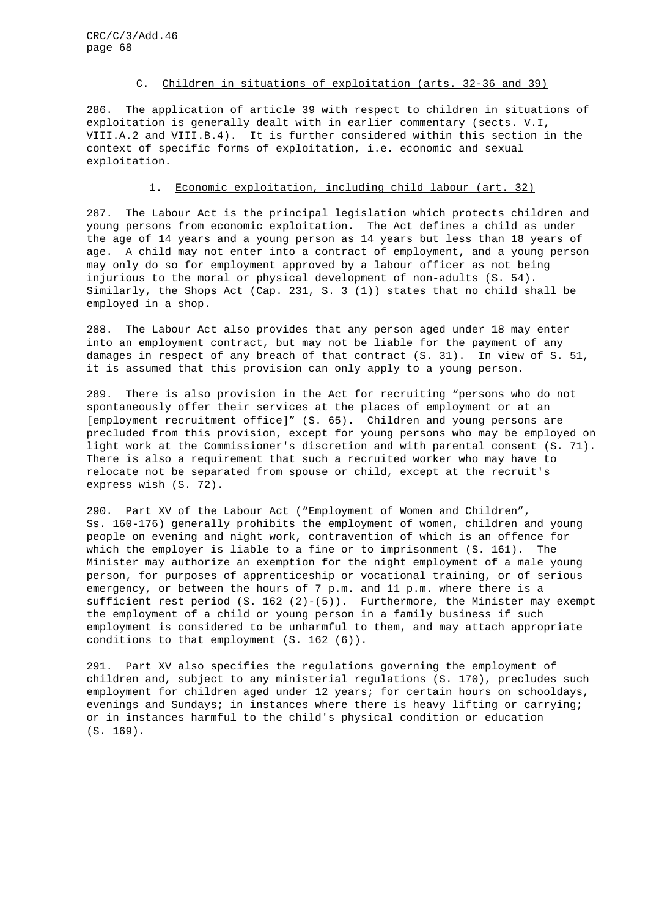### C. Children in situations of exploitation (arts. 32-36 and 39)

286. The application of article 39 with respect to children in situations of exploitation is generally dealt with in earlier commentary (sects. V.I, VIII.A.2 and VIII.B.4). It is further considered within this section in the context of specific forms of exploitation, i.e. economic and sexual exploitation.

#### 1. Economic exploitation, including child labour (art. 32)

287. The Labour Act is the principal legislation which protects children and young persons from economic exploitation. The Act defines a child as under the age of 14 years and a young person as 14 years but less than 18 years of age. A child may not enter into a contract of employment, and a young person may only do so for employment approved by a labour officer as not being injurious to the moral or physical development of non-adults (S. 54). Similarly, the Shops Act (Cap. 231, S. 3 (1)) states that no child shall be employed in a shop.

288. The Labour Act also provides that any person aged under 18 may enter into an employment contract, but may not be liable for the payment of any damages in respect of any breach of that contract (S. 31). In view of S. 51, it is assumed that this provision can only apply to a young person.

289. There is also provision in the Act for recruiting "persons who do not spontaneously offer their services at the places of employment or at an [employment recruitment office]" (S. 65). Children and young persons are precluded from this provision, except for young persons who may be employed on light work at the Commissioner's discretion and with parental consent (S. 71). There is also a requirement that such a recruited worker who may have to relocate not be separated from spouse or child, except at the recruit's express wish (S. 72).

290. Part XV of the Labour Act ("Employment of Women and Children", Ss. 160-176) generally prohibits the employment of women, children and young people on evening and night work, contravention of which is an offence for which the employer is liable to a fine or to imprisonment (S. 161). The Minister may authorize an exemption for the night employment of a male young person, for purposes of apprenticeship or vocational training, or of serious emergency, or between the hours of 7 p.m. and 11 p.m. where there is a sufficient rest period (S. 162 (2)-(5)). Furthermore, the Minister may exempt the employment of a child or young person in a family business if such employment is considered to be unharmful to them, and may attach appropriate conditions to that employment (S. 162 (6)).

291. Part XV also specifies the regulations governing the employment of children and, subject to any ministerial regulations (S. 170), precludes such employment for children aged under 12 years; for certain hours on schooldays, evenings and Sundays; in instances where there is heavy lifting or carrying; or in instances harmful to the child's physical condition or education (S. 169).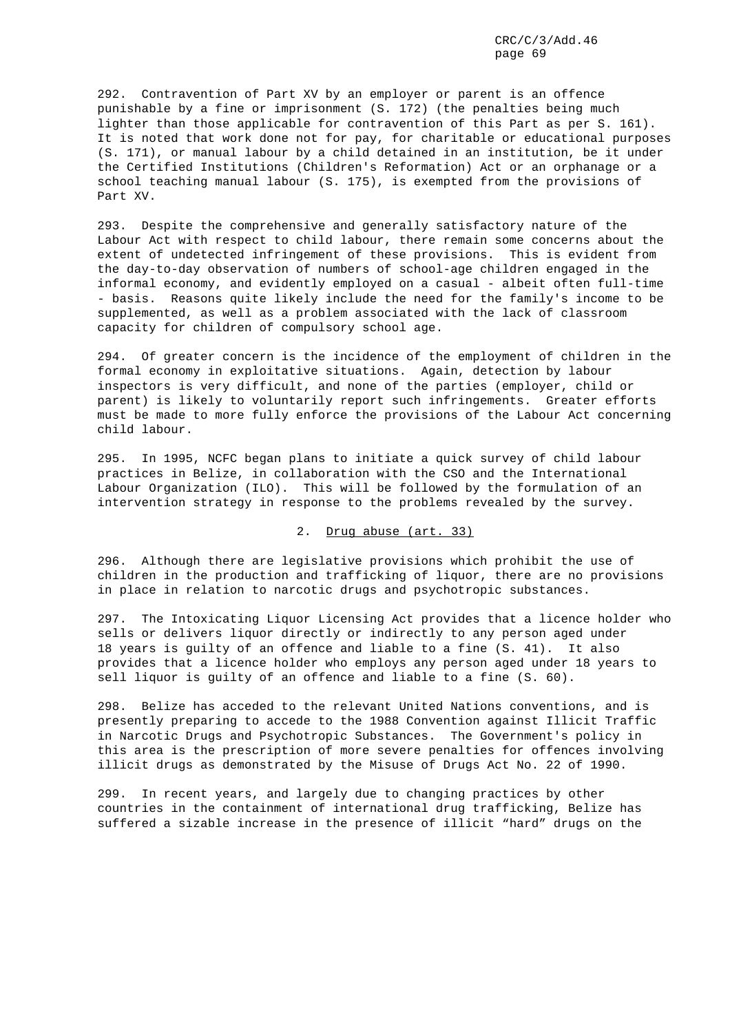292. Contravention of Part XV by an employer or parent is an offence punishable by a fine or imprisonment (S. 172) (the penalties being much lighter than those applicable for contravention of this Part as per S. 161). It is noted that work done not for pay, for charitable or educational purposes (S. 171), or manual labour by a child detained in an institution, be it under the Certified Institutions (Children's Reformation) Act or an orphanage or a school teaching manual labour (S. 175), is exempted from the provisions of Part XV.

293. Despite the comprehensive and generally satisfactory nature of the Labour Act with respect to child labour, there remain some concerns about the extent of undetected infringement of these provisions. This is evident from the day-to-day observation of numbers of school-age children engaged in the informal economy, and evidently employed on a casual - albeit often full-time - basis. Reasons quite likely include the need for the family's income to be supplemented, as well as a problem associated with the lack of classroom capacity for children of compulsory school age.

294. Of greater concern is the incidence of the employment of children in the formal economy in exploitative situations. Again, detection by labour inspectors is very difficult, and none of the parties (employer, child or parent) is likely to voluntarily report such infringements. Greater efforts must be made to more fully enforce the provisions of the Labour Act concerning child labour.

295. In 1995, NCFC began plans to initiate a quick survey of child labour practices in Belize, in collaboration with the CSO and the International Labour Organization (ILO). This will be followed by the formulation of an intervention strategy in response to the problems revealed by the survey.

### 2. Drug abuse (art. 33)

296. Although there are legislative provisions which prohibit the use of children in the production and trafficking of liquor, there are no provisions in place in relation to narcotic drugs and psychotropic substances.

297. The Intoxicating Liquor Licensing Act provides that a licence holder who sells or delivers liquor directly or indirectly to any person aged under 18 years is guilty of an offence and liable to a fine (S. 41). It also provides that a licence holder who employs any person aged under 18 years to sell liquor is guilty of an offence and liable to a fine (S. 60).

298. Belize has acceded to the relevant United Nations conventions, and is presently preparing to accede to the 1988 Convention against Illicit Traffic in Narcotic Drugs and Psychotropic Substances. The Government's policy in this area is the prescription of more severe penalties for offences involving illicit drugs as demonstrated by the Misuse of Drugs Act No. 22 of 1990.

299. In recent years, and largely due to changing practices by other countries in the containment of international drug trafficking, Belize has suffered a sizable increase in the presence of illicit "hard" drugs on the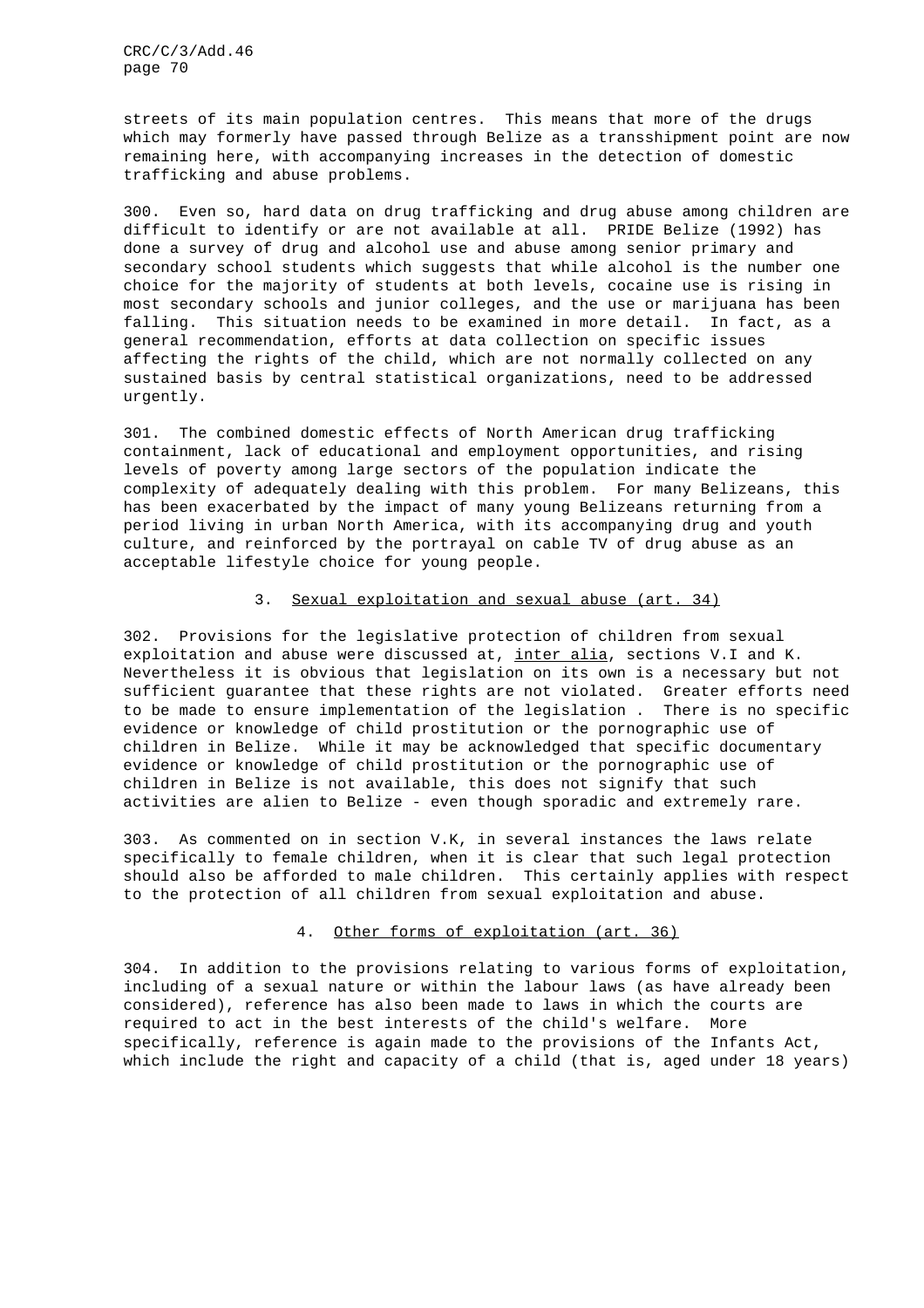streets of its main population centres. This means that more of the drugs which may formerly have passed through Belize as a transshipment point are now remaining here, with accompanying increases in the detection of domestic trafficking and abuse problems.

300. Even so, hard data on drug trafficking and drug abuse among children are difficult to identify or are not available at all. PRIDE Belize (1992) has done a survey of drug and alcohol use and abuse among senior primary and secondary school students which suggests that while alcohol is the number one choice for the majority of students at both levels, cocaine use is rising in most secondary schools and junior colleges, and the use or marijuana has been falling. This situation needs to be examined in more detail. In fact, as a general recommendation, efforts at data collection on specific issues affecting the rights of the child, which are not normally collected on any sustained basis by central statistical organizations, need to be addressed urgently.

301. The combined domestic effects of North American drug trafficking containment, lack of educational and employment opportunities, and rising levels of poverty among large sectors of the population indicate the complexity of adequately dealing with this problem. For many Belizeans, this has been exacerbated by the impact of many young Belizeans returning from a period living in urban North America, with its accompanying drug and youth culture, and reinforced by the portrayal on cable TV of drug abuse as an acceptable lifestyle choice for young people.

### 3. Sexual exploitation and sexual abuse (art. 34)

302. Provisions for the legislative protection of children from sexual exploitation and abuse were discussed at, *inter alia*, sections V.I and K. Nevertheless it is obvious that legislation on its own is a necessary but not sufficient guarantee that these rights are not violated. Greater efforts need to be made to ensure implementation of the legislation . There is no specific evidence or knowledge of child prostitution or the pornographic use of children in Belize. While it may be acknowledged that specific documentary evidence or knowledge of child prostitution or the pornographic use of children in Belize is not available, this does not signify that such activities are alien to Belize - even though sporadic and extremely rare.

303. As commented on in section V.K, in several instances the laws relate specifically to female children, when it is clear that such legal protection should also be afforded to male children. This certainly applies with respect to the protection of all children from sexual exploitation and abuse.

### 4. Other forms of exploitation (art. 36)

304. In addition to the provisions relating to various forms of exploitation, including of a sexual nature or within the labour laws (as have already been considered), reference has also been made to laws in which the courts are required to act in the best interests of the child's welfare. More specifically, reference is again made to the provisions of the Infants Act, which include the right and capacity of a child (that is, aged under 18 years)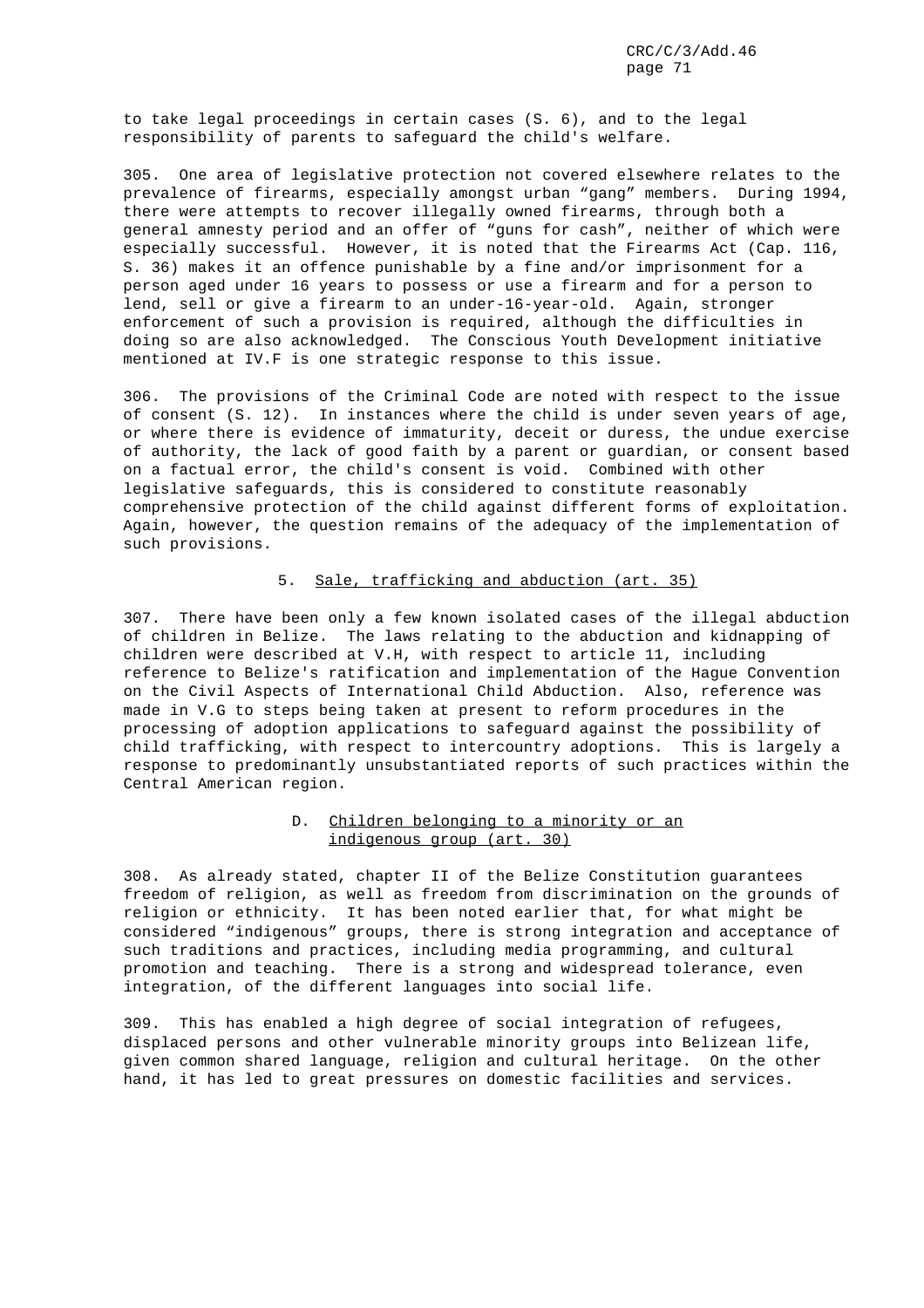to take legal proceedings in certain cases (S. 6), and to the legal responsibility of parents to safeguard the child's welfare.

305. One area of legislative protection not covered elsewhere relates to the prevalence of firearms, especially amongst urban "gang" members. During 1994, there were attempts to recover illegally owned firearms, through both a general amnesty period and an offer of "guns for cash", neither of which were especially successful. However, it is noted that the Firearms Act (Cap. 116, S. 36) makes it an offence punishable by a fine and/or imprisonment for a person aged under 16 years to possess or use a firearm and for a person to lend, sell or give a firearm to an under-16-year-old. Again, stronger enforcement of such a provision is required, although the difficulties in doing so are also acknowledged. The Conscious Youth Development initiative mentioned at IV.F is one strategic response to this issue.

306. The provisions of the Criminal Code are noted with respect to the issue of consent (S. 12). In instances where the child is under seven years of age, or where there is evidence of immaturity, deceit or duress, the undue exercise of authority, the lack of good faith by a parent or guardian, or consent based on a factual error, the child's consent is void. Combined with other legislative safeguards, this is considered to constitute reasonably comprehensive protection of the child against different forms of exploitation. Again, however, the question remains of the adequacy of the implementation of such provisions.

### 5. Sale, trafficking and abduction (art. 35)

307. There have been only a few known isolated cases of the illegal abduction of children in Belize. The laws relating to the abduction and kidnapping of children were described at V.H, with respect to article 11, including reference to Belize's ratification and implementation of the Hague Convention on the Civil Aspects of International Child Abduction. Also, reference was made in V.G to steps being taken at present to reform procedures in the processing of adoption applications to safeguard against the possibility of child trafficking, with respect to intercountry adoptions. This is largely a response to predominantly unsubstantiated reports of such practices within the Central American region.

## D. Children belonging to a minority or an indigenous group (art. 30)

308. As already stated, chapter II of the Belize Constitution guarantees freedom of religion, as well as freedom from discrimination on the grounds of religion or ethnicity. It has been noted earlier that, for what might be considered "indigenous" groups, there is strong integration and acceptance of such traditions and practices, including media programming, and cultural promotion and teaching. There is a strong and widespread tolerance, even integration, of the different languages into social life.

309. This has enabled a high degree of social integration of refugees, displaced persons and other vulnerable minority groups into Belizean life, given common shared language, religion and cultural heritage. On the other hand, it has led to great pressures on domestic facilities and services.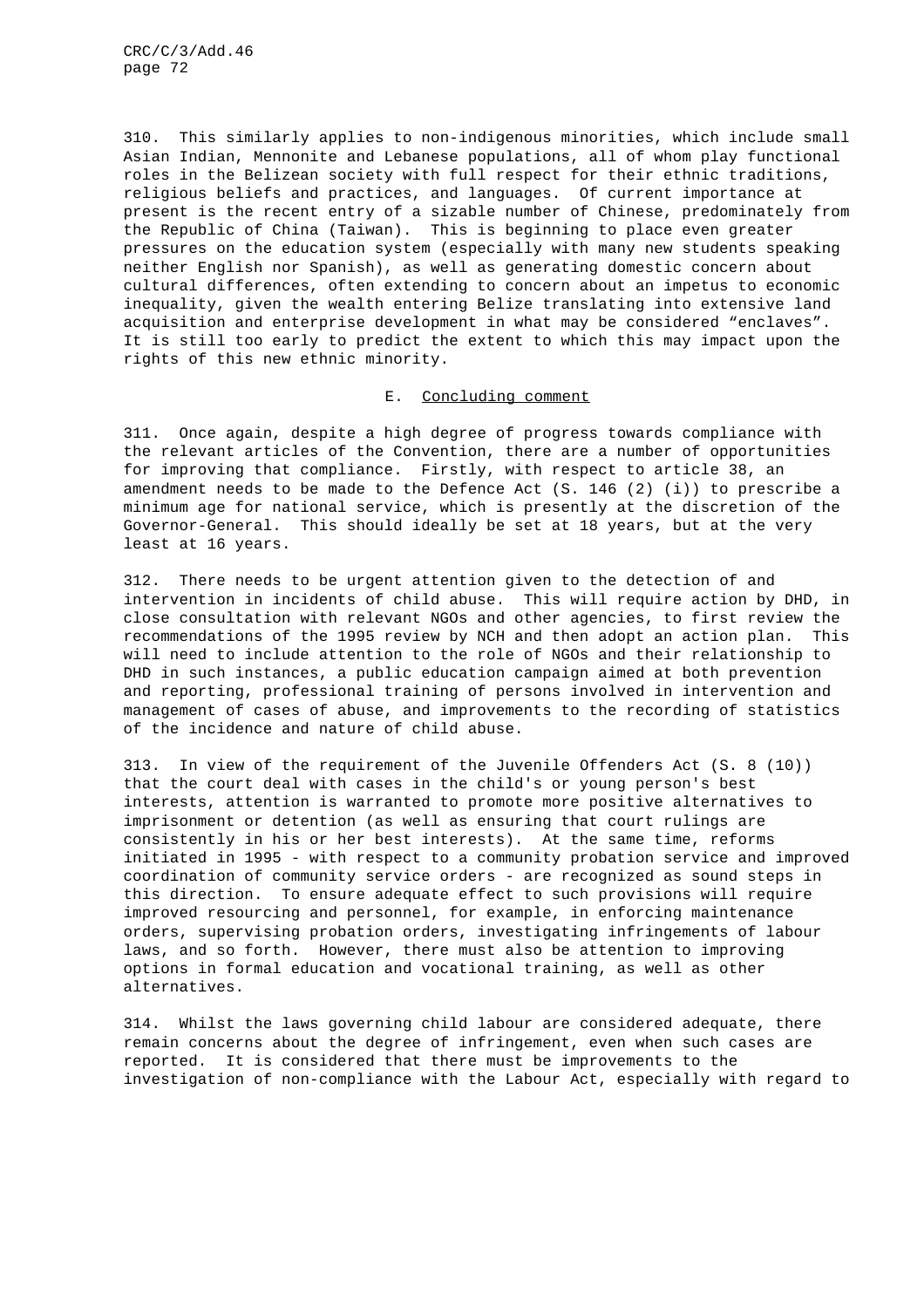310. This similarly applies to non-indigenous minorities, which include small Asian Indian, Mennonite and Lebanese populations, all of whom play functional roles in the Belizean society with full respect for their ethnic traditions, religious beliefs and practices, and languages. Of current importance at present is the recent entry of a sizable number of Chinese, predominately from the Republic of China (Taiwan). This is beginning to place even greater pressures on the education system (especially with many new students speaking neither English nor Spanish), as well as generating domestic concern about cultural differences, often extending to concern about an impetus to economic inequality, given the wealth entering Belize translating into extensive land acquisition and enterprise development in what may be considered "enclaves". It is still too early to predict the extent to which this may impact upon the rights of this new ethnic minority.

## E. Concluding comment

311. Once again, despite a high degree of progress towards compliance with the relevant articles of the Convention, there are a number of opportunities for improving that compliance. Firstly, with respect to article 38, an amendment needs to be made to the Defence Act (S. 146 (2) (i)) to prescribe a minimum age for national service, which is presently at the discretion of the Governor-General. This should ideally be set at 18 years, but at the very least at 16 years.

312. There needs to be urgent attention given to the detection of and intervention in incidents of child abuse. This will require action by DHD, in close consultation with relevant NGOs and other agencies, to first review the recommendations of the 1995 review by NCH and then adopt an action plan. This will need to include attention to the role of NGOs and their relationship to DHD in such instances, a public education campaign aimed at both prevention and reporting, professional training of persons involved in intervention and management of cases of abuse, and improvements to the recording of statistics of the incidence and nature of child abuse.

313. In view of the requirement of the Juvenile Offenders Act (S. 8 (10)) that the court deal with cases in the child's or young person's best interests, attention is warranted to promote more positive alternatives to imprisonment or detention (as well as ensuring that court rulings are consistently in his or her best interests). At the same time, reforms initiated in 1995 - with respect to a community probation service and improved coordination of community service orders - are recognized as sound steps in this direction. To ensure adequate effect to such provisions will require improved resourcing and personnel, for example, in enforcing maintenance orders, supervising probation orders, investigating infringements of labour laws, and so forth. However, there must also be attention to improving options in formal education and vocational training, as well as other alternatives.

314. Whilst the laws governing child labour are considered adequate, there remain concerns about the degree of infringement, even when such cases are reported. It is considered that there must be improvements to the investigation of non-compliance with the Labour Act, especially with regard to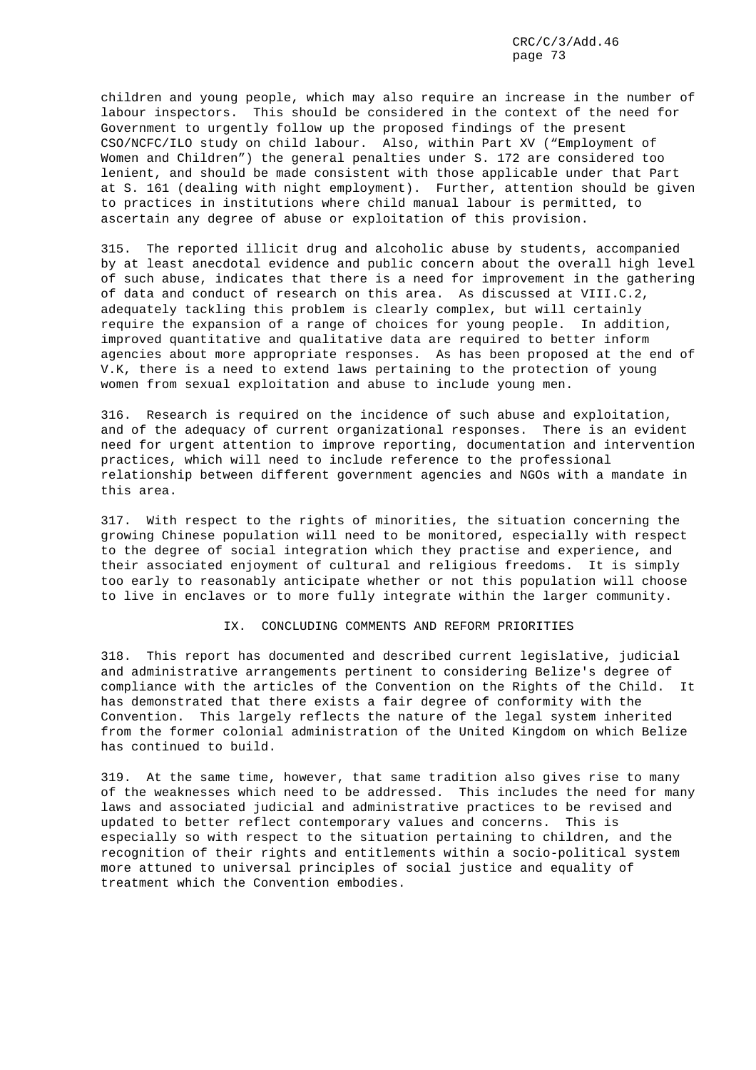children and young people, which may also require an increase in the number of labour inspectors. This should be considered in the context of the need for Government to urgently follow up the proposed findings of the present CSO/NCFC/ILO study on child labour. Also, within Part XV ("Employment of Women and Children") the general penalties under S. 172 are considered too lenient, and should be made consistent with those applicable under that Part at S. 161 (dealing with night employment). Further, attention should be given to practices in institutions where child manual labour is permitted, to ascertain any degree of abuse or exploitation of this provision.

315. The reported illicit drug and alcoholic abuse by students, accompanied by at least anecdotal evidence and public concern about the overall high level of such abuse, indicates that there is a need for improvement in the gathering of data and conduct of research on this area. As discussed at VIII.C.2, adequately tackling this problem is clearly complex, but will certainly require the expansion of a range of choices for young people. In addition, improved quantitative and qualitative data are required to better inform agencies about more appropriate responses. As has been proposed at the end of V.K, there is a need to extend laws pertaining to the protection of young women from sexual exploitation and abuse to include young men.

316. Research is required on the incidence of such abuse and exploitation, and of the adequacy of current organizational responses. There is an evident need for urgent attention to improve reporting, documentation and intervention practices, which will need to include reference to the professional relationship between different government agencies and NGOs with a mandate in this area.

317. With respect to the rights of minorities, the situation concerning the growing Chinese population will need to be monitored, especially with respect to the degree of social integration which they practise and experience, and their associated enjoyment of cultural and religious freedoms. It is simply too early to reasonably anticipate whether or not this population will choose to live in enclaves or to more fully integrate within the larger community.

## IX. CONCLUDING COMMENTS AND REFORM PRIORITIES

318. This report has documented and described current legislative, judicial and administrative arrangements pertinent to considering Belize's degree of compliance with the articles of the Convention on the Rights of the Child. It has demonstrated that there exists a fair degree of conformity with the Convention. This largely reflects the nature of the legal system inherited from the former colonial administration of the United Kingdom on which Belize has continued to build.

319. At the same time, however, that same tradition also gives rise to many of the weaknesses which need to be addressed. This includes the need for many laws and associated judicial and administrative practices to be revised and updated to better reflect contemporary values and concerns. This is especially so with respect to the situation pertaining to children, and the recognition of their rights and entitlements within a socio-political system more attuned to universal principles of social justice and equality of treatment which the Convention embodies.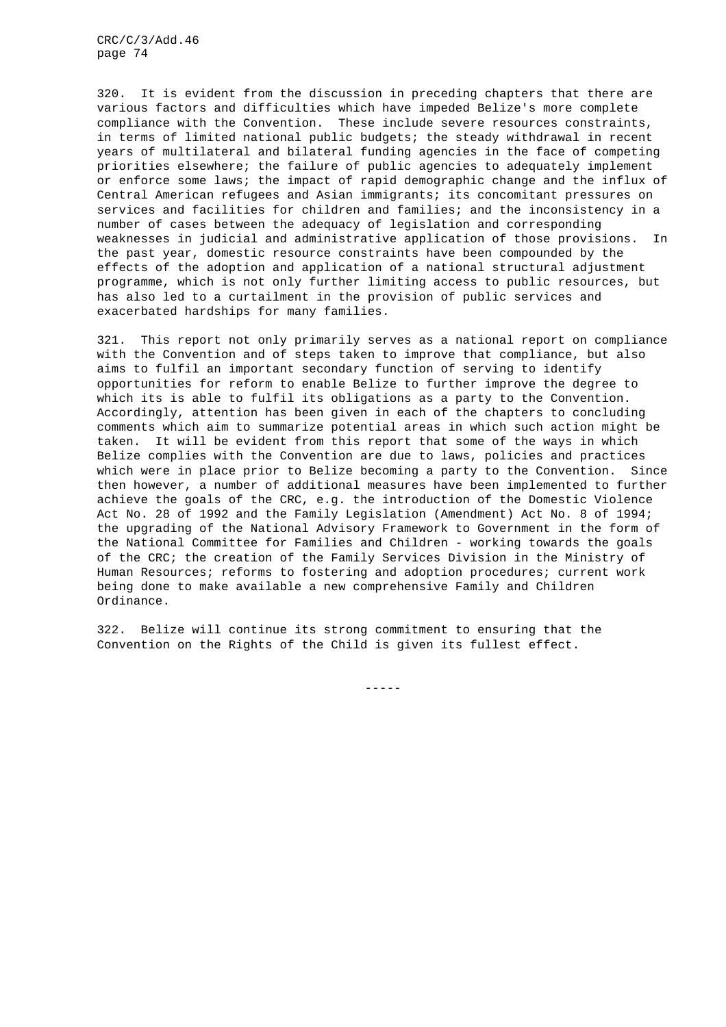320. It is evident from the discussion in preceding chapters that there are various factors and difficulties which have impeded Belize's more complete compliance with the Convention. These include severe resources constraints, in terms of limited national public budgets; the steady withdrawal in recent years of multilateral and bilateral funding agencies in the face of competing priorities elsewhere; the failure of public agencies to adequately implement or enforce some laws; the impact of rapid demographic change and the influx of Central American refugees and Asian immigrants; its concomitant pressures on services and facilities for children and families; and the inconsistency in a number of cases between the adequacy of legislation and corresponding weaknesses in judicial and administrative application of those provisions. In the past year, domestic resource constraints have been compounded by the effects of the adoption and application of a national structural adjustment programme, which is not only further limiting access to public resources, but has also led to a curtailment in the provision of public services and exacerbated hardships for many families.

321. This report not only primarily serves as a national report on compliance with the Convention and of steps taken to improve that compliance, but also aims to fulfil an important secondary function of serving to identify opportunities for reform to enable Belize to further improve the degree to which its is able to fulfil its obligations as a party to the Convention. Accordingly, attention has been given in each of the chapters to concluding comments which aim to summarize potential areas in which such action might be taken. It will be evident from this report that some of the ways in which Belize complies with the Convention are due to laws, policies and practices which were in place prior to Belize becoming a party to the Convention. Since then however, a number of additional measures have been implemented to further achieve the goals of the CRC, e.g. the introduction of the Domestic Violence Act No. 28 of 1992 and the Family Legislation (Amendment) Act No. 8 of 1994; the upgrading of the National Advisory Framework to Government in the form of the National Committee for Families and Children - working towards the goals of the CRC; the creation of the Family Services Division in the Ministry of Human Resources; reforms to fostering and adoption procedures; current work being done to make available a new comprehensive Family and Children Ordinance.

322. Belize will continue its strong commitment to ensuring that the Convention on the Rights of the Child is given its fullest effect.

-----